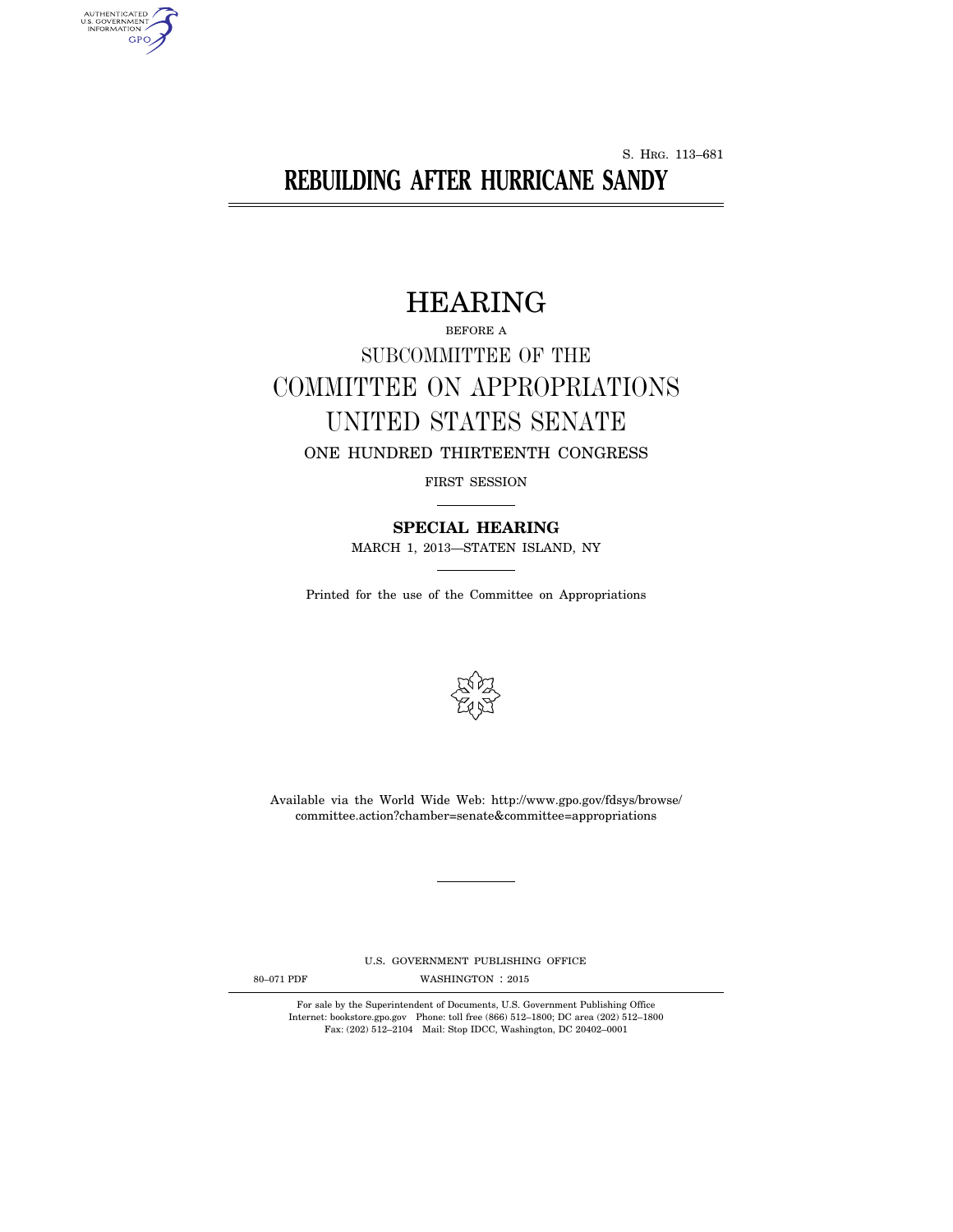S. HRG. 113–681

# REBUILDING AFTER HURRICANE SANDY

## HEARING

BEFORE A

SUBCOMMITTEE OF THE

COMMITTEE ON APPROPRIATIONS

UNITED STATES SENATE

ONE HUNDRED THIRTEENTH CONGRESS

FIRST SESSION

**SPECIAL HEARING**

MARCH 1, 2013—STATEN ISLAND, NY

Printed for the use of the Committee on Appropriations

Available via the World Wide Web: http://www.gpo.gov/fdsys/browse/committee.action?chamber=senate&committee=appropriations

U.S. GOVERNMENT PUBLISHING OFFICE

80–071 PDF WASHINGTON : 2015

For sale by the Superintendent of Documents, U.S. Government Publishing Office
Internet: bookstore.gpo.gov Phone: toll free (866) 512–1800; DC area (202) 512–1800
Fax: (202) 512–2104 Mail: Stop IDCC, Washington, DC 20402–0001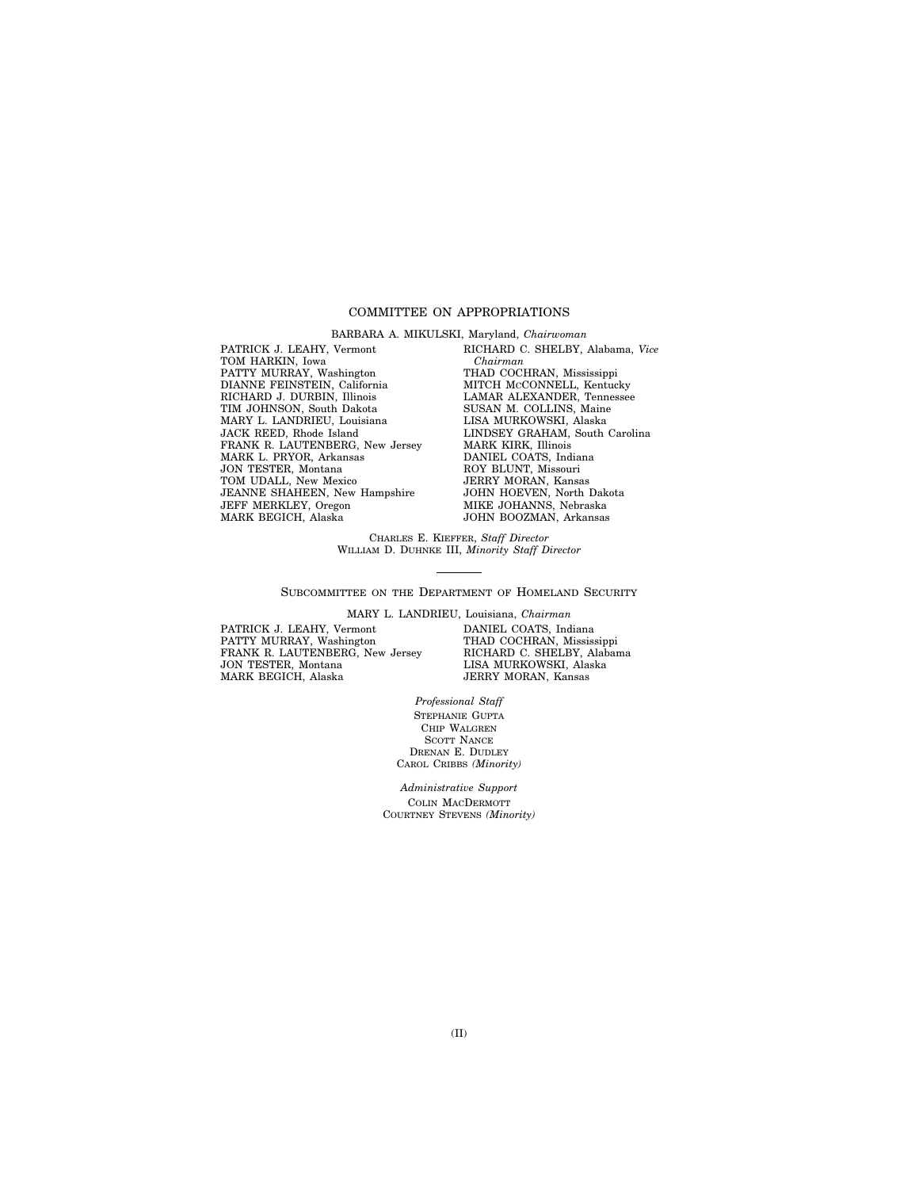# COMMITTEE ON APPROPRIATIONS

BARBARA A. MIKULSKI, Maryland, *Chairwoman*

PATRICK J. LEAHY, Vermont
TOM HARKIN, Iowa
PATTY MURRAY, Washington
DIANNE FEINSTEIN, California
RICHARD J. DURBIN, Illinois
TIM JOHNSON, South Dakota
MARY L. LANDRIEU, Louisiana
JACK REED, Rhode Island
FRANK R. LAUTENBERG, New Jersey
MARK L. PRYOR, Arkansas
JON TESTER, Montana
TOM UDALL, New Mexico
JEANNE SHAHEEN, New Hampshire
JEFF MERKLEY, Oregon
MARK BEGICH, Alaska

RICHARD C. SHELBY, Alabama, *Vice Chairman*
THAD COCHRAN, Mississippi
MITCH McCONNELL, Kentucky
LAMAR ALEXANDER, Tennessee
SUSAN M. COLLINS, Maine
LISA MURKOWSKI, Alaska
LINDSEY GRAHAM, South Carolina
MARK KIRK, Illinois
DANIEL COATS, Indiana
ROY BLUNT, Missouri
JERRY MORAN, Kansas
JOHN HOEVEN, North Dakota
MIKE JOHANNS, Nebraska
JOHN BOOZMAN, Arkansas

CHARLES E. KIEFFER, *Staff Director*
WILLIAM D. DUHNKE III, *Minority Staff Director*

---

## SUBCOMMITTEE ON THE DEPARTMENT OF HOMELAND SECURITY

MARY L. LANDRIEU, Louisiana, *Chairman*

PATRICK J. LEAHY, Vermont
PATTY MURRAY, Washington
FRANK R. LAUTENBERG, New Jersey
JON TESTER, Montana
MARK BEGICH, Alaska

DANIEL COATS, Indiana
THAD COCHRAN, Mississippi
RICHARD C. SHELBY, Alabama
LISA MURKOWSKI, Alaska
JERRY MORAN, Kansas

*Professional Staff*

STEPHANIE GUPTA
CHIP WALGREN
SCOTT NANCE
DRENAN E. DUDLEY
CAROL CRIBBS *(Minority)*

*Administrative Support*

COLIN MACDERMOTT
COURTNEY STEVENS *(Minority)*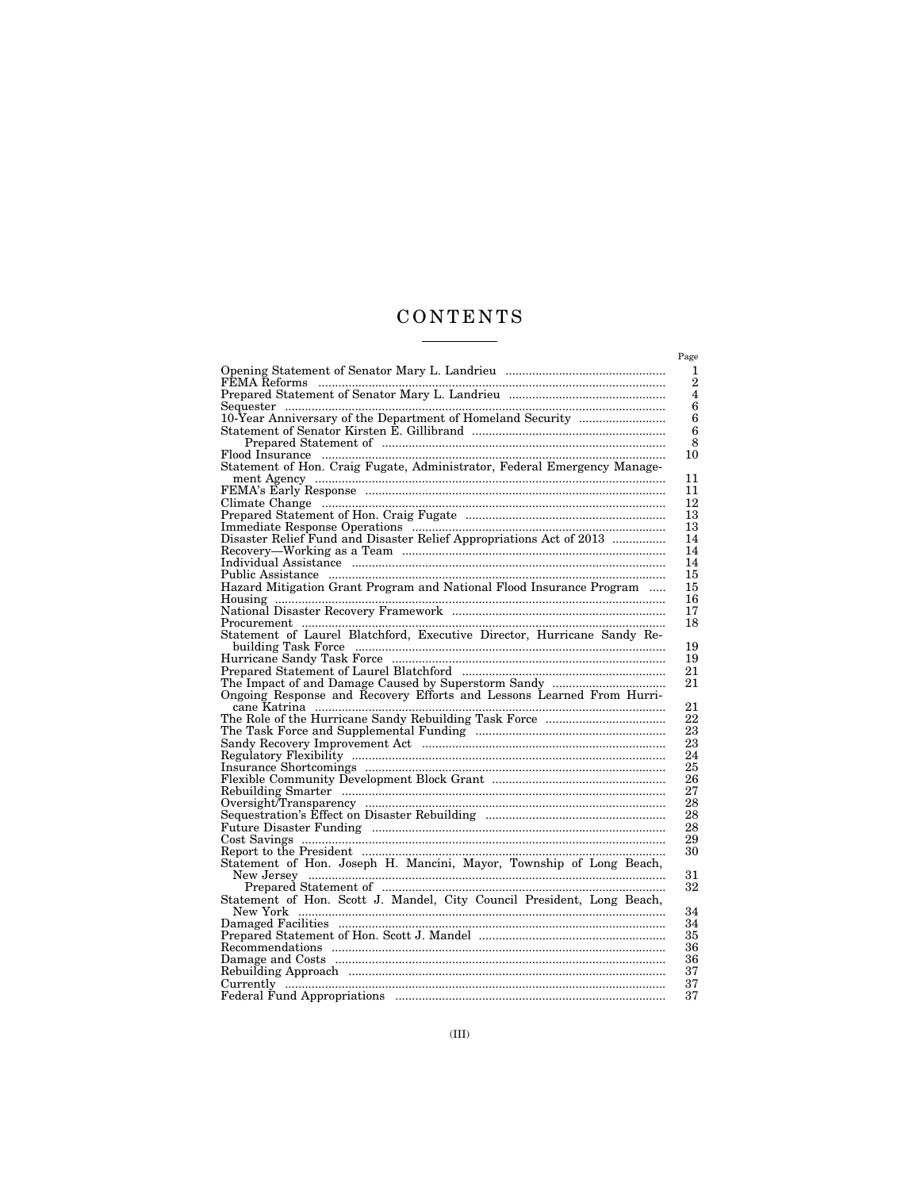# CONTENTS

| | Page |
|---|---|
| Opening Statement of Senator Mary L. Landrieu | 1 |
| FEMA Reforms | 2 |
| Prepared Statement of Senator Mary L. Landrieu | 4 |
| Sequester | 6 |
| 10-Year Anniversary of the Department of Homeland Security | 6 |
| Statement of Senator Kirsten E. Gillibrand | 6 |
| Prepared Statement of | 8 |
| Flood Insurance | 10 |
| Statement of Hon. Craig Fugate, Administrator, Federal Emergency Management Agency | 11 |
| FEMA's Early Response | 11 |
| Climate Change | 12 |
| Prepared Statement of Hon. Craig Fugate | 13 |
| Immediate Response Operations | 13 |
| Disaster Relief Fund and Disaster Relief Appropriations Act of 2013 | 14 |
| Recovery—Working as a Team | 14 |
| Individual Assistance | 14 |
| Public Assistance | 15 |
| Hazard Mitigation Grant Program and National Flood Insurance Program | 15 |
| Housing | 16 |
| National Disaster Recovery Framework | 17 |
| Procurement | 18 |
| Statement of Laurel Blatchford, Executive Director, Hurricane Sandy Rebuilding Task Force | 19 |
| Hurricane Sandy Task Force | 19 |
| Prepared Statement of Laurel Blatchford | 21 |
| The Impact of and Damage Caused by Superstorm Sandy | 21 |
| Ongoing Response and Recovery Efforts and Lessons Learned From Hurricane Katrina | 21 |
| The Role of the Hurricane Sandy Rebuilding Task Force | 22 |
| The Task Force and Supplemental Funding | 23 |
| Sandy Recovery Improvement Act | 23 |
| Regulatory Flexibility | 24 |
| Insurance Shortcomings | 25 |
| Flexible Community Development Block Grant | 26 |
| Rebuilding Smarter | 27 |
| Oversight/Transparency | 28 |
| Sequestration's Effect on Disaster Rebuilding | 28 |
| Future Disaster Funding | 28 |
| Cost Savings | 29 |
| Report to the President | 30 |
| Statement of Hon. Joseph H. Mancini, Mayor, Township of Long Beach, New Jersey | 31 |
| Prepared Statement of | 32 |
| Statement of Hon. Scott J. Mandel, City Council President, Long Beach, New York | 34 |
| Damaged Facilities | 34 |
| Prepared Statement of Hon. Scott J. Mandel | 35 |
| Recommendations | 36 |
| Damage and Costs | 36 |
| Rebuilding Approach | 37 |
| Currently | 37 |
| Federal Fund Appropriations | 37 |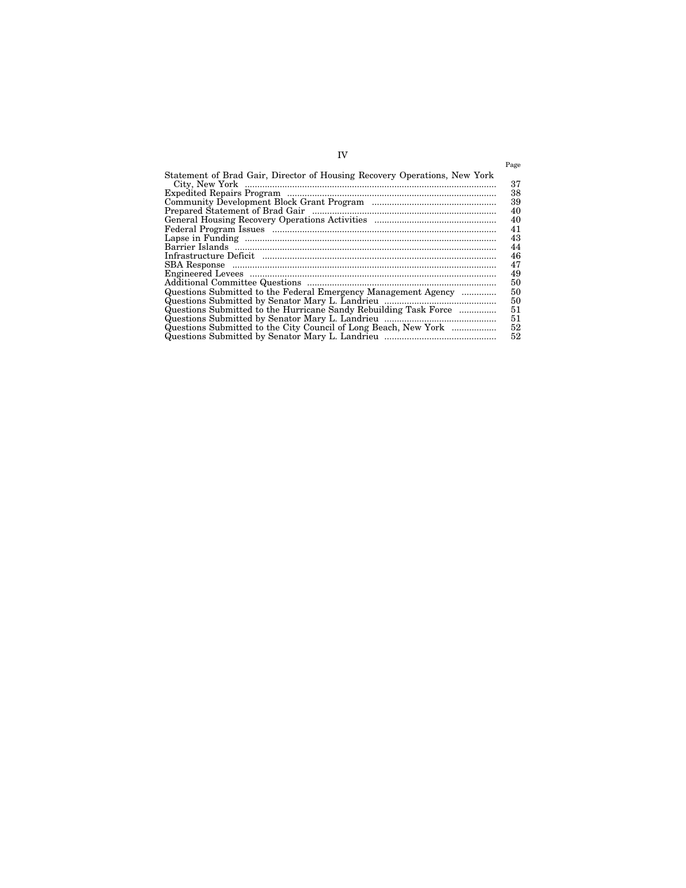| | Page |
|---|---|
| Statement of Brad Gair, Director of Housing Recovery Operations, New York City, New York | 37 |
| Expedited Repairs Program | 38 |
| Community Development Block Grant Program | 39 |
| Prepared Statement of Brad Gair | 40 |
| General Housing Recovery Operations Activities | 40 |
| Federal Program Issues | 41 |
| Lapse in Funding | 43 |
| Barrier Islands | 44 |
| Infrastructure Deficit | 46 |
| SBA Response | 47 |
| Engineered Levees | 49 |
| Additional Committee Questions | 50 |
| Questions Submitted to the Federal Emergency Management Agency | 50 |
| Questions Submitted by Senator Mary L. Landrieu | 50 |
| Questions Submitted to the Hurricane Sandy Rebuilding Task Force | 51 |
| Questions Submitted by Senator Mary L. Landrieu | 51 |
| Questions Submitted to the City Council of Long Beach, New York | 52 |
| Questions Submitted by Senator Mary L. Landrieu | 52 |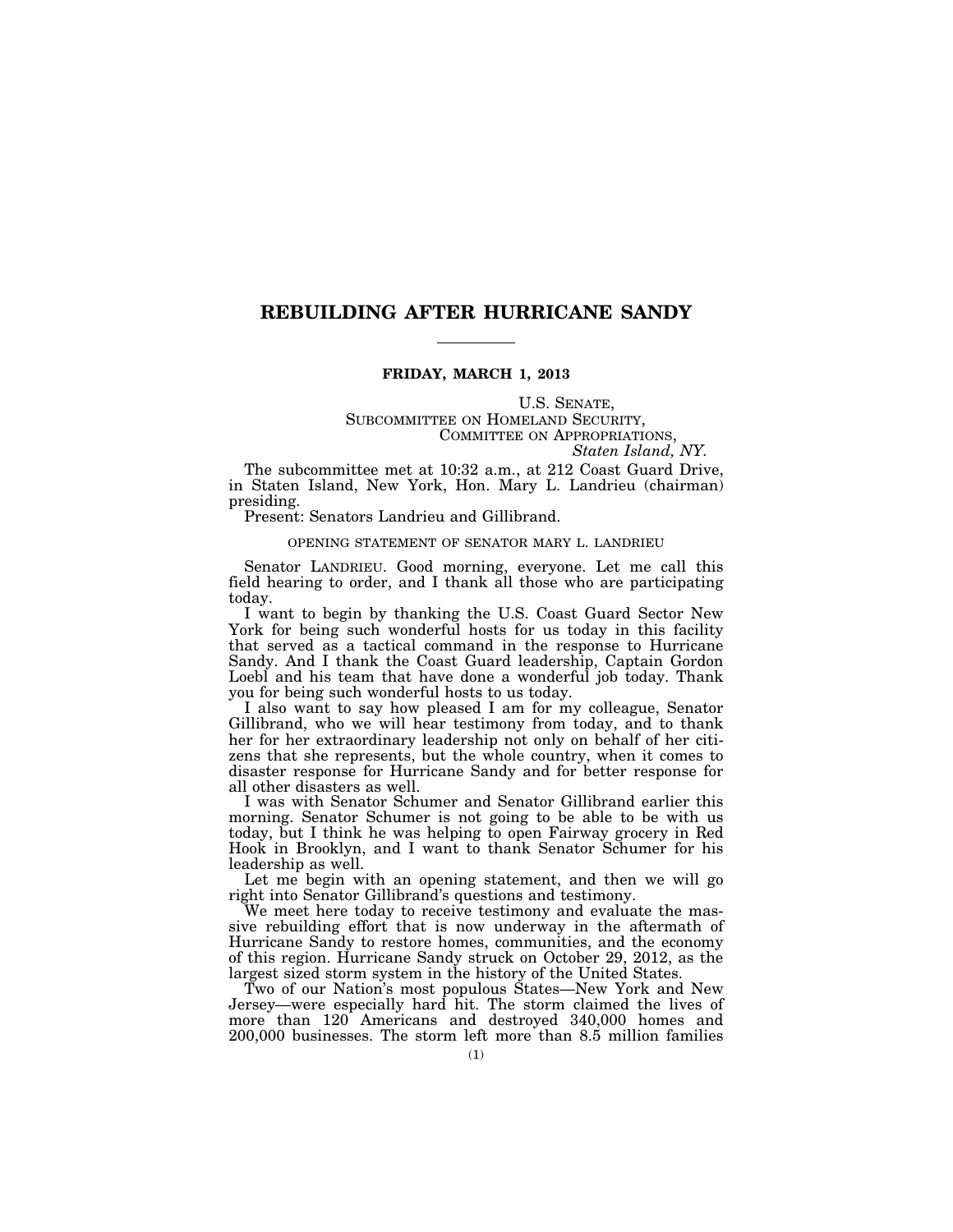# REBUILDING AFTER HURRICANE SANDY

**FRIDAY, MARCH 1, 2013**

U.S. SENATE,
SUBCOMMITTEE ON HOMELAND SECURITY,
COMMITTEE ON APPROPRIATIONS,
*Staten Island, NY.*

The subcommittee met at 10:32 a.m., at 212 Coast Guard Drive, in Staten Island, New York, Hon. Mary L. Landrieu (chairman) presiding.

Present: Senators Landrieu and Gillibrand.

OPENING STATEMENT OF SENATOR MARY L. LANDRIEU

Senator LANDRIEU. Good morning, everyone. Let me call this field hearing to order, and I thank all those who are participating today.

I want to begin by thanking the U.S. Coast Guard Sector New York for being such wonderful hosts for us today in this facility that served as a tactical command in the response to Hurricane Sandy. And I thank the Coast Guard leadership, Captain Gordon Loebl and his team that have done a wonderful job today. Thank you for being such wonderful hosts to us today.

I also want to say how pleased I am for my colleague, Senator Gillibrand, who we will hear testimony from today, and to thank her for her extraordinary leadership not only on behalf of her citizens that she represents, but the whole country, when it comes to disaster response for Hurricane Sandy and for better response for all other disasters as well.

I was with Senator Schumer and Senator Gillibrand earlier this morning. Senator Schumer is not going to be able to be with us today, but I think he was helping to open Fairway grocery in Red Hook in Brooklyn, and I want to thank Senator Schumer for his leadership as well.

Let me begin with an opening statement, and then we will go right into Senator Gillibrand's questions and testimony.

We meet here today to receive testimony and evaluate the massive rebuilding effort that is now underway in the aftermath of Hurricane Sandy to restore homes, communities, and the economy of this region. Hurricane Sandy struck on October 29, 2012, as the largest sized storm system in the history of the United States.

Two of our Nation's most populous States—New York and New Jersey—were especially hard hit. The storm claimed the lives of more than 120 Americans and destroyed 340,000 homes and 200,000 businesses. The storm left more than 8.5 million families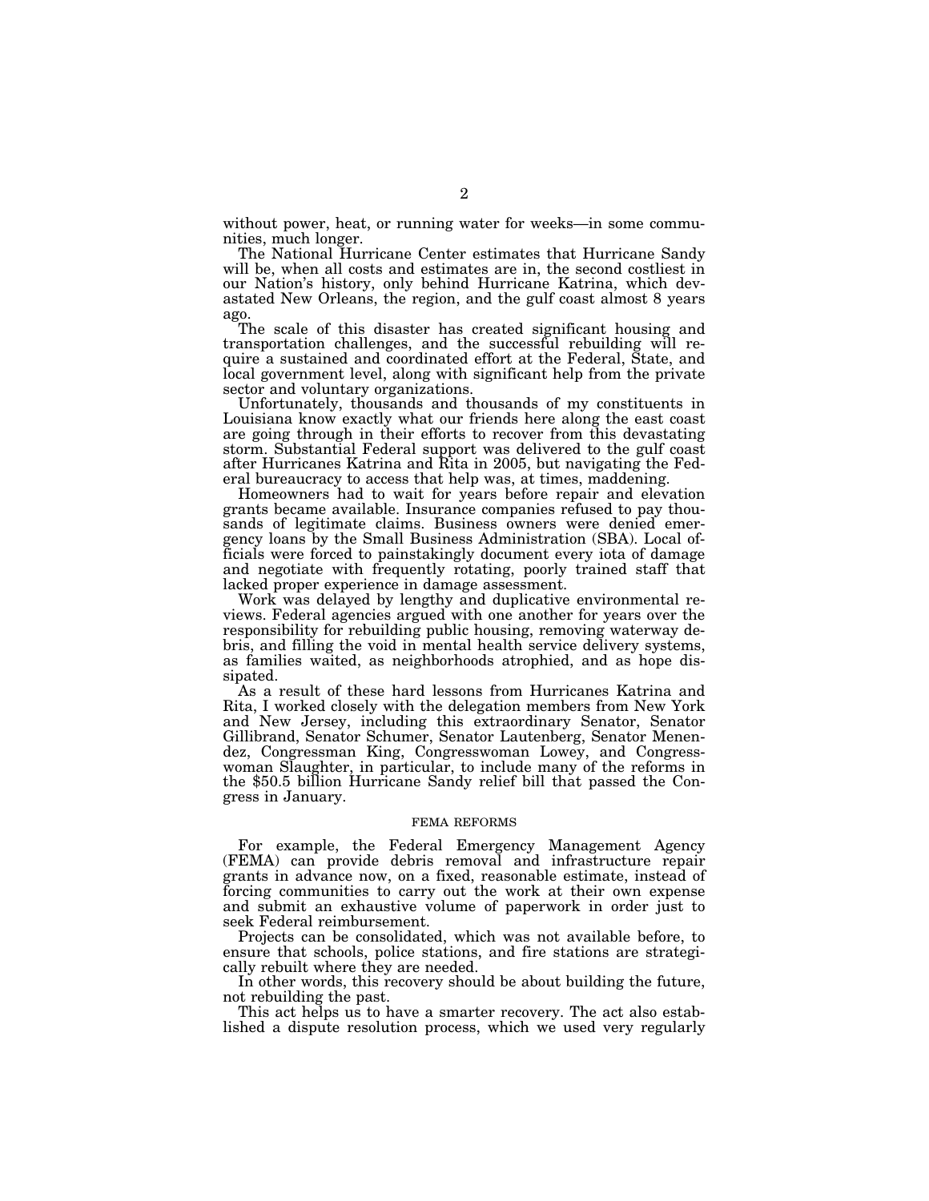without power, heat, or running water for weeks—in some communities, much longer.

The National Hurricane Center estimates that Hurricane Sandy will be, when all costs and estimates are in, the second costliest in our Nation's history, only behind Hurricane Katrina, which devastated New Orleans, the region, and the gulf coast almost 8 years ago.

The scale of this disaster has created significant housing and transportation challenges, and the successful rebuilding will require a sustained and coordinated effort at the Federal, State, and local government level, along with significant help from the private sector and voluntary organizations.

Unfortunately, thousands and thousands of my constituents in Louisiana know exactly what our friends here along the east coast are going through in their efforts to recover from this devastating storm. Substantial Federal support was delivered to the gulf coast after Hurricanes Katrina and Rita in 2005, but navigating the Federal bureaucracy to access that help was, at times, maddening.

Homeowners had to wait for years before repair and elevation grants became available. Insurance companies refused to pay thousands of legitimate claims. Business owners were denied emergency loans by the Small Business Administration (SBA). Local officials were forced to painstakingly document every iota of damage and negotiate with frequently rotating, poorly trained staff that lacked proper experience in damage assessment.

Work was delayed by lengthy and duplicative environmental reviews. Federal agencies argued with one another for years over the responsibility for rebuilding public housing, removing waterway debris, and filling the void in mental health service delivery systems, as families waited, as neighborhoods atrophied, and as hope dissipated.

As a result of these hard lessons from Hurricanes Katrina and Rita, I worked closely with the delegation members from New York and New Jersey, including this extraordinary Senator, Senator Gillibrand, Senator Schumer, Senator Lautenberg, Senator Menendez, Congressman King, Congresswoman Lowey, and Congresswoman Slaughter, in particular, to include many of the reforms in the $50.5 billion Hurricane Sandy relief bill that passed the Congress in January.

## FEMA REFORMS

For example, the Federal Emergency Management Agency (FEMA) can provide debris removal and infrastructure repair grants in advance now, on a fixed, reasonable estimate, instead of forcing communities to carry out the work at their own expense and submit an exhaustive volume of paperwork in order just to seek Federal reimbursement.

Projects can be consolidated, which was not available before, to ensure that schools, police stations, and fire stations are strategically rebuilt where they are needed.

In other words, this recovery should be about building the future, not rebuilding the past.

This act helps us to have a smarter recovery. The act also established a dispute resolution process, which we used very regularly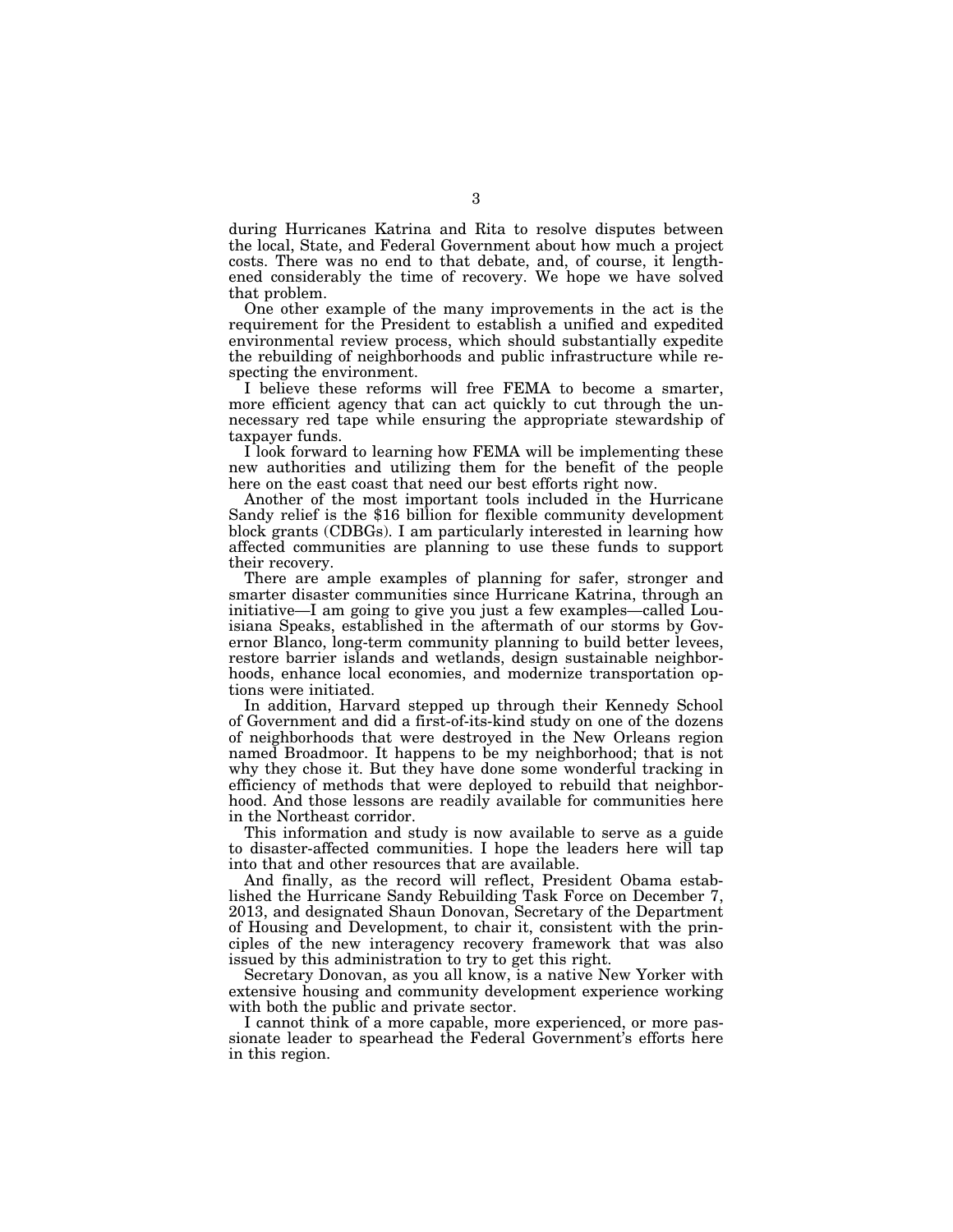during Hurricanes Katrina and Rita to resolve disputes between the local, State, and Federal Government about how much a project costs. There was no end to that debate, and, of course, it lengthened considerably the time of recovery. We hope we have solved that problem.

One other example of the many improvements in the act is the requirement for the President to establish a unified and expedited environmental review process, which should substantially expedite the rebuilding of neighborhoods and public infrastructure while respecting the environment.

I believe these reforms will free FEMA to become a smarter, more efficient agency that can act quickly to cut through the unnecessary red tape while ensuring the appropriate stewardship of taxpayer funds.

I look forward to learning how FEMA will be implementing these new authorities and utilizing them for the benefit of the people here on the east coast that need our best efforts right now.

Another of the most important tools included in the Hurricane Sandy relief is the $16 billion for flexible community development block grants (CDBGs). I am particularly interested in learning how affected communities are planning to use these funds to support their recovery.

There are ample examples of planning for safer, stronger and smarter disaster communities since Hurricane Katrina, through an initiative—I am going to give you just a few examples—called Louisiana Speaks, established in the aftermath of our storms by Governor Blanco, long-term community planning to build better levees, restore barrier islands and wetlands, design sustainable neighborhoods, enhance local economies, and modernize transportation options were initiated.

In addition, Harvard stepped up through their Kennedy School of Government and did a first-of-its-kind study on one of the dozens of neighborhoods that were destroyed in the New Orleans region named Broadmoor. It happens to be my neighborhood; that is not why they chose it. But they have done some wonderful tracking in efficiency of methods that were deployed to rebuild that neighborhood. And those lessons are readily available for communities here in the Northeast corridor.

This information and study is now available to serve as a guide to disaster-affected communities. I hope the leaders here will tap into that and other resources that are available.

And finally, as the record will reflect, President Obama established the Hurricane Sandy Rebuilding Task Force on December 7, 2013, and designated Shaun Donovan, Secretary of the Department of Housing and Development, to chair it, consistent with the principles of the new interagency recovery framework that was also issued by this administration to try to get this right.

Secretary Donovan, as you all know, is a native New Yorker with extensive housing and community development experience working with both the public and private sector.

I cannot think of a more capable, more experienced, or more passionate leader to spearhead the Federal Government's efforts here in this region.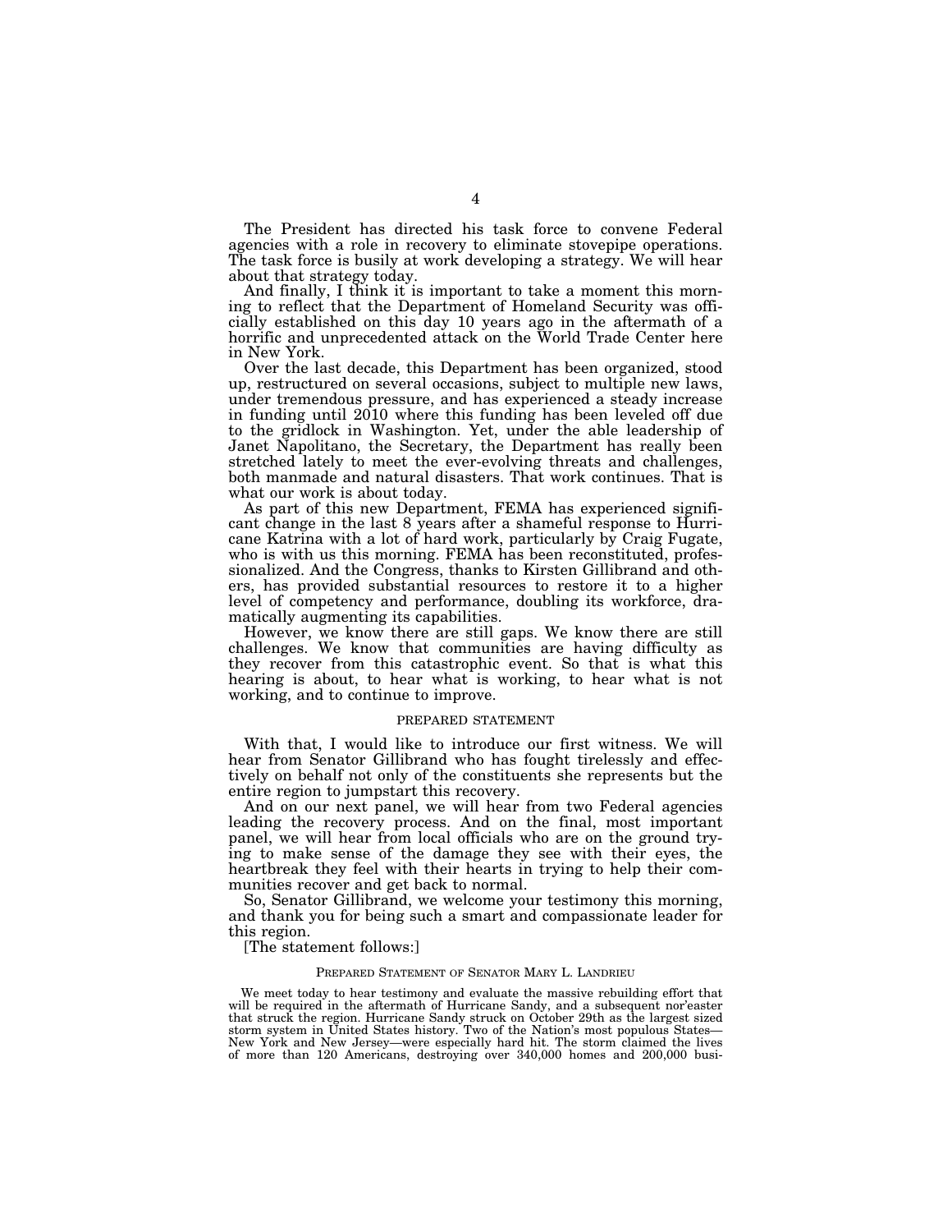The President has directed his task force to convene Federal agencies with a role in recovery to eliminate stovepipe operations. The task force is busily at work developing a strategy. We will hear about that strategy today.

And finally, I think it is important to take a moment this morning to reflect that the Department of Homeland Security was officially established on this day 10 years ago in the aftermath of a horrific and unprecedented attack on the World Trade Center here in New York.

Over the last decade, this Department has been organized, stood up, restructured on several occasions, subject to multiple new laws, under tremendous pressure, and has experienced a steady increase in funding until 2010 where this funding has been leveled off due to the gridlock in Washington. Yet, under the able leadership of Janet Napolitano, the Secretary, the Department has really been stretched lately to meet the ever-evolving threats and challenges, both manmade and natural disasters. That work continues. That is what our work is about today.

As part of this new Department, FEMA has experienced significant change in the last 8 years after a shameful response to Hurricane Katrina with a lot of hard work, particularly by Craig Fugate, who is with us this morning. FEMA has been reconstituted, professionalized. And the Congress, thanks to Kirsten Gillibrand and others, has provided substantial resources to restore it to a higher level of competency and performance, doubling its workforce, dramatically augmenting its capabilities.

However, we know there are still gaps. We know there are still challenges. We know that communities are having difficulty as they recover from this catastrophic event. So that is what this hearing is about, to hear what is working, to hear what is not working, and to continue to improve.

PREPARED STATEMENT

With that, I would like to introduce our first witness. We will hear from Senator Gillibrand who has fought tirelessly and effectively on behalf not only of the constituents she represents but the entire region to jumpstart this recovery.

And on our next panel, we will hear from two Federal agencies leading the recovery process. And on the final, most important panel, we will hear from local officials who are on the ground trying to make sense of the damage they see with their eyes, the heartbreak they feel with their hearts in trying to help their communities recover and get back to normal.

So, Senator Gillibrand, we welcome your testimony this morning, and thank you for being such a smart and compassionate leader for this region.

[The statement follows:]

PREPARED STATEMENT OF SENATOR MARY L. LANDRIEU

We meet today to hear testimony and evaluate the massive rebuilding effort that will be required in the aftermath of Hurricane Sandy, and a subsequent nor'easter that struck the region. Hurricane Sandy struck on October 29th as the largest sized storm system in United States history. Two of the Nation's most populous States—New York and New Jersey—were especially hard hit. The storm claimed the lives of more than 120 Americans, destroying over 340,000 homes and 200,000 busi-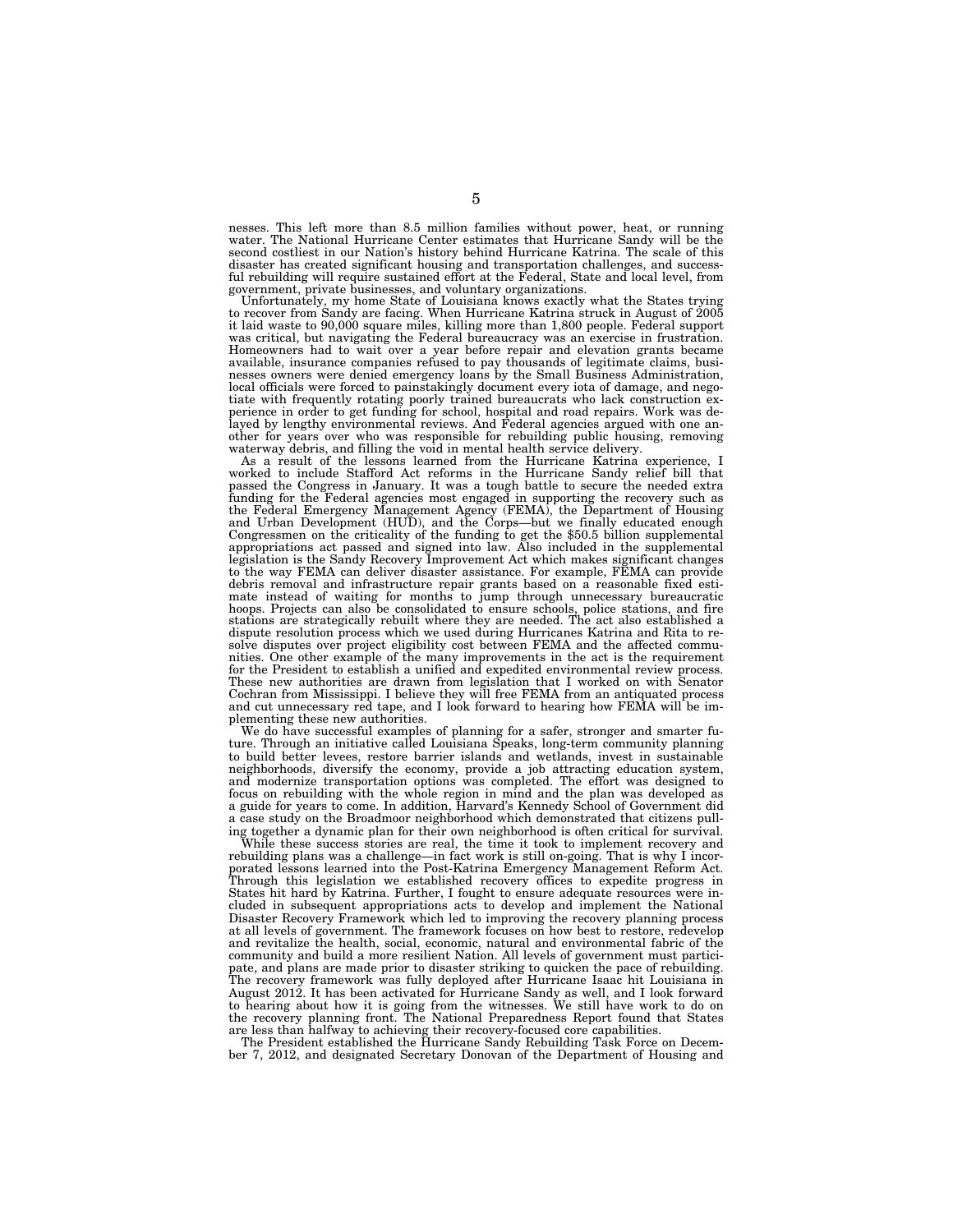nesses. This left more than 8.5 million families without power, heat, or running water. The National Hurricane Center estimates that Hurricane Sandy will be the second costliest in our Nation's history behind Hurricane Katrina. The scale of this disaster has created significant housing and transportation challenges, and successful rebuilding will require sustained effort at the Federal, State and local level, from government, private businesses, and voluntary organizations.

Unfortunately, my home State of Louisiana knows exactly what the States trying to recover from Sandy are facing. When Hurricane Katrina struck in August of 2005 it laid waste to 90,000 square miles, killing more than 1,800 people. Federal support was critical, but navigating the Federal bureaucracy was an exercise in frustration. Homeowners had to wait over a year before repair and elevation grants became available, insurance companies refused to pay thousands of legitimate claims, businesses owners were denied emergency loans by the Small Business Administration, local officials were forced to painstakingly document every iota of damage, and negotiate with frequently rotating poorly trained bureaucrats who lack construction experience in order to get funding for school, hospital and road repairs. Work was delayed by lengthy environmental reviews. And Federal agencies argued with one another for years over who was responsible for rebuilding public housing, removing waterway debris, and filling the void in mental health service delivery.

As a result of the lessons learned from the Hurricane Katrina experience, I worked to include Stafford Act reforms in the Hurricane Sandy relief bill that passed the Congress in January. It was a tough battle to secure the needed extra funding for the Federal agencies most engaged in supporting the recovery such as the Federal Emergency Management Agency (FEMA), the Department of Housing and Urban Development (HUD), and the Corps—but we finally educated enough Congressmen on the criticality of the funding to get the $50.5 billion supplemental appropriations act passed and signed into law. Also included in the supplemental legislation is the Sandy Recovery Improvement Act which makes significant changes to the way FEMA can deliver disaster assistance. For example, FEMA can provide debris removal and infrastructure repair grants based on a reasonable fixed estimate instead of waiting for months to jump through unnecessary bureaucratic hoops. Projects can also be consolidated to ensure schools, police stations, and fire stations are strategically rebuilt where they are needed. The act also established a dispute resolution process which we used during Hurricanes Katrina and Rita to resolve disputes over project eligibility cost between FEMA and the affected communities. One other example of the many improvements in the act is the requirement for the President to establish a unified and expedited environmental review process. These new authorities are drawn from legislation that I worked on with Senator Cochran from Mississippi. I believe they will free FEMA from an antiquated process and cut unnecessary red tape, and I look forward to hearing how FEMA will be implementing these new authorities.

We do have successful examples of planning for a safer, stronger and smarter future. Through an initiative called Louisiana Speaks, long-term community planning to build better levees, restore barrier islands and wetlands, invest in sustainable neighborhoods, diversify the economy, provide a job attracting education system, and modernize transportation options was completed. The effort was designed to focus on rebuilding with the whole region in mind and the plan was developed as a guide for years to come. In addition, Harvard's Kennedy School of Government did a case study on the Broadmoor neighborhood which demonstrated that citizens pulling together a dynamic plan for their own neighborhood is often critical for survival.

While these success stories are real, the time it took to implement recovery and rebuilding plans was a challenge—in fact work is still on-going. That is why I incorporated lessons learned into the Post-Katrina Emergency Management Reform Act. Through this legislation we established recovery offices to expedite progress in States hit hard by Katrina. Further, I fought to ensure adequate resources were included in subsequent appropriations acts to develop and implement the National Disaster Recovery Framework which led to improving the recovery planning process at all levels of government. The framework focuses on how best to restore, redevelop and revitalize the health, social, economic, natural and environmental fabric of the community and build a more resilient Nation. All levels of government must participate, and plans are made prior to disaster striking to quicken the pace of rebuilding. The recovery framework was fully deployed after Hurricane Isaac hit Louisiana in August 2012. It has been activated for Hurricane Sandy as well, and I look forward to hearing about how it is going from the witnesses. We still have work to do on the recovery planning front. The National Preparedness Report found that States are less than halfway to achieving their recovery-focused core capabilities.

The President established the Hurricane Sandy Rebuilding Task Force on December 7, 2012, and designated Secretary Donovan of the Department of Housing and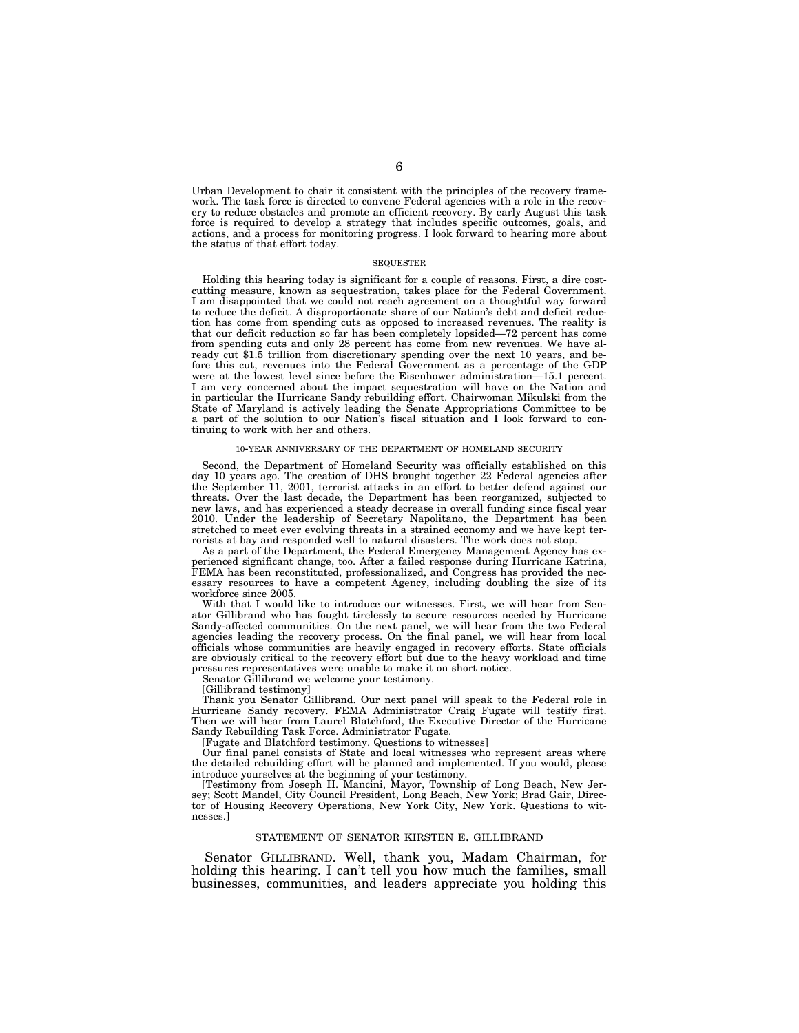Urban Development to chair it consistent with the principles of the recovery framework. The task force is directed to convene Federal agencies with a role in the recovery to reduce obstacles and promote an efficient recovery. By early August this task force is required to develop a strategy that includes specific outcomes, goals, and actions, and a process for monitoring progress. I look forward to hearing more about the status of that effort today.

SEQUESTER

Holding this hearing today is significant for a couple of reasons. First, a dire cost-cutting measure, known as sequestration, takes place for the Federal Government. I am disappointed that we could not reach agreement on a thoughtful way forward to reduce the deficit. A disproportionate share of our Nation's debt and deficit reduction has come from spending cuts as opposed to increased revenues. The reality is that our deficit reduction so far has been completely lopsided—72 percent has come from spending cuts and only 28 percent has come from new revenues. We have already cut $1.5 trillion from discretionary spending over the next 10 years, and before this cut, revenues into the Federal Government as a percentage of the GDP were at the lowest level since before the Eisenhower administration—15.1 percent. I am very concerned about the impact sequestration will have on the Nation and in particular the Hurricane Sandy rebuilding effort. Chairwoman Mikulski from the State of Maryland is actively leading the Senate Appropriations Committee to be a part of the solution to our Nation's fiscal situation and I look forward to continuing to work with her and others.

10-YEAR ANNIVERSARY OF THE DEPARTMENT OF HOMELAND SECURITY

Second, the Department of Homeland Security was officially established on this day 10 years ago. The creation of DHS brought together 22 Federal agencies after the September 11, 2001, terrorist attacks in an effort to better defend against our threats. Over the last decade, the Department has been reorganized, subjected to new laws, and has experienced a steady decrease in overall funding since fiscal year 2010. Under the leadership of Secretary Napolitano, the Department has been stretched to meet ever evolving threats in a strained economy and we have kept terrorists at bay and responded well to natural disasters. The work does not stop.

As a part of the Department, the Federal Emergency Management Agency has experienced significant change, too. After a failed response during Hurricane Katrina, FEMA has been reconstituted, professionalized, and Congress has provided the necessary resources to have a competent Agency, including doubling the size of its workforce since 2005.

With that I would like to introduce our witnesses. First, we will hear from Senator Gillibrand who has fought tirelessly to secure resources needed by Hurricane Sandy-affected communities. On the next panel, we will hear from the two Federal agencies leading the recovery process. On the final panel, we will hear from local officials whose communities are heavily engaged in recovery efforts. State officials are obviously critical to the recovery effort but due to the heavy workload and time pressures representatives were unable to make it on short notice.

Senator Gillibrand we welcome your testimony.

[Gillibrand testimony]

Thank you Senator Gillibrand. Our next panel will speak to the Federal role in Hurricane Sandy recovery. FEMA Administrator Craig Fugate will testify first. Then we will hear from Laurel Blatchford, the Executive Director of the Hurricane Sandy Rebuilding Task Force. Administrator Fugate.

[Fugate and Blatchford testimony. Questions to witnesses]

Our final panel consists of State and local witnesses who represent areas where the detailed rebuilding effort will be planned and implemented. If you would, please introduce yourselves at the beginning of your testimony.

[Testimony from Joseph H. Mancini, Mayor, Township of Long Beach, New Jersey; Scott Mandel, City Council President, Long Beach, New York; Brad Gair, Director of Housing Recovery Operations, New York City, New York. Questions to witnesses.]

## STATEMENT OF SENATOR KIRSTEN E. GILLIBRAND

Senator GILLIBRAND. Well, thank you, Madam Chairman, for holding this hearing. I can't tell you how much the families, small businesses, communities, and leaders appreciate you holding this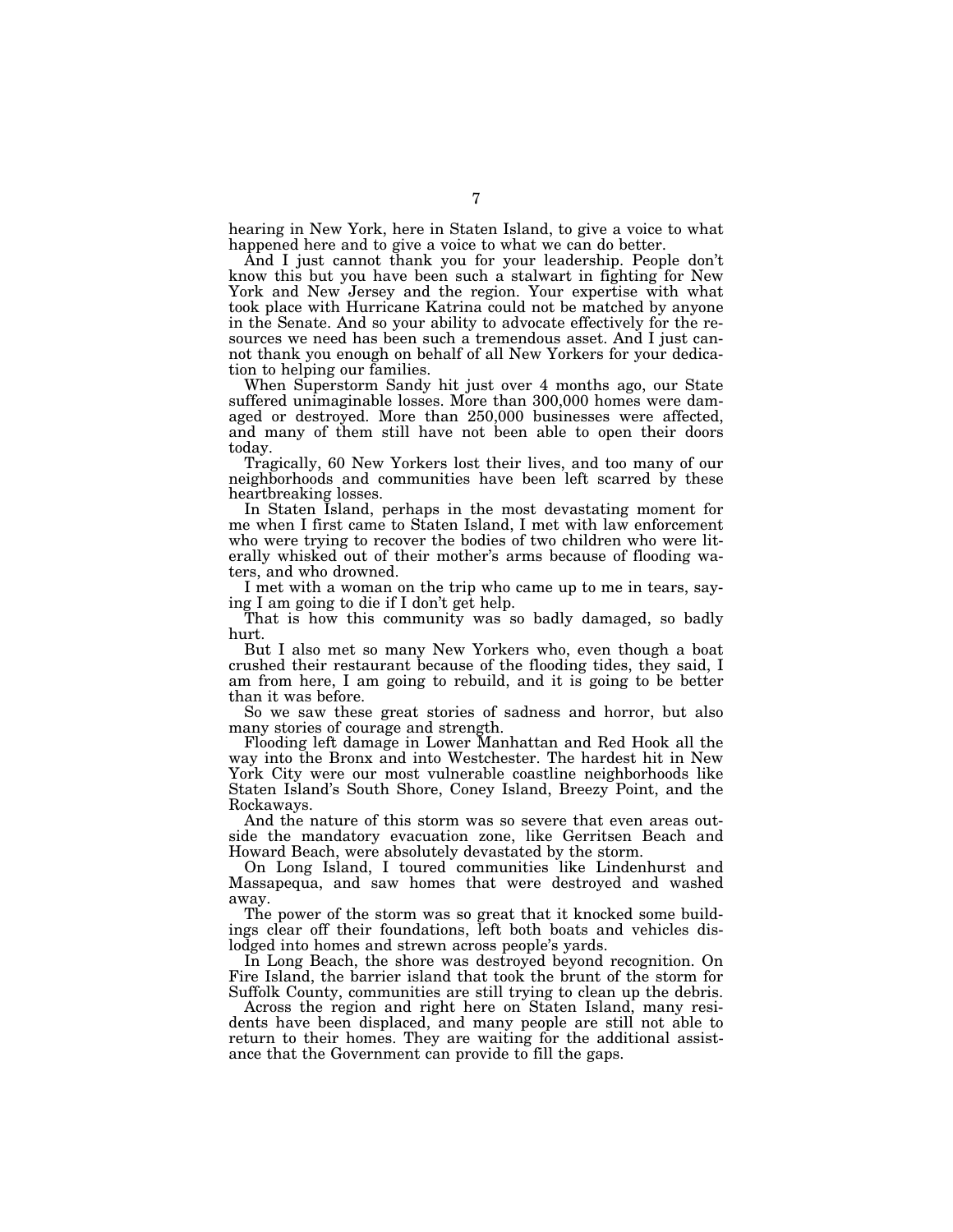hearing in New York, here in Staten Island, to give a voice to what happened here and to give a voice to what we can do better.

And I just cannot thank you for your leadership. People don't know this but you have been such a stalwart in fighting for New York and New Jersey and the region. Your expertise with what took place with Hurricane Katrina could not be matched by anyone in the Senate. And so your ability to advocate effectively for the resources we need has been such a tremendous asset. And I just cannot thank you enough on behalf of all New Yorkers for your dedication to helping our families.

When Superstorm Sandy hit just over 4 months ago, our State suffered unimaginable losses. More than 300,000 homes were damaged or destroyed. More than 250,000 businesses were affected, and many of them still have not been able to open their doors today.

Tragically, 60 New Yorkers lost their lives, and too many of our neighborhoods and communities have been left scarred by these heartbreaking losses.

In Staten Island, perhaps in the most devastating moment for me when I first came to Staten Island, I met with law enforcement who were trying to recover the bodies of two children who were literally whisked out of their mother's arms because of flooding waters, and who drowned.

I met with a woman on the trip who came up to me in tears, saying I am going to die if I don't get help.

That is how this community was so badly damaged, so badly hurt.

But I also met so many New Yorkers who, even though a boat crushed their restaurant because of the flooding tides, they said, I am from here, I am going to rebuild, and it is going to be better than it was before.

So we saw these great stories of sadness and horror, but also many stories of courage and strength.

Flooding left damage in Lower Manhattan and Red Hook all the way into the Bronx and into Westchester. The hardest hit in New York City were our most vulnerable coastline neighborhoods like Staten Island's South Shore, Coney Island, Breezy Point, and the Rockaways.

And the nature of this storm was so severe that even areas outside the mandatory evacuation zone, like Gerritsen Beach and Howard Beach, were absolutely devastated by the storm.

On Long Island, I toured communities like Lindenhurst and Massapequa, and saw homes that were destroyed and washed away.

The power of the storm was so great that it knocked some buildings clear off their foundations, left both boats and vehicles dislodged into homes and strewn across people's yards.

In Long Beach, the shore was destroyed beyond recognition. On Fire Island, the barrier island that took the brunt of the storm for Suffolk County, communities are still trying to clean up the debris.

Across the region and right here on Staten Island, many residents have been displaced, and many people are still not able to return to their homes. They are waiting for the additional assistance that the Government can provide to fill the gaps.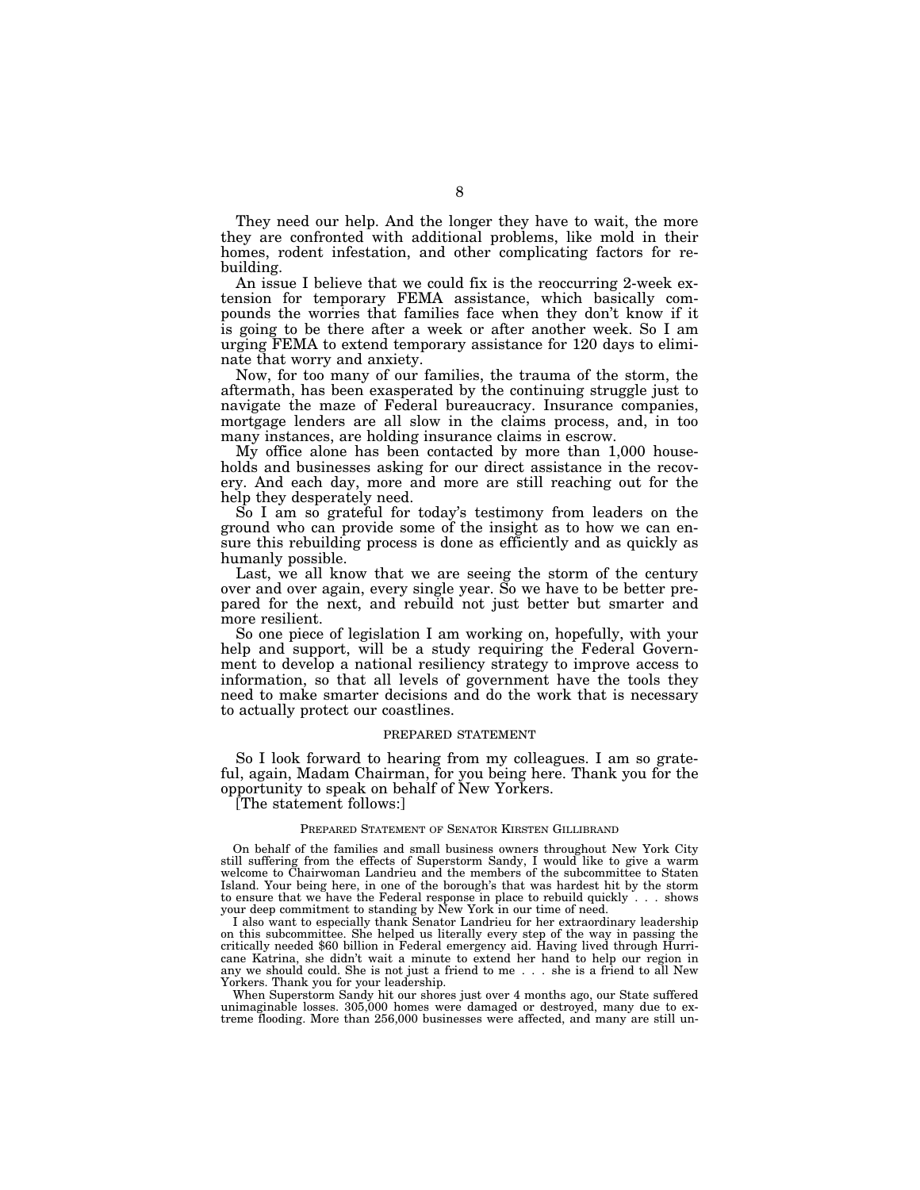They need our help. And the longer they have to wait, the more they are confronted with additional problems, like mold in their homes, rodent infestation, and other complicating factors for rebuilding.

An issue I believe that we could fix is the reoccurring 2-week extension for temporary FEMA assistance, which basically compounds the worries that families face when they don't know if it is going to be there after a week or after another week. So I am urging FEMA to extend temporary assistance for 120 days to eliminate that worry and anxiety.

Now, for too many of our families, the trauma of the storm, the aftermath, has been exasperated by the continuing struggle just to navigate the maze of Federal bureaucracy. Insurance companies, mortgage lenders are all slow in the claims process, and, in too many instances, are holding insurance claims in escrow.

My office alone has been contacted by more than 1,000 households and businesses asking for our direct assistance in the recovery. And each day, more and more are still reaching out for the help they desperately need.

So I am so grateful for today's testimony from leaders on the ground who can provide some of the insight as to how we can ensure this rebuilding process is done as efficiently and as quickly as humanly possible.

Last, we all know that we are seeing the storm of the century over and over again, every single year. So we have to be better prepared for the next, and rebuild not just better but smarter and more resilient.

So one piece of legislation I am working on, hopefully, with your help and support, will be a study requiring the Federal Government to develop a national resiliency strategy to improve access to information, so that all levels of government have the tools they need to make smarter decisions and do the work that is necessary to actually protect our coastlines.

## PREPARED STATEMENT

So I look forward to hearing from my colleagues. I am so grateful, again, Madam Chairman, for you being here. Thank you for the opportunity to speak on behalf of New Yorkers.

[The statement follows:]

### PREPARED STATEMENT OF SENATOR KIRSTEN GILLIBRAND

On behalf of the families and small business owners throughout New York City still suffering from the effects of Superstorm Sandy, I would like to give a warm welcome to Chairwoman Landrieu and the members of the subcommittee to Staten Island. Your being here, in one of the borough's that was hardest hit by the storm to ensure that we have the Federal response in place to rebuild quickly . . . shows your deep commitment to standing by New York in our time of need.

I also want to especially thank Senator Landrieu for her extraordinary leadership on this subcommittee. She helped us literally every step of the way in passing the critically needed $60 billion in Federal emergency aid. Having lived through Hurricane Katrina, she didn't wait a minute to extend her hand to help our region in any we should could. She is not just a friend to me . . . she is a friend to all New Yorkers. Thank you for your leadership.

When Superstorm Sandy hit our shores just over 4 months ago, our State suffered unimaginable losses. 305,000 homes were damaged or destroyed, many due to extreme flooding. More than 256,000 businesses were affected, and many are still un-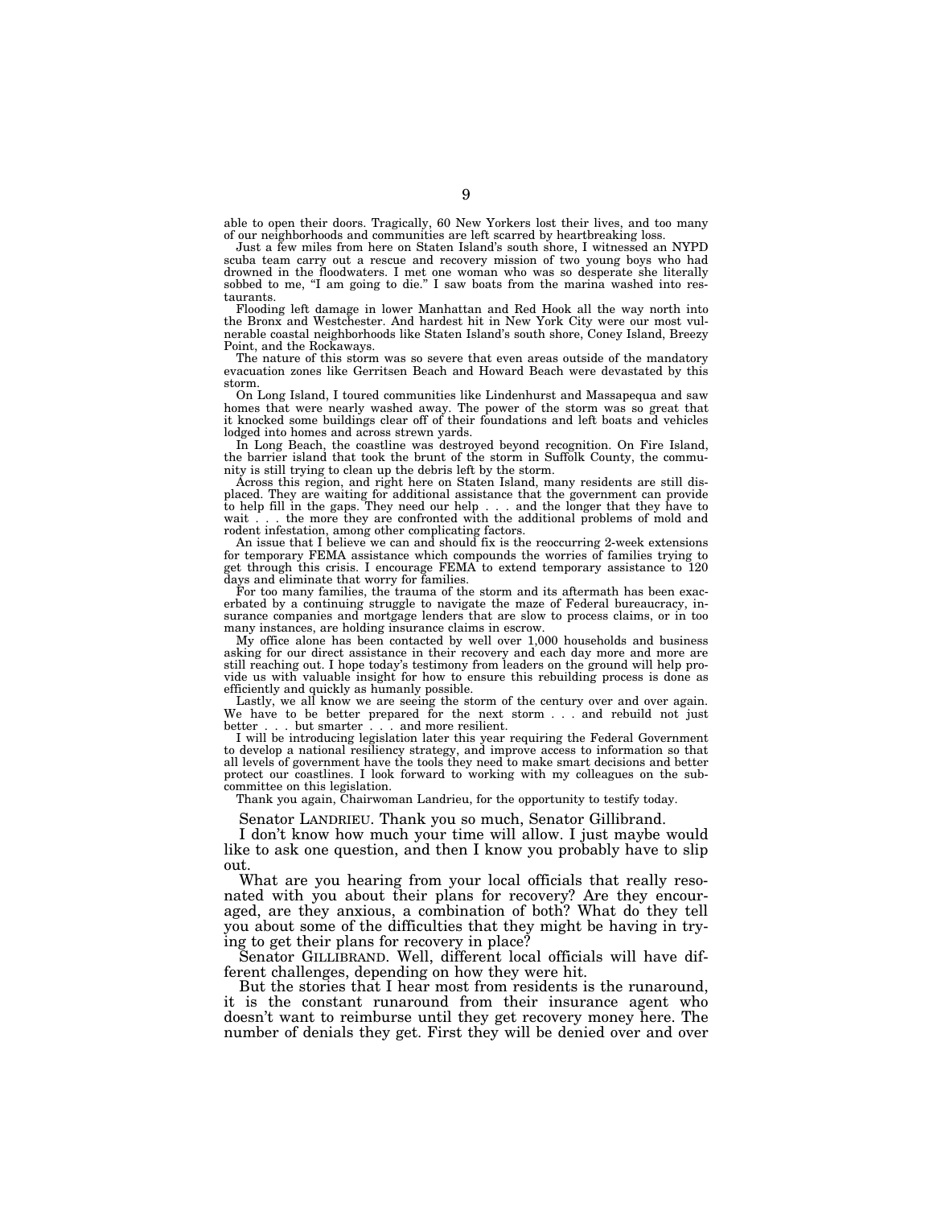able to open their doors. Tragically, 60 New Yorkers lost their lives, and too many of our neighborhoods and communities are left scarred by heartbreaking loss.

Just a few miles from here on Staten Island's south shore, I witnessed an NYPD scuba team carry out a rescue and recovery mission of two young boys who had drowned in the floodwaters. I met one woman who was so desperate she literally sobbed to me, "I am going to die." I saw boats from the marina washed into restaurants.

Flooding left damage in lower Manhattan and Red Hook all the way north into the Bronx and Westchester. And hardest hit in New York City were our most vulnerable coastal neighborhoods like Staten Island's south shore, Coney Island, Breezy Point, and the Rockaways.

The nature of this storm was so severe that even areas outside of the mandatory evacuation zones like Gerritsen Beach and Howard Beach were devastated by this storm.

On Long Island, I toured communities like Lindenhurst and Massapequa and saw homes that were nearly washed away. The power of the storm was so great that it knocked some buildings clear off of their foundations and left boats and vehicles lodged into homes and across strewn yards.

In Long Beach, the coastline was destroyed beyond recognition. On Fire Island, the barrier island that took the brunt of the storm in Suffolk County, the community is still trying to clean up the debris left by the storm.

Across this region, and right here on Staten Island, many residents are still displaced. They are waiting for additional assistance that the government can provide to help fill in the gaps. They need our help . . . and the longer that they have to wait . . . the more they are confronted with the additional problems of mold and rodent infestation, among other complicating factors.

An issue that I believe we can and should fix is the reoccurring 2-week extensions for temporary FEMA assistance which compounds the worries of families trying to get through this crisis. I encourage FEMA to extend temporary assistance to 120 days and eliminate that worry for families.

For too many families, the trauma of the storm and its aftermath has been exacerbated by a continuing struggle to navigate the maze of Federal bureaucracy, insurance companies and mortgage lenders that are slow to process claims, or in too many instances, are holding insurance claims in escrow.

My office alone has been contacted by well over 1,000 households and business asking for our direct assistance in their recovery and each day more and more are still reaching out. I hope today's testimony from leaders on the ground will help provide us with valuable insight for how to ensure this rebuilding process is done as efficiently and quickly as humanly possible.

Lastly, we all know we are seeing the storm of the century over and over again. We have to be better prepared for the next storm . . . and rebuild not just better . . . but smarter . . . and more resilient.

I will be introducing legislation later this year requiring the Federal Government to develop a national resiliency strategy, and improve access to information so that all levels of government have the tools they need to make smart decisions and better protect our coastlines. I look forward to working with my colleagues on the subcommittee on this legislation.

Thank you again, Chairwoman Landrieu, for the opportunity to testify today.

Senator LANDRIEU. Thank you so much, Senator Gillibrand.

I don't know how much your time will allow. I just maybe would like to ask one question, and then I know you probably have to slip out.

What are you hearing from your local officials that really resonated with you about their plans for recovery? Are they encouraged, are they anxious, a combination of both? What do they tell you about some of the difficulties that they might be having in trying to get their plans for recovery in place?

Senator GILLIBRAND. Well, different local officials will have different challenges, depending on how they were hit.

But the stories that I hear most from residents is the runaround, it is the constant runaround from their insurance agent who doesn't want to reimburse until they get recovery money here. The number of denials they get. First they will be denied over and over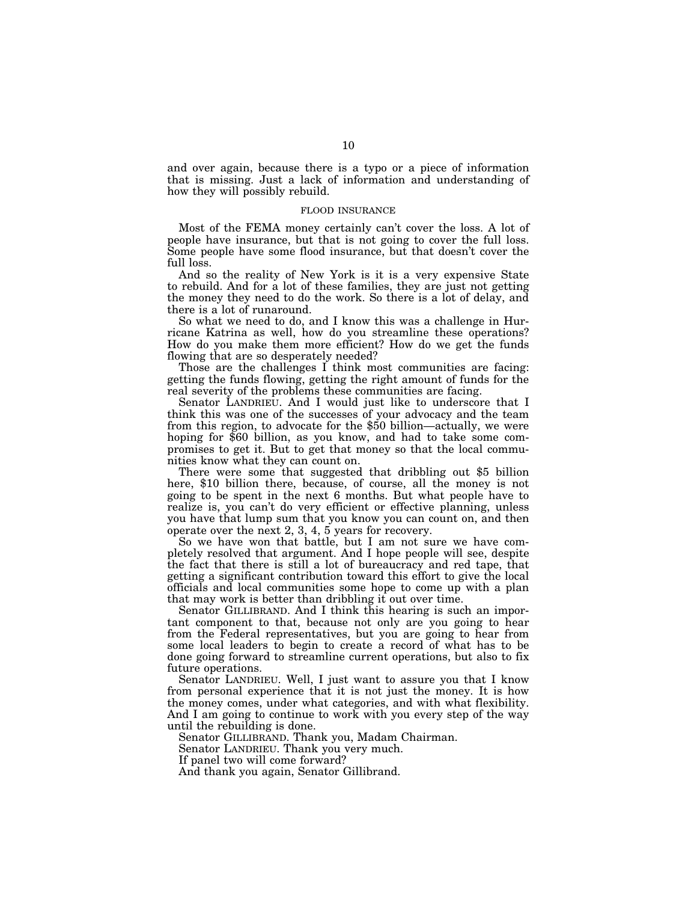and over again, because there is a typo or a piece of information that is missing. Just a lack of information and understanding of how they will possibly rebuild.

FLOOD INSURANCE

Most of the FEMA money certainly can't cover the loss. A lot of people have insurance, but that is not going to cover the full loss. Some people have some flood insurance, but that doesn't cover the full loss.

And so the reality of New York is it is a very expensive State to rebuild. And for a lot of these families, they are just not getting the money they need to do the work. So there is a lot of delay, and there is a lot of runaround.

So what we need to do, and I know this was a challenge in Hurricane Katrina as well, how do you streamline these operations? How do you make them more efficient? How do we get the funds flowing that are so desperately needed?

Those are the challenges I think most communities are facing: getting the funds flowing, getting the right amount of funds for the real severity of the problems these communities are facing.

Senator LANDRIEU. And I would just like to underscore that I think this was one of the successes of your advocacy and the team from this region, to advocate for the $50 billion—actually, we were hoping for $60 billion, as you know, and had to take some compromises to get it. But to get that money so that the local communities know what they can count on.

There were some that suggested that dribbling out $5 billion here, $10 billion there, because, of course, all the money is not going to be spent in the next 6 months. But what people have to realize is, you can't do very efficient or effective planning, unless you have that lump sum that you know you can count on, and then operate over the next 2, 3, 4, 5 years for recovery.

So we have won that battle, but I am not sure we have completely resolved that argument. And I hope people will see, despite the fact that there is still a lot of bureaucracy and red tape, that getting a significant contribution toward this effort to give the local officials and local communities some hope to come up with a plan that may work is better than dribbling it out over time.

Senator GILLIBRAND. And I think this hearing is such an important component to that, because not only are you going to hear from the Federal representatives, but you are going to hear from some local leaders to begin to create a record of what has to be done going forward to streamline current operations, but also to fix future operations.

Senator LANDRIEU. Well, I just want to assure you that I know from personal experience that it is not just the money. It is how the money comes, under what categories, and with what flexibility. And I am going to continue to work with you every step of the way until the rebuilding is done.

Senator GILLIBRAND. Thank you, Madam Chairman.

Senator LANDRIEU. Thank you very much.

If panel two will come forward?

And thank you again, Senator Gillibrand.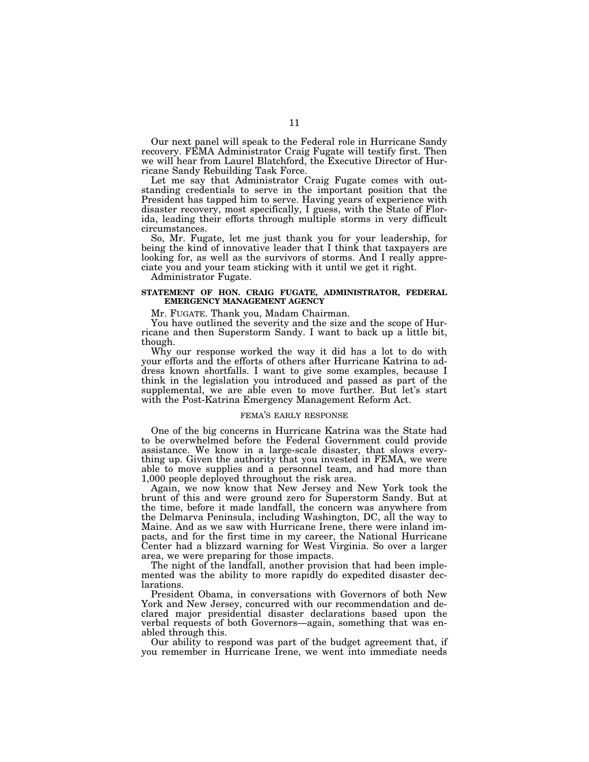Our next panel will speak to the Federal role in Hurricane Sandy recovery. FEMA Administrator Craig Fugate will testify first. Then we will hear from Laurel Blatchford, the Executive Director of Hurricane Sandy Rebuilding Task Force.

Let me say that Administrator Craig Fugate comes with outstanding credentials to serve in the important position that the President has tapped him to serve. Having years of experience with disaster recovery, most specifically, I guess, with the State of Florida, leading their efforts through multiple storms in very difficult circumstances.

So, Mr. Fugate, let me just thank you for your leadership, for being the kind of innovative leader that I think that taxpayers are looking for, as well as the survivors of storms. And I really appreciate you and your team sticking with it until we get it right.

Administrator Fugate.

## STATEMENT OF HON. CRAIG FUGATE, ADMINISTRATOR, FEDERAL EMERGENCY MANAGEMENT AGENCY

Mr. FUGATE. Thank you, Madam Chairman.

You have outlined the severity and the size and the scope of Hurricane and then Superstorm Sandy. I want to back up a little bit, though.

Why our response worked the way it did has a lot to do with your efforts and the efforts of others after Hurricane Katrina to address known shortfalls. I want to give some examples, because I think in the legislation you introduced and passed as part of the supplemental, we are able even to move further. But let's start with the Post-Katrina Emergency Management Reform Act.

### FEMA'S EARLY RESPONSE

One of the big concerns in Hurricane Katrina was the State had to be overwhelmed before the Federal Government could provide assistance. We know in a large-scale disaster, that slows everything up. Given the authority that you invested in FEMA, we were able to move supplies and a personnel team, and had more than 1,000 people deployed throughout the risk area.

Again, we now know that New Jersey and New York took the brunt of this and were ground zero for Superstorm Sandy. But at the time, before it made landfall, the concern was anywhere from the Delmarva Peninsula, including Washington, DC, all the way to Maine. And as we saw with Hurricane Irene, there were inland impacts, and for the first time in my career, the National Hurricane Center had a blizzard warning for West Virginia. So over a larger area, we were preparing for those impacts.

The night of the landfall, another provision that had been implemented was the ability to more rapidly do expedited disaster declarations.

President Obama, in conversations with Governors of both New York and New Jersey, concurred with our recommendation and declared major presidential disaster declarations based upon the verbal requests of both Governors—again, something that was enabled through this.

Our ability to respond was part of the budget agreement that, if you remember in Hurricane Irene, we went into immediate needs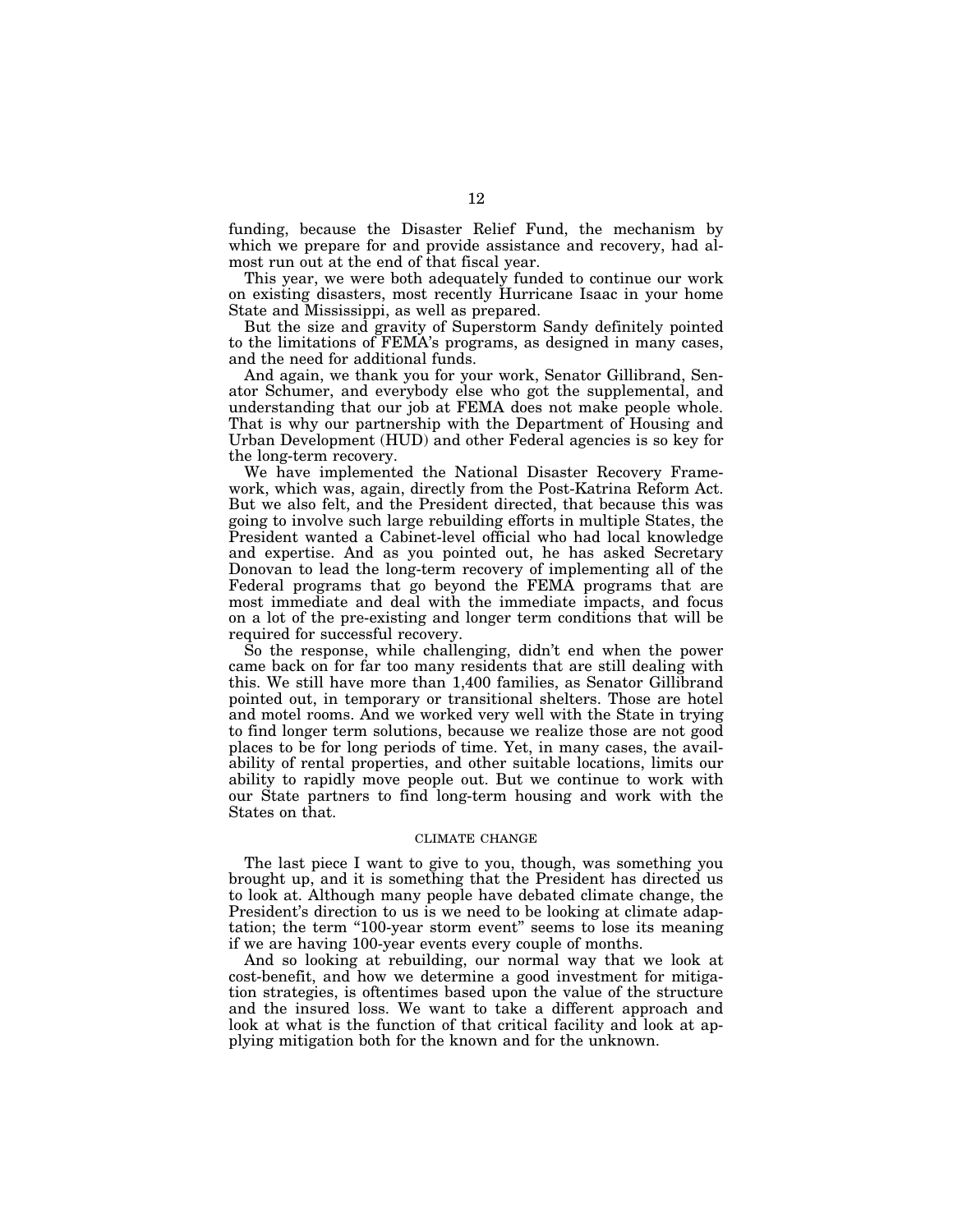funding, because the Disaster Relief Fund, the mechanism by which we prepare for and provide assistance and recovery, had almost run out at the end of that fiscal year.

This year, we were both adequately funded to continue our work on existing disasters, most recently Hurricane Isaac in your home State and Mississippi, as well as prepared.

But the size and gravity of Superstorm Sandy definitely pointed to the limitations of FEMA's programs, as designed in many cases, and the need for additional funds.

And again, we thank you for your work, Senator Gillibrand, Senator Schumer, and everybody else who got the supplemental, and understanding that our job at FEMA does not make people whole. That is why our partnership with the Department of Housing and Urban Development (HUD) and other Federal agencies is so key for the long-term recovery.

We have implemented the National Disaster Recovery Framework, which was, again, directly from the Post-Katrina Reform Act. But we also felt, and the President directed, that because this was going to involve such large rebuilding efforts in multiple States, the President wanted a Cabinet-level official who had local knowledge and expertise. And as you pointed out, he has asked Secretary Donovan to lead the long-term recovery of implementing all of the Federal programs that go beyond the FEMA programs that are most immediate and deal with the immediate impacts, and focus on a lot of the pre-existing and longer term conditions that will be required for successful recovery.

So the response, while challenging, didn't end when the power came back on for far too many residents that are still dealing with this. We still have more than 1,400 families, as Senator Gillibrand pointed out, in temporary or transitional shelters. Those are hotel and motel rooms. And we worked very well with the State in trying to find longer term solutions, because we realize those are not good places to be for long periods of time. Yet, in many cases, the availability of rental properties, and other suitable locations, limits our ability to rapidly move people out. But we continue to work with our State partners to find long-term housing and work with the States on that.

## CLIMATE CHANGE

The last piece I want to give to you, though, was something you brought up, and it is something that the President has directed us to look at. Although many people have debated climate change, the President's direction to us is we need to be looking at climate adaptation; the term "100-year storm event" seems to lose its meaning if we are having 100-year events every couple of months.

And so looking at rebuilding, our normal way that we look at cost-benefit, and how we determine a good investment for mitigation strategies, is oftentimes based upon the value of the structure and the insured loss. We want to take a different approach and look at what is the function of that critical facility and look at applying mitigation both for the known and for the unknown.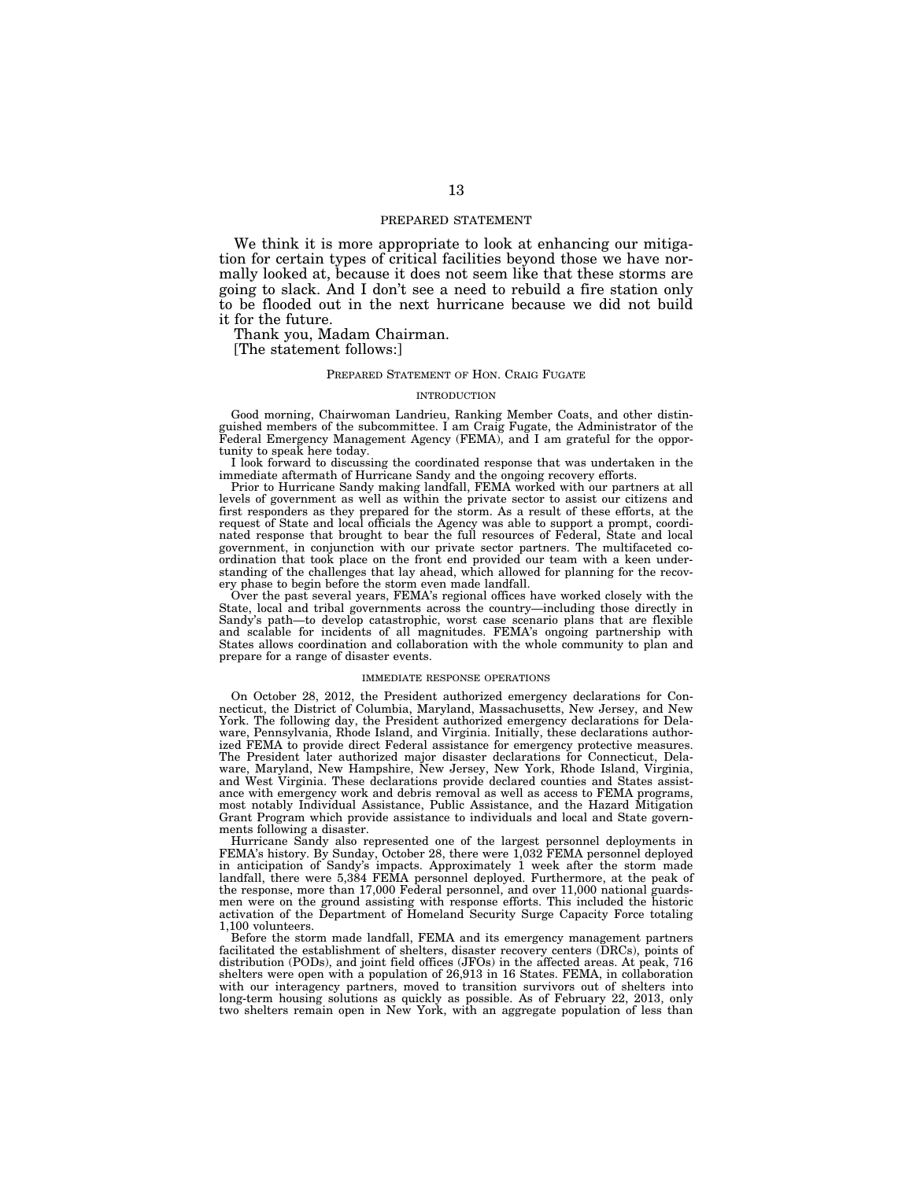PREPARED STATEMENT

We think it is more appropriate to look at enhancing our mitigation for certain types of critical facilities beyond those we have normally looked at, because it does not seem like that these storms are going to slack. And I don't see a need to rebuild a fire station only to be flooded out in the next hurricane because we did not build it for the future.

Thank you, Madam Chairman.

[The statement follows:]

PREPARED STATEMENT OF HON. CRAIG FUGATE

INTRODUCTION

Good morning, Chairwoman Landrieu, Ranking Member Coats, and other distinguished members of the subcommittee. I am Craig Fugate, the Administrator of the Federal Emergency Management Agency (FEMA), and I am grateful for the opportunity to speak here today.

I look forward to discussing the coordinated response that was undertaken in the immediate aftermath of Hurricane Sandy and the ongoing recovery efforts.

Prior to Hurricane Sandy making landfall, FEMA worked with our partners at all levels of government as well as within the private sector to assist our citizens and first responders as they prepared for the storm. As a result of these efforts, at the request of State and local officials the Agency was able to support a prompt, coordinated response that brought to bear the full resources of Federal, State and local government, in conjunction with our private sector partners. The multifaceted coordination that took place on the front end provided our team with a keen understanding of the challenges that lay ahead, which allowed for planning for the recovery phase to begin before the storm even made landfall.

Over the past several years, FEMA's regional offices have worked closely with the State, local and tribal governments across the country—including those directly in Sandy's path—to develop catastrophic, worst case scenario plans that are flexible and scalable for incidents of all magnitudes. FEMA's ongoing partnership with States allows coordination and collaboration with the whole community to plan and prepare for a range of disaster events.

IMMEDIATE RESPONSE OPERATIONS

On October 28, 2012, the President authorized emergency declarations for Connecticut, the District of Columbia, Maryland, Massachusetts, New Jersey, and New York. The following day, the President authorized emergency declarations for Delaware, Pennsylvania, Rhode Island, and Virginia. Initially, these declarations authorized FEMA to provide direct Federal assistance for emergency protective measures. The President later authorized major disaster declarations for Connecticut, Delaware, Maryland, New Hampshire, New Jersey, New York, Rhode Island, Virginia, and West Virginia. These declarations provide declared counties and States assistance with emergency work and debris removal as well as access to FEMA programs, most notably Individual Assistance, Public Assistance, and the Hazard Mitigation Grant Program which provide assistance to individuals and local and State governments following a disaster.

Hurricane Sandy also represented one of the largest personnel deployments in FEMA's history. By Sunday, October 28, there were 1,032 FEMA personnel deployed in anticipation of Sandy's impacts. Approximately 1 week after the storm made landfall, there were 5,384 FEMA personnel deployed. Furthermore, at the peak of the response, more than 17,000 Federal personnel, and over 11,000 national guardsmen were on the ground assisting with response efforts. This included the historic activation of the Department of Homeland Security Surge Capacity Force totaling 1,100 volunteers.

Before the storm made landfall, FEMA and its emergency management partners facilitated the establishment of shelters, disaster recovery centers (DRCs), points of distribution (PODs), and joint field offices (JFOs) in the affected areas. At peak, 716 shelters were open with a population of 26,913 in 16 States. FEMA, in collaboration with our interagency partners, moved to transition survivors out of shelters into long-term housing solutions as quickly as possible. As of February 22, 2013, only two shelters remain open in New York, with an aggregate population of less than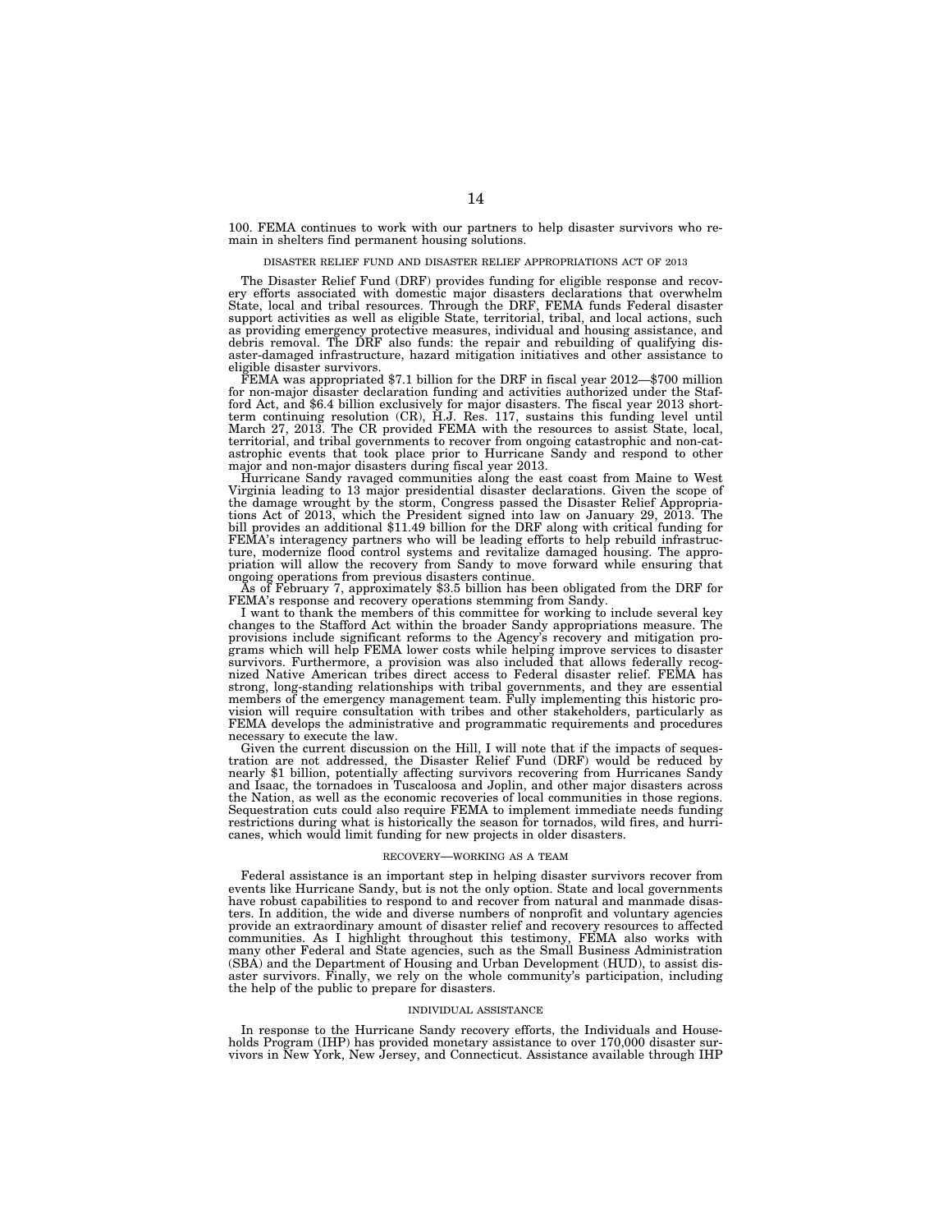100. FEMA continues to work with our partners to help disaster survivors who remain in shelters find permanent housing solutions.

### DISASTER RELIEF FUND AND DISASTER RELIEF APPROPRIATIONS ACT OF 2013

The Disaster Relief Fund (DRF) provides funding for eligible response and recovery efforts associated with domestic major disasters declarations that overwhelm State, local and tribal resources. Through the DRF, FEMA funds Federal disaster support activities as well as eligible State, territorial, tribal, and local actions, such as providing emergency protective measures, individual and housing assistance, and debris removal. The DRF also funds: the repair and rebuilding of qualifying disaster-damaged infrastructure, hazard mitigation initiatives and other assistance to eligible disaster survivors.

FEMA was appropriated $7.1 billion for the DRF in fiscal year 2012—$700 million for non-major disaster declaration funding and activities authorized under the Stafford Act, and $6.4 billion exclusively for major disasters. The fiscal year 2013 short-term continuing resolution (CR), H.J. Res. 117, sustains this funding level until March 27, 2013. The CR provided FEMA with the resources to assist State, local, territorial, and tribal governments to recover from ongoing catastrophic and non-catastrophic events that took place prior to Hurricane Sandy and respond to other major and non-major disasters during fiscal year 2013.

Hurricane Sandy ravaged communities along the east coast from Maine to West Virginia leading to 13 major presidential disaster declarations. Given the scope of the damage wrought by the storm, Congress passed the Disaster Relief Appropriations Act of 2013, which the President signed into law on January 29, 2013. The bill provides an additional $11.49 billion for the DRF along with critical funding for FEMA's interagency partners who will be leading efforts to help rebuild infrastructure, modernize flood control systems and revitalize damaged housing. The appropriation will allow the recovery from Sandy to move forward while ensuring that ongoing operations from previous disasters continue.

As of February 7, approximately $3.5 billion has been obligated from the DRF for FEMA's response and recovery operations stemming from Sandy.

I want to thank the members of this committee for working to include several key changes to the Stafford Act within the broader Sandy appropriations measure. The provisions include significant reforms to the Agency's recovery and mitigation programs which will help FEMA lower costs while helping improve services to disaster survivors. Furthermore, a provision was also included that allows federally recognized Native American tribes direct access to Federal disaster relief. FEMA has strong, long-standing relationships with tribal governments, and they are essential members of the emergency management team. Fully implementing this historic provision will require consultation with tribes and other stakeholders, particularly as FEMA develops the administrative and programmatic requirements and procedures necessary to execute the law.

Given the current discussion on the Hill, I will note that if the impacts of sequestration are not addressed, the Disaster Relief Fund (DRF) would be reduced by nearly $1 billion, potentially affecting survivors recovering from Hurricanes Sandy and Isaac, the tornadoes in Tuscaloosa and Joplin, and other major disasters across the Nation, as well as the economic recoveries of local communities in those regions. Sequestration cuts could also require FEMA to implement immediate needs funding restrictions during what is historically the season for tornados, wild fires, and hurricanes, which would limit funding for new projects in older disasters.

### RECOVERY—WORKING AS A TEAM

Federal assistance is an important step in helping disaster survivors recover from events like Hurricane Sandy, but is not the only option. State and local governments have robust capabilities to respond to and recover from natural and manmade disasters. In addition, the wide and diverse numbers of nonprofit and voluntary agencies provide an extraordinary amount of disaster relief and recovery resources to affected communities. As I highlight throughout this testimony, FEMA also works with many other Federal and State agencies, such as the Small Business Administration (SBA) and the Department of Housing and Urban Development (HUD), to assist disaster survivors. Finally, we rely on the whole community's participation, including the help of the public to prepare for disasters.

### INDIVIDUAL ASSISTANCE

In response to the Hurricane Sandy recovery efforts, the Individuals and Households Program (IHP) has provided monetary assistance to over 170,000 disaster survivors in New York, New Jersey, and Connecticut. Assistance available through IHP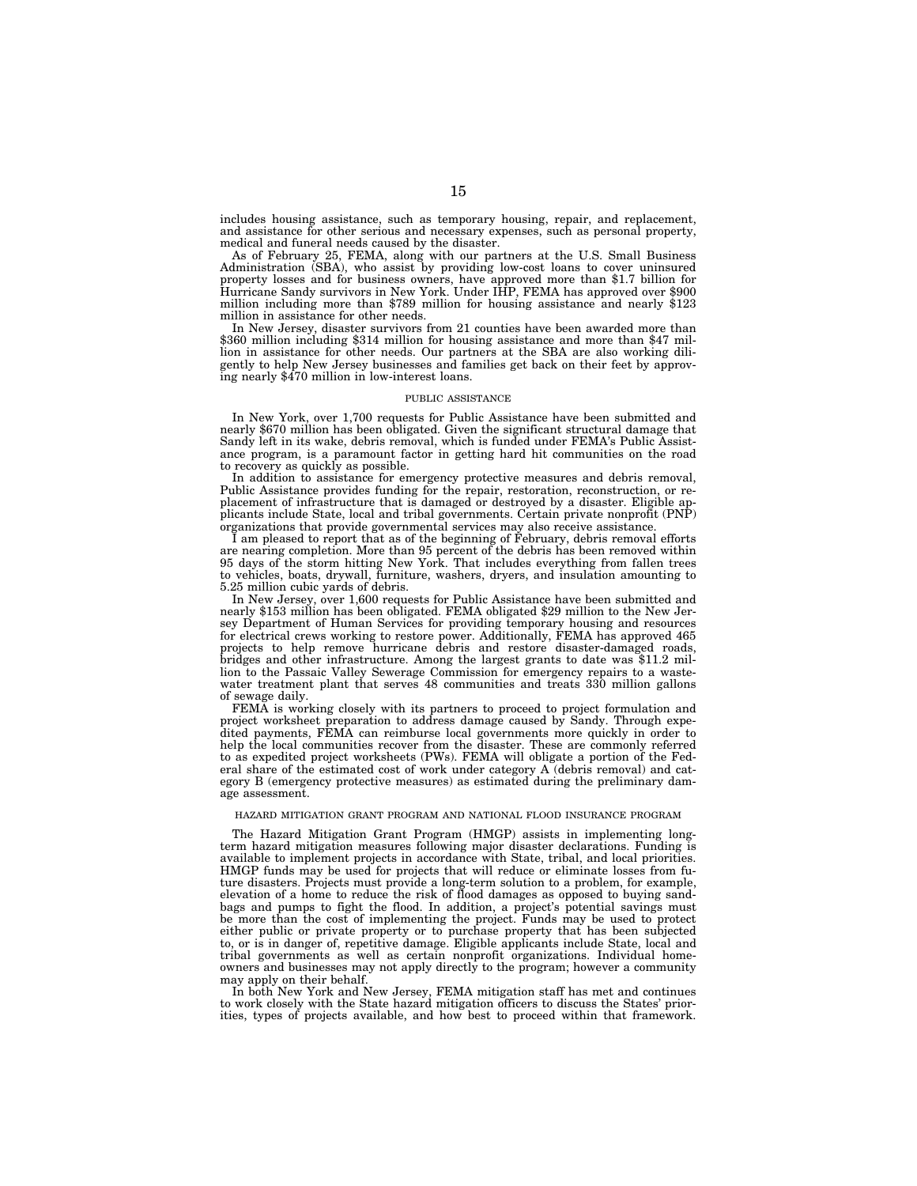includes housing assistance, such as temporary housing, repair, and replacement, and assistance for other serious and necessary expenses, such as personal property, medical and funeral needs caused by the disaster.

As of February 25, FEMA, along with our partners at the U.S. Small Business Administration (SBA), who assist by providing low-cost loans to cover uninsured property losses and for business owners, have approved more than $1.7 billion for Hurricane Sandy survivors in New York. Under IHP, FEMA has approved over $900 million including more than $789 million for housing assistance and nearly $123 million in assistance for other needs.

In New Jersey, disaster survivors from 21 counties have been awarded more than $360 million including $314 million for housing assistance and more than $47 million in assistance for other needs. Our partners at the SBA are also working diligently to help New Jersey businesses and families get back on their feet by approving nearly $470 million in low-interest loans.

## PUBLIC ASSISTANCE

In New York, over 1,700 requests for Public Assistance have been submitted and nearly $670 million has been obligated. Given the significant structural damage that Sandy left in its wake, debris removal, which is funded under FEMA's Public Assistance program, is a paramount factor in getting hard hit communities on the road to recovery as quickly as possible.

In addition to assistance for emergency protective measures and debris removal, Public Assistance provides funding for the repair, restoration, reconstruction, or replacement of infrastructure that is damaged or destroyed by a disaster. Eligible applicants include State, local and tribal governments. Certain private nonprofit (PNP) organizations that provide governmental services may also receive assistance.

I am pleased to report that as of the beginning of February, debris removal efforts are nearing completion. More than 95 percent of the debris has been removed within 95 days of the storm hitting New York. That includes everything from fallen trees to vehicles, boats, drywall, furniture, washers, dryers, and insulation amounting to 5.25 million cubic yards of debris.

In New Jersey, over 1,600 requests for Public Assistance have been submitted and nearly $153 million has been obligated. FEMA obligated $29 million to the New Jersey Department of Human Services for providing temporary housing and resources for electrical crews working to restore power. Additionally, FEMA has approved 465 projects to help remove hurricane debris and restore disaster-damaged roads, bridges and other infrastructure. Among the largest grants to date was $11.2 million to the Passaic Valley Sewerage Commission for emergency repairs to a wastewater treatment plant that serves 48 communities and treats 330 million gallons of sewage daily.

FEMA is working closely with its partners to proceed to project formulation and project worksheet preparation to address damage caused by Sandy. Through expedited payments, FEMA can reimburse local governments more quickly in order to help the local communities recover from the disaster. These are commonly referred to as expedited project worksheets (PWs). FEMA will obligate a portion of the Federal share of the estimated cost of work under category A (debris removal) and category B (emergency protective measures) as estimated during the preliminary damage assessment.

## HAZARD MITIGATION GRANT PROGRAM AND NATIONAL FLOOD INSURANCE PROGRAM

The Hazard Mitigation Grant Program (HMGP) assists in implementing long-term hazard mitigation measures following major disaster declarations. Funding is available to implement projects in accordance with State, tribal, and local priorities. HMGP funds may be used for projects that will reduce or eliminate losses from future disasters. Projects must provide a long-term solution to a problem, for example, elevation of a home to reduce the risk of flood damages as opposed to buying sandbags and pumps to fight the flood. In addition, a project's potential savings must be more than the cost of implementing the project. Funds may be used to protect either public or private property or to purchase property that has been subjected to, or is in danger of, repetitive damage. Eligible applicants include State, local and tribal governments as well as certain nonprofit organizations. Individual homeowners and businesses may not apply directly to the program; however a community may apply on their behalf.

In both New York and New Jersey, FEMA mitigation staff has met and continues to work closely with the State hazard mitigation officers to discuss the States' priorities, types of projects available, and how best to proceed within that framework.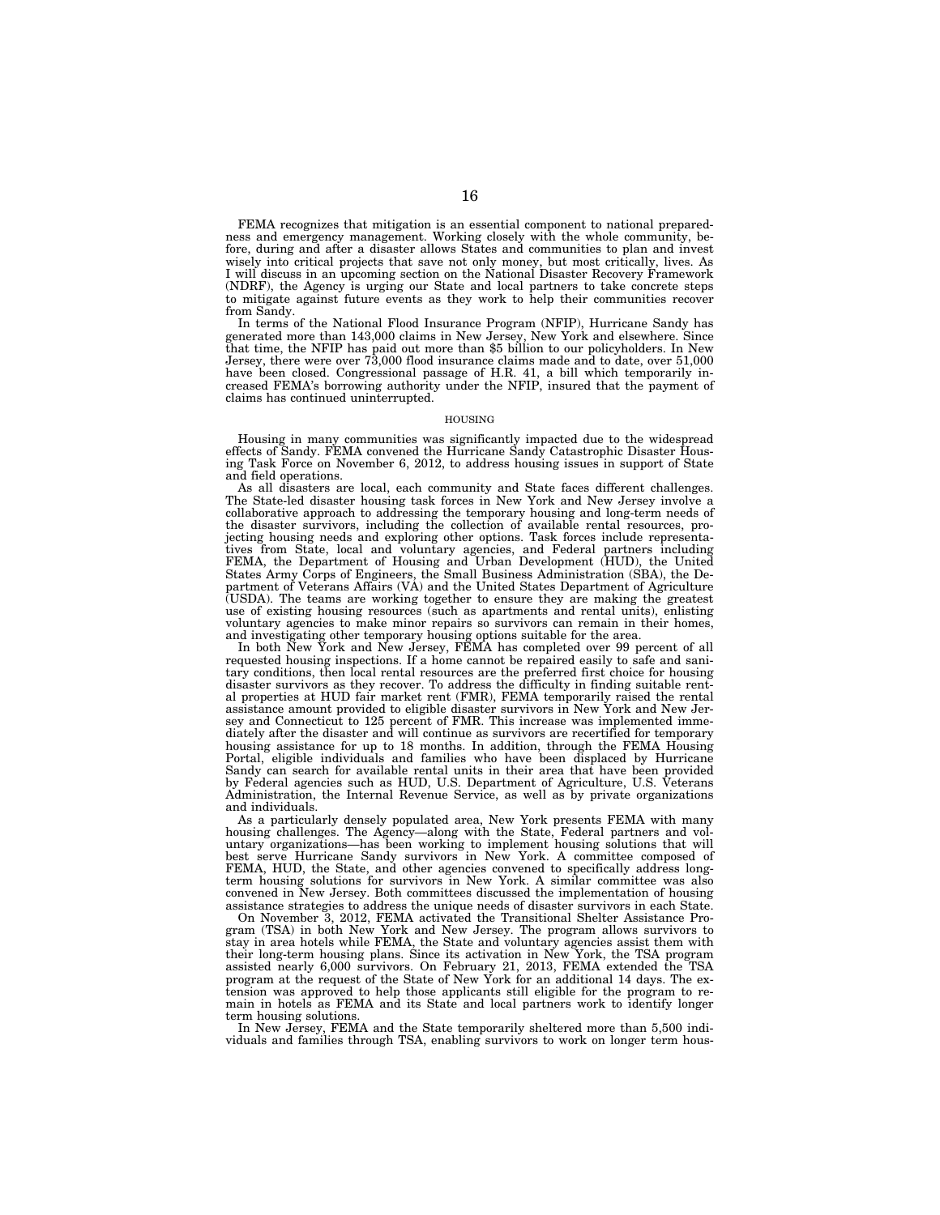FEMA recognizes that mitigation is an essential component to national preparedness and emergency management. Working closely with the whole community, before, during and after a disaster allows States and communities to plan and invest wisely into critical projects that save not only money, but most critically, lives. As I will discuss in an upcoming section on the National Disaster Recovery Framework (NDRF), the Agency is urging our State and local partners to take concrete steps to mitigate against future events as they work to help their communities recover from Sandy.

In terms of the National Flood Insurance Program (NFIP), Hurricane Sandy has generated more than 143,000 claims in New Jersey, New York and elsewhere. Since that time, the NFIP has paid out more than $5 billion to our policyholders. In New Jersey, there were over 73,000 flood insurance claims made and to date, over 51,000 have been closed. Congressional passage of H.R. 41, a bill which temporarily increased FEMA's borrowing authority under the NFIP, insured that the payment of claims has continued uninterrupted.

## HOUSING

Housing in many communities was significantly impacted due to the widespread effects of Sandy. FEMA convened the Hurricane Sandy Catastrophic Disaster Housing Task Force on November 6, 2012, to address housing issues in support of State and field operations.

As all disasters are local, each community and State faces different challenges. The State-led disaster housing task forces in New York and New Jersey involve a collaborative approach to addressing the temporary housing and long-term needs of the disaster survivors, including the collection of available rental resources, projecting housing needs and exploring other options. Task forces include representatives from State, local and voluntary agencies, and Federal partners including FEMA, the Department of Housing and Urban Development (HUD), the United States Army Corps of Engineers, the Small Business Administration (SBA), the Department of Veterans Affairs (VA) and the United States Department of Agriculture (USDA). The teams are working together to ensure they are making the greatest use of existing housing resources (such as apartments and rental units), enlisting voluntary agencies to make minor repairs so survivors can remain in their homes, and investigating other temporary housing options suitable for the area.

In both New York and New Jersey, FEMA has completed over 99 percent of all requested housing inspections. If a home cannot be repaired easily to safe and sanitary conditions, then local rental resources are the preferred first choice for housing disaster survivors as they recover. To address the difficulty in finding suitable rental properties at HUD fair market rent (FMR), FEMA temporarily raised the rental assistance amount provided to eligible disaster survivors in New York and New Jersey and Connecticut to 125 percent of FMR. This increase was implemented immediately after the disaster and will continue as survivors are recertified for temporary housing assistance for up to 18 months. In addition, through the FEMA Housing Portal, eligible individuals and families who have been displaced by Hurricane Sandy can search for available rental units in their area that have been provided by Federal agencies such as HUD, U.S. Department of Agriculture, U.S. Veterans Administration, the Internal Revenue Service, as well as by private organizations and individuals.

As a particularly densely populated area, New York presents FEMA with many housing challenges. The Agency—along with the State, Federal partners and voluntary organizations—has been working to implement housing solutions that will best serve Hurricane Sandy survivors in New York. A committee composed of FEMA, HUD, the State, and other agencies convened to specifically address long-term housing solutions for survivors in New York. A similar committee was also convened in New Jersey. Both committees discussed the implementation of housing assistance strategies to address the unique needs of disaster survivors in each State.

On November 3, 2012, FEMA activated the Transitional Shelter Assistance Program (TSA) in both New York and New Jersey. The program allows survivors to stay in area hotels while FEMA, the State and voluntary agencies assist them with their long-term housing plans. Since its activation in New York, the TSA program assisted nearly 6,000 survivors. On February 21, 2013, FEMA extended the TSA program at the request of the State of New York for an additional 14 days. The extension was approved to help those applicants still eligible for the program to remain in hotels as FEMA and its State and local partners work to identify longer term housing solutions.

In New Jersey, FEMA and the State temporarily sheltered more than 5,500 individuals and families through TSA, enabling survivors to work on longer term hous-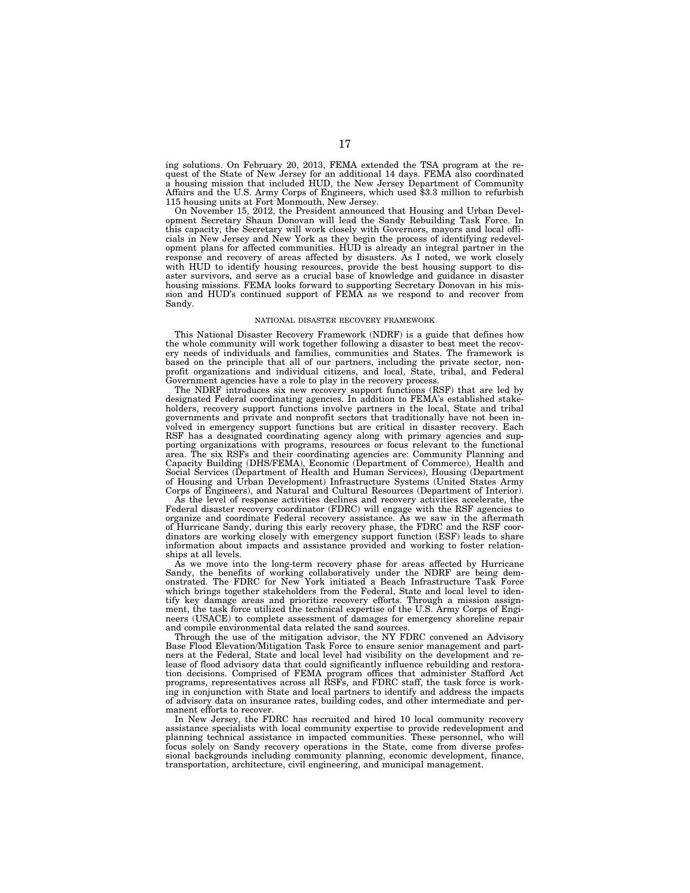ing solutions. On February 20, 2013, FEMA extended the TSA program at the request of the State of New Jersey for an additional 14 days. FEMA also coordinated a housing mission that included HUD, the New Jersey Department of Community Affairs and the U.S. Army Corps of Engineers, which used $3.3 million to refurbish 115 housing units at Fort Monmouth, New Jersey.

On November 15, 2012, the President announced that Housing and Urban Development Secretary Shaun Donovan will lead the Sandy Rebuilding Task Force. In this capacity, the Secretary will work closely with Governors, mayors and local officials in New Jersey and New York as they begin the process of identifying redevelopment plans for affected communities. HUD is already an integral partner in the response and recovery of areas affected by disasters. As I noted, we work closely with HUD to identify housing resources, provide the best housing support to disaster survivors, and serve as a crucial base of knowledge and guidance in disaster housing missions. FEMA looks forward to supporting Secretary Donovan in his mission and HUD's continued support of FEMA as we respond to and recover from Sandy.

NATIONAL DISASTER RECOVERY FRAMEWORK

This National Disaster Recovery Framework (NDRF) is a guide that defines how the whole community will work together following a disaster to best meet the recovery needs of individuals and families, communities and States. The framework is based on the principle that all of our partners, including the private sector, nonprofit organizations and individual citizens, and local, State, tribal, and Federal Government agencies have a role to play in the recovery process.

The NDRF introduces six new recovery support functions (RSF) that are led by designated Federal coordinating agencies. In addition to FEMA's established stakeholders, recovery support functions involve partners in the local, State and tribal governments and private and nonprofit sectors that traditionally have not been involved in emergency support functions but are critical in disaster recovery. Each RSF has a designated coordinating agency along with primary agencies and supporting organizations with programs, resources or focus relevant to the functional area. The six RSFs and their coordinating agencies are: Community Planning and Capacity Building (DHS/FEMA), Economic (Department of Commerce), Health and Social Services (Department of Health and Human Services), Housing (Department of Housing and Urban Development) Infrastructure Systems (United States Army Corps of Engineers), and Natural and Cultural Resources (Department of Interior).

As the level of response activities declines and recovery activities accelerate, the Federal disaster recovery coordinator (FDRC) will engage with the RSF agencies to organize and coordinate Federal recovery assistance. As we saw in the aftermath of Hurricane Sandy, during this early recovery phase, the FDRC and the RSF coordinators are working closely with emergency support function (ESF) leads to share information about impacts and assistance provided and working to foster relationships at all levels.

As we move into the long-term recovery phase for areas affected by Hurricane Sandy, the benefits of working collaboratively under the NDRF are being demonstrated. The FDRC for New York initiated a Beach Infrastructure Task Force which brings together stakeholders from the Federal, State and local level to identify key damage areas and prioritize recovery efforts. Through a mission assignment, the task force utilized the technical expertise of the U.S. Army Corps of Engineers (USACE) to complete assessment of damages for emergency shoreline repair and compile environmental data related the sand sources.

Through the use of the mitigation advisor, the NY FDRC convened an Advisory Base Flood Elevation/Mitigation Task Force to ensure senior management and partners at the Federal, State and local level had visibility on the development and release of flood advisory data that could significantly influence rebuilding and restoration decisions. Comprised of FEMA program offices that administer Stafford Act programs, representatives across all RSFs, and FDRC staff, the task force is working in conjunction with State and local partners to identify and address the impacts of advisory data on insurance rates, building codes, and other intermediate and permanent efforts to recover.

In New Jersey, the FDRC has recruited and hired 10 local community recovery assistance specialists with local community expertise to provide redevelopment and planning technical assistance in impacted communities. These personnel, who will focus solely on Sandy recovery operations in the State, come from diverse professional backgrounds including community planning, economic development, finance, transportation, architecture, civil engineering, and municipal management.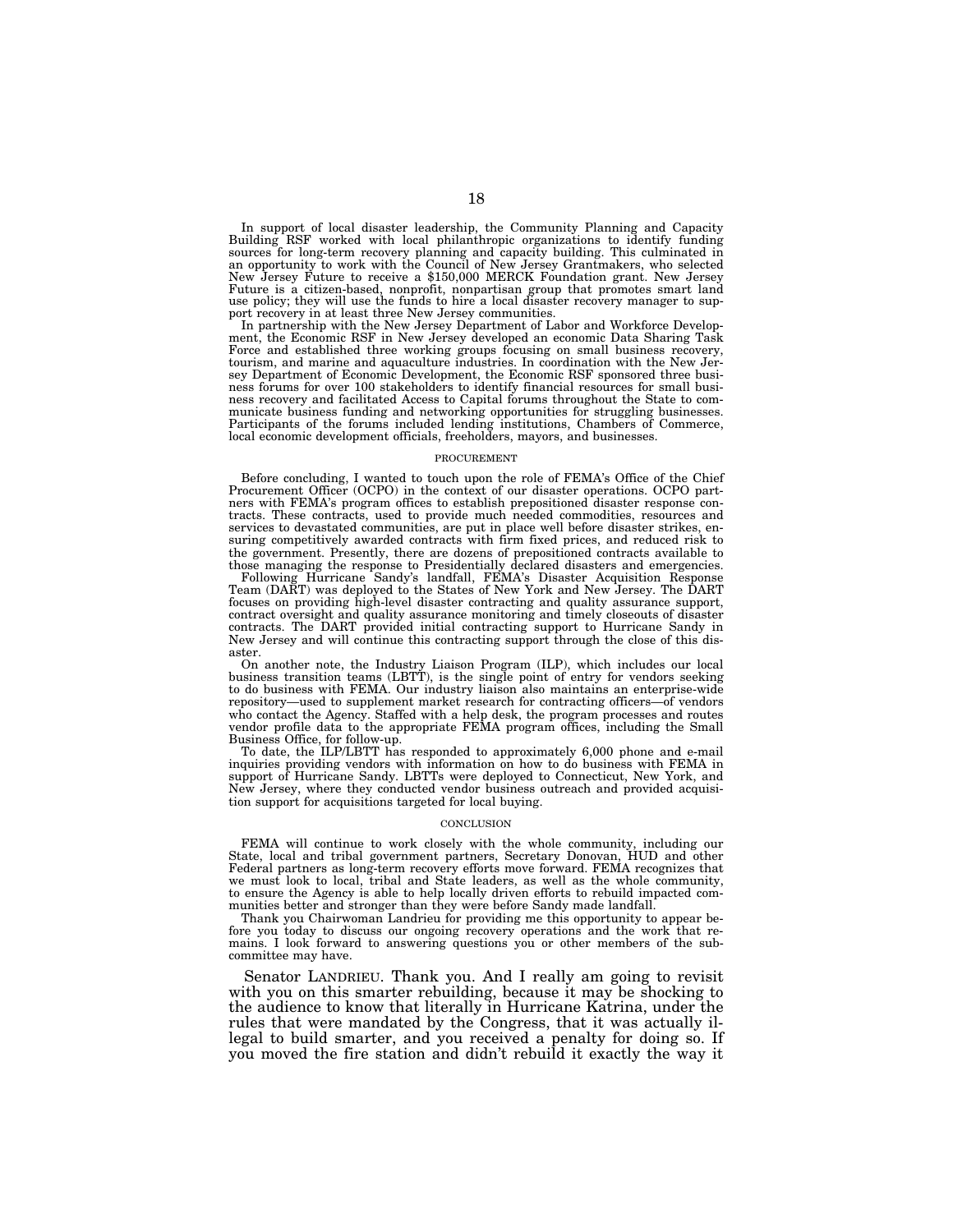In support of local disaster leadership, the Community Planning and Capacity Building RSF worked with local philanthropic organizations to identify funding sources for long-term recovery planning and capacity building. This culminated in an opportunity to work with the Council of New Jersey Grantmakers, who selected New Jersey Future to receive a $150,000 MERCK Foundation grant. New Jersey Future is a citizen-based, nonprofit, nonpartisan group that promotes smart land use policy; they will use the funds to hire a local disaster recovery manager to support recovery in at least three New Jersey communities.

In partnership with the New Jersey Department of Labor and Workforce Development, the Economic RSF in New Jersey developed an economic Data Sharing Task Force and established three working groups focusing on small business recovery, tourism, and marine and aquaculture industries. In coordination with the New Jersey Department of Economic Development, the Economic RSF sponsored three business forums for over 100 stakeholders to identify financial resources for small business recovery and facilitated Access to Capital forums throughout the State to communicate business funding and networking opportunities for struggling businesses. Participants of the forums included lending institutions, Chambers of Commerce, local economic development officials, freeholders, mayors, and businesses.

## PROCUREMENT

Before concluding, I wanted to touch upon the role of FEMA's Office of the Chief Procurement Officer (OCPO) in the context of our disaster operations. OCPO partners with FEMA's program offices to establish prepositioned disaster response contracts. These contracts, used to provide much needed commodities, resources and services to devastated communities, are put in place well before disaster strikes, ensuring competitively awarded contracts with firm fixed prices, and reduced risk to the government. Presently, there are dozens of prepositioned contracts available to those managing the response to Presidentially declared disasters and emergencies.

Following Hurricane Sandy's landfall, FEMA's Disaster Acquisition Response Team (DART) was deployed to the States of New York and New Jersey. The DART focuses on providing high-level disaster contracting and quality assurance support, contract oversight and quality assurance monitoring and timely closeouts of disaster contracts. The DART provided initial contracting support to Hurricane Sandy in New Jersey and will continue this contracting support through the close of this disaster.

On another note, the Industry Liaison Program (ILP), which includes our local business transition teams (LBTT), is the single point of entry for vendors seeking to do business with FEMA. Our industry liaison also maintains an enterprise-wide repository—used to supplement market research for contracting officers—of vendors who contact the Agency. Staffed with a help desk, the program processes and routes vendor profile data to the appropriate FEMA program offices, including the Small Business Office, for follow-up.

To date, the ILP/LBTT has responded to approximately 6,000 phone and e-mail inquiries providing vendors with information on how to do business with FEMA in support of Hurricane Sandy. LBTTs were deployed to Connecticut, New York, and New Jersey, where they conducted vendor business outreach and provided acquisition support for acquisitions targeted for local buying.

## CONCLUSION

FEMA will continue to work closely with the whole community, including our State, local and tribal government partners, Secretary Donovan, HUD and other Federal partners as long-term recovery efforts move forward. FEMA recognizes that we must look to local, tribal and State leaders, as well as the whole community, to ensure the Agency is able to help locally driven efforts to rebuild impacted communities better and stronger than they were before Sandy made landfall.

Thank you Chairwoman Landrieu for providing me this opportunity to appear before you today to discuss our ongoing recovery operations and the work that remains. I look forward to answering questions you or other members of the subcommittee may have.

Senator LANDRIEU. Thank you. And I really am going to revisit with you on this smarter rebuilding, because it may be shocking to the audience to know that literally in Hurricane Katrina, under the rules that were mandated by the Congress, that it was actually illegal to build smarter, and you received a penalty for doing so. If you moved the fire station and didn't rebuild it exactly the way it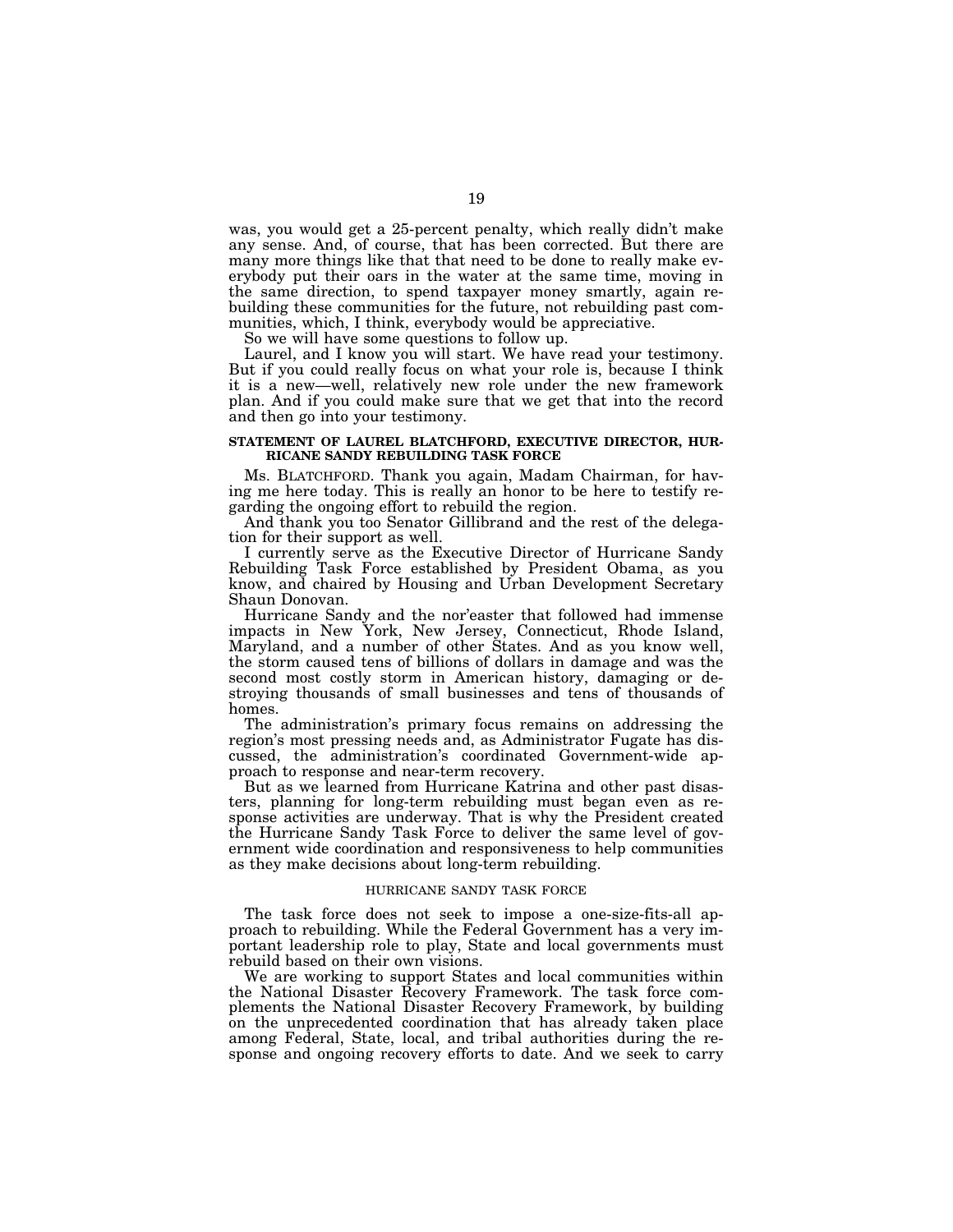was, you would get a 25-percent penalty, which really didn't make any sense. And, of course, that has been corrected. But there are many more things like that that need to be done to really make everybody put their oars in the water at the same time, moving in the same direction, to spend taxpayer money smartly, again rebuilding these communities for the future, not rebuilding past communities, which, I think, everybody would be appreciative.

So we will have some questions to follow up.

Laurel, and I know you will start. We have read your testimony. But if you could really focus on what your role is, because I think it is a new—well, relatively new role under the new framework plan. And if you could make sure that we get that into the record and then go into your testimony.

### STATEMENT OF LAUREL BLATCHFORD, EXECUTIVE DIRECTOR, HURRICANE SANDY REBUILDING TASK FORCE

Ms. BLATCHFORD. Thank you again, Madam Chairman, for having me here today. This is really an honor to be here to testify regarding the ongoing effort to rebuild the region.

And thank you too Senator Gillibrand and the rest of the delegation for their support as well.

I currently serve as the Executive Director of Hurricane Sandy Rebuilding Task Force established by President Obama, as you know, and chaired by Housing and Urban Development Secretary Shaun Donovan.

Hurricane Sandy and the nor'easter that followed had immense impacts in New York, New Jersey, Connecticut, Rhode Island, Maryland, and a number of other States. And as you know well, the storm caused tens of billions of dollars in damage and was the second most costly storm in American history, damaging or destroying thousands of small businesses and tens of thousands of homes.

The administration's primary focus remains on addressing the region's most pressing needs and, as Administrator Fugate has discussed, the administration's coordinated Government-wide approach to response and near-term recovery.

But as we learned from Hurricane Katrina and other past disasters, planning for long-term rebuilding must began even as response activities are underway. That is why the President created the Hurricane Sandy Task Force to deliver the same level of government wide coordination and responsiveness to help communities as they make decisions about long-term rebuilding.

#### HURRICANE SANDY TASK FORCE

The task force does not seek to impose a one-size-fits-all approach to rebuilding. While the Federal Government has a very important leadership role to play, State and local governments must rebuild based on their own visions.

We are working to support States and local communities within the National Disaster Recovery Framework. The task force complements the National Disaster Recovery Framework, by building on the unprecedented coordination that has already taken place among Federal, State, local, and tribal authorities during the response and ongoing recovery efforts to date. And we seek to carry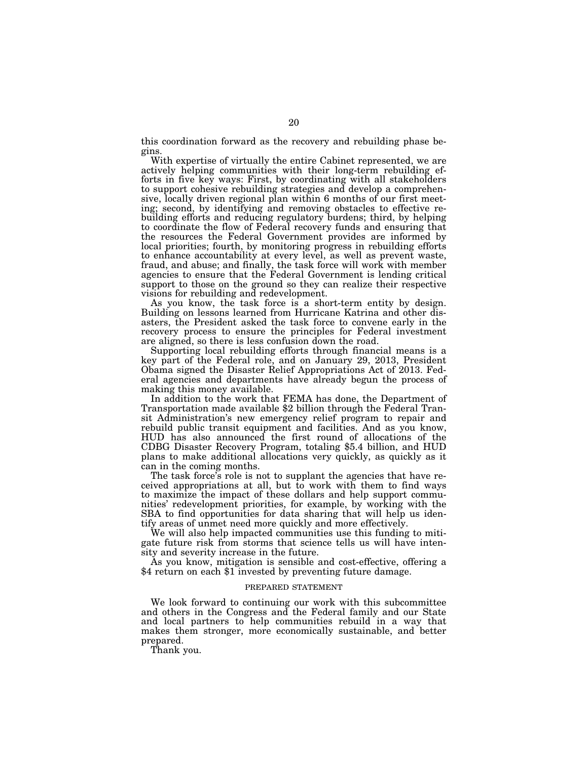this coordination forward as the recovery and rebuilding phase begins.

With expertise of virtually the entire Cabinet represented, we are actively helping communities with their long-term rebuilding efforts in five key ways: First, by coordinating with all stakeholders to support cohesive rebuilding strategies and develop a comprehensive, locally driven regional plan within 6 months of our first meeting; second, by identifying and removing obstacles to effective rebuilding efforts and reducing regulatory burdens; third, by helping to coordinate the flow of Federal recovery funds and ensuring that the resources the Federal Government provides are informed by local priorities; fourth, by monitoring progress in rebuilding efforts to enhance accountability at every level, as well as prevent waste, fraud, and abuse; and finally, the task force will work with member agencies to ensure that the Federal Government is lending critical support to those on the ground so they can realize their respective visions for rebuilding and redevelopment.

As you know, the task force is a short-term entity by design. Building on lessons learned from Hurricane Katrina and other disasters, the President asked the task force to convene early in the recovery process to ensure the principles for Federal investment are aligned, so there is less confusion down the road.

Supporting local rebuilding efforts through financial means is a key part of the Federal role, and on January 29, 2013, President Obama signed the Disaster Relief Appropriations Act of 2013. Federal agencies and departments have already begun the process of making this money available.

In addition to the work that FEMA has done, the Department of Transportation made available $2 billion through the Federal Transit Administration's new emergency relief program to repair and rebuild public transit equipment and facilities. And as you know, HUD has also announced the first round of allocations of the CDBG Disaster Recovery Program, totaling $5.4 billion, and HUD plans to make additional allocations very quickly, as quickly as it can in the coming months.

The task force's role is not to supplant the agencies that have received appropriations at all, but to work with them to find ways to maximize the impact of these dollars and help support communities' redevelopment priorities, for example, by working with the SBA to find opportunities for data sharing that will help us identify areas of unmet need more quickly and more effectively.

We will also help impacted communities use this funding to mitigate future risk from storms that science tells us will have intensity and severity increase in the future.

As you know, mitigation is sensible and cost-effective, offering a $4 return on each $1 invested by preventing future damage.

PREPARED STATEMENT

We look forward to continuing our work with this subcommittee and others in the Congress and the Federal family and our State and local partners to help communities rebuild in a way that makes them stronger, more economically sustainable, and better prepared.

Thank you.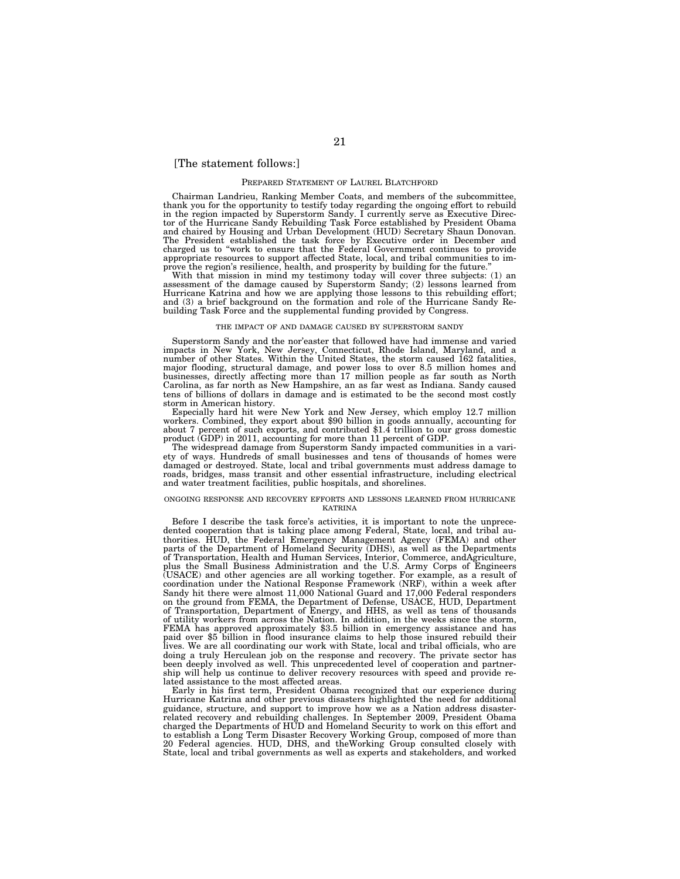[The statement follows:]

## PREPARED STATEMENT OF LAUREL BLATCHFORD

Chairman Landrieu, Ranking Member Coats, and members of the subcommittee, thank you for the opportunity to testify today regarding the ongoing effort to rebuild in the region impacted by Superstorm Sandy. I currently serve as Executive Director of the Hurricane Sandy Rebuilding Task Force established by President Obama and chaired by Housing and Urban Development (HUD) Secretary Shaun Donovan. The President established the task force by Executive order in December and charged us to "work to ensure that the Federal Government continues to provide appropriate resources to support affected State, local, and tribal communities to improve the region's resilience, health, and prosperity by building for the future."

With that mission in mind my testimony today will cover three subjects: (1) an assessment of the damage caused by Superstorm Sandy; (2) lessons learned from Hurricane Katrina and how we are applying those lessons to this rebuilding effort; and (3) a brief background on the formation and role of the Hurricane Sandy Rebuilding Task Force and the supplemental funding provided by Congress.

### THE IMPACT OF AND DAMAGE CAUSED BY SUPERSTORM SANDY

Superstorm Sandy and the nor'easter that followed have had immense and varied impacts in New York, New Jersey, Connecticut, Rhode Island, Maryland, and a number of other States. Within the United States, the storm caused 162 fatalities, major flooding, structural damage, and power loss to over 8.5 million homes and businesses, directly affecting more than 17 million people as far south as North Carolina, as far north as New Hampshire, an as far west as Indiana. Sandy caused tens of billions of dollars in damage and is estimated to be the second most costly storm in American history.

Especially hard hit were New York and New Jersey, which employ 12.7 million workers. Combined, they export about $90 billion in goods annually, accounting for about 7 percent of such exports, and contributed $1.4 trillion to our gross domestic product (GDP) in 2011, accounting for more than 11 percent of GDP.

The widespread damage from Superstorm Sandy impacted communities in a variety of ways. Hundreds of small businesses and tens of thousands of homes were damaged or destroyed. State, local and tribal governments must address damage to roads, bridges, mass transit and other essential infrastructure, including electrical and water treatment facilities, public hospitals, and shorelines.

### ONGOING RESPONSE AND RECOVERY EFFORTS AND LESSONS LEARNED FROM HURRICANE KATRINA

Before I describe the task force's activities, it is important to note the unprecedented cooperation that is taking place among Federal, State, local, and tribal authorities. HUD, the Federal Emergency Management Agency (FEMA) and other parts of the Department of Homeland Security (DHS), as well as the Departments of Transportation, Health and Human Services, Interior, Commerce, andAgriculture, plus the Small Business Administration and the U.S. Army Corps of Engineers (USACE) and other agencies are all working together. For example, as a result of coordination under the National Response Framework (NRF), within a week after Sandy hit there were almost 11,000 National Guard and 17,000 Federal responders on the ground from FEMA, the Department of Defense, USACE, HUD, Department of Transportation, Department of Energy, and HHS, as well as tens of thousands of utility workers from across the Nation. In addition, in the weeks since the storm, FEMA has approved approximately $3.5 billion in emergency assistance and has paid over $5 billion in flood insurance claims to help those insured rebuild their lives. We are all coordinating our work with State, local and tribal officials, who are doing a truly Herculean job on the response and recovery. The private sector has been deeply involved as well. This unprecedented level of cooperation and partnership will help us continue to deliver recovery resources with speed and provide related assistance to the most affected areas.

Early in his first term, President Obama recognized that our experience during Hurricane Katrina and other previous disasters highlighted the need for additional guidance, structure, and support to improve how we as a Nation address disaster-related recovery and rebuilding challenges. In September 2009, President Obama charged the Departments of HUD and Homeland Security to work on this effort and to establish a Long Term Disaster Recovery Working Group, composed of more than 20 Federal agencies. HUD, DHS, and theWorking Group consulted closely with State, local and tribal governments as well as experts and stakeholders, and worked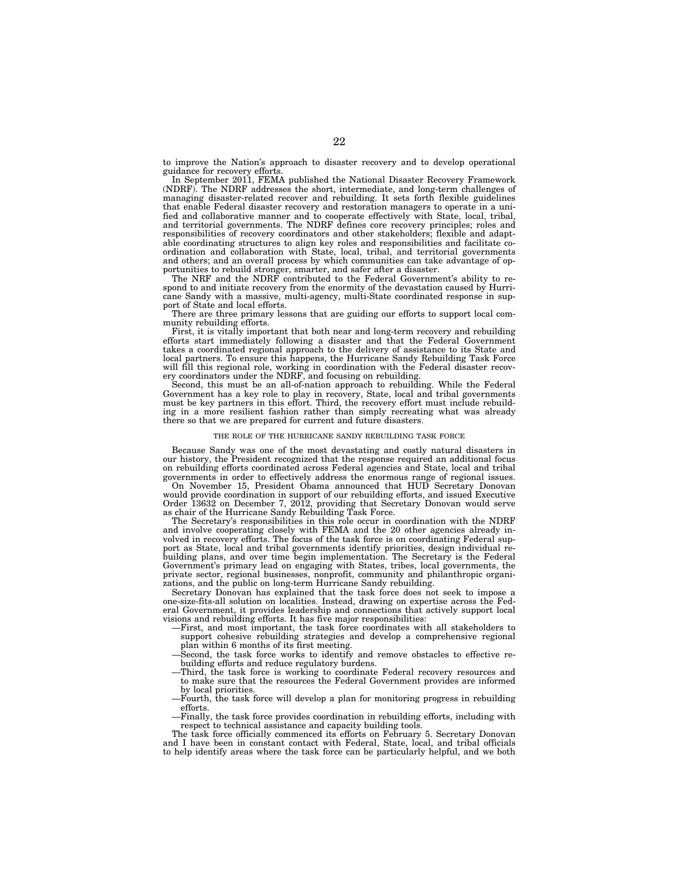to improve the Nation's approach to disaster recovery and to develop operational guidance for recovery efforts.

In September 2011, FEMA published the National Disaster Recovery Framework (NDRF). The NDRF addresses the short, intermediate, and long-term challenges of managing disaster-related recover and rebuilding. It sets forth flexible guidelines that enable Federal disaster recovery and restoration managers to operate in a unified and collaborative manner and to cooperate effectively with State, local, tribal, and territorial governments. The NDRF defines core recovery principles; roles and responsibilities of recovery coordinators and other stakeholders; flexible and adaptable coordinating structures to align key roles and responsibilities and facilitate coordination and collaboration with State, local, tribal, and territorial governments and others; and an overall process by which communities can take advantage of opportunities to rebuild stronger, smarter, and safer after a disaster.

The NRF and the NDRF contributed to the Federal Government's ability to respond to and initiate recovery from the enormity of the devastation caused by Hurricane Sandy with a massive, multi-agency, multi-State coordinated response in support of State and local efforts.

There are three primary lessons that are guiding our efforts to support local community rebuilding efforts.

First, it is vitally important that both near and long-term recovery and rebuilding efforts start immediately following a disaster and that the Federal Government takes a coordinated regional approach to the delivery of assistance to its State and local partners. To ensure this happens, the Hurricane Sandy Rebuilding Task Force will fill this regional role, working in coordination with the Federal disaster recovery coordinators under the NDRF, and focusing on rebuilding.

Second, this must be an all-of-nation approach to rebuilding. While the Federal Government has a key role to play in recovery, State, local and tribal governments must be key partners in this effort. Third, the recovery effort must include rebuilding in a more resilient fashion rather than simply recreating what was already there so that we are prepared for current and future disasters.

THE ROLE OF THE HURRICANE SANDY REBUILDING TASK FORCE

Because Sandy was one of the most devastating and costly natural disasters in our history, the President recognized that the response required an additional focus on rebuilding efforts coordinated across Federal agencies and State, local and tribal governments in order to effectively address the enormous range of regional issues.

On November 15, President Obama announced that HUD Secretary Donovan would provide coordination in support of our rebuilding efforts, and issued Executive Order 13632 on December 7, 2012, providing that Secretary Donovan would serve as chair of the Hurricane Sandy Rebuilding Task Force.

The Secretary's responsibilities in this role occur in coordination with the NDRF and involve cooperating closely with FEMA and the 20 other agencies already involved in recovery efforts. The focus of the task force is on coordinating Federal support as State, local and tribal governments identify priorities, design individual rebuilding plans, and over time begin implementation. The Secretary is the Federal Government's primary lead on engaging with States, tribes, local governments, the private sector, regional businesses, nonprofit, community and philanthropic organizations, and the public on long-term Hurricane Sandy rebuilding.

Secretary Donovan has explained that the task force does not seek to impose a one-size-fits-all solution on localities. Instead, drawing on expertise across the Federal Government, it provides leadership and connections that actively support local visions and rebuilding efforts. It has five major responsibilities:

- First, and most important, the task force coordinates with all stakeholders to support cohesive rebuilding strategies and develop a comprehensive regional plan within 6 months of its first meeting.
- Second, the task force works to identify and remove obstacles to effective rebuilding efforts and reduce regulatory burdens.
- Third, the task force is working to coordinate Federal recovery resources and to make sure that the resources the Federal Government provides are informed by local priorities.
- Fourth, the task force will develop a plan for monitoring progress in rebuilding efforts.
- Finally, the task force provides coordination in rebuilding efforts, including with respect to technical assistance and capacity building tools.

The task force officially commenced its efforts on February 5. Secretary Donovan and I have been in constant contact with Federal, State, local, and tribal officials to help identify areas where the task force can be particularly helpful, and we both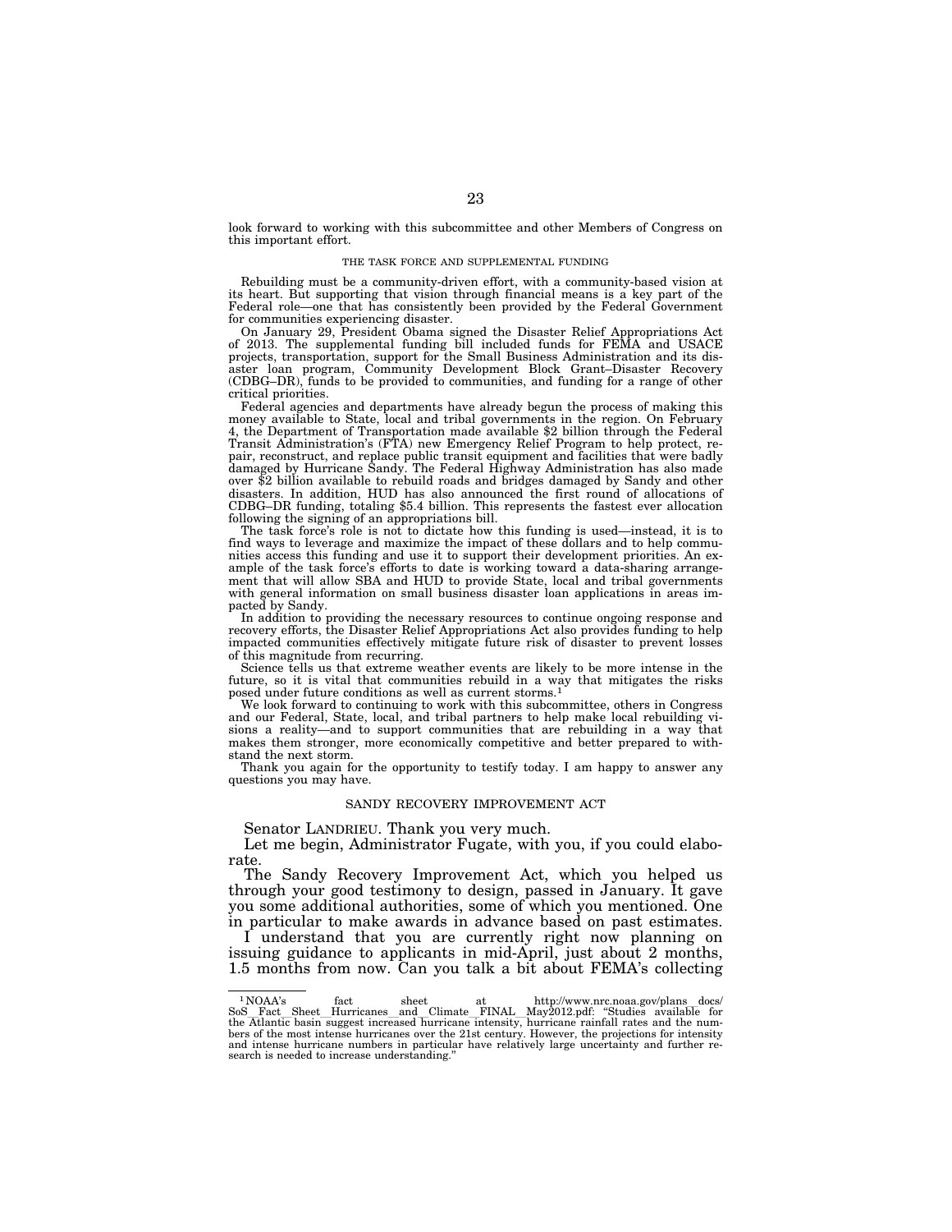look forward to working with this subcommittee and other Members of Congress on this important effort.

### THE TASK FORCE AND SUPPLEMENTAL FUNDING

Rebuilding must be a community-driven effort, with a community-based vision at its heart. But supporting that vision through financial means is a key part of the Federal role—one that has consistently been provided by the Federal Government for communities experiencing disaster.

On January 29, President Obama signed the Disaster Relief Appropriations Act of 2013. The supplemental funding bill included funds for FEMA and USACE projects, transportation, support for the Small Business Administration and its disaster loan program, Community Development Block Grant–Disaster Recovery (CDBG–DR), funds to be provided to communities, and funding for a range of other critical priorities.

Federal agencies and departments have already begun the process of making this money available to State, local and tribal governments in the region. On February 4, the Department of Transportation made available $2 billion through the Federal Transit Administration's (FTA) new Emergency Relief Program to help protect, repair, reconstruct, and replace public transit equipment and facilities that were badly damaged by Hurricane Sandy. The Federal Highway Administration has also made over $2 billion available to rebuild roads and bridges damaged by Sandy and other disasters. In addition, HUD has also announced the first round of allocations of CDBG–DR funding, totaling $5.4 billion. This represents the fastest ever allocation following the signing of an appropriations bill.

The task force's role is not to dictate how this funding is used—instead, it is to find ways to leverage and maximize the impact of these dollars and to help communities access this funding and use it to support their development priorities. An example of the task force's efforts to date is working toward a data-sharing arrangement that will allow SBA and HUD to provide State, local and tribal governments with general information on small business disaster loan applications in areas impacted by Sandy.

In addition to providing the necessary resources to continue ongoing response and recovery efforts, the Disaster Relief Appropriations Act also provides funding to help impacted communities effectively mitigate future risk of disaster to prevent losses of this magnitude from recurring.

Science tells us that extreme weather events are likely to be more intense in the future, so it is vital that communities rebuild in a way that mitigates the risks posed under future conditions as well as current storms.[1]

We look forward to continuing to work with this subcommittee, others in Congress and our Federal, State, local, and tribal partners to help make local rebuilding visions a reality—and to support communities that are rebuilding in a way that makes them stronger, more economically competitive and better prepared to withstand the next storm.

Thank you again for the opportunity to testify today. I am happy to answer any questions you may have.

### SANDY RECOVERY IMPROVEMENT ACT

Senator LANDRIEU. Thank you very much.

Let me begin, Administrator Fugate, with you, if you could elaborate.

The Sandy Recovery Improvement Act, which you helped us through your good testimony to design, passed in January. It gave you some additional authorities, some of which you mentioned. One in particular to make awards in advance based on past estimates.

I understand that you are currently right now planning on issuing guidance to applicants in mid-April, just about 2 months, 1.5 months from now. Can you talk a bit about FEMA's collecting

---

[1] NOAA's fact sheet at http://www.nrc.noaa.gov/plans_docs/SoS_Fact_Sheet_Hurricanes_and_Climate_FINAL_May2012.pdf: "Studies available for the Atlantic basin suggest increased hurricane intensity, hurricane rainfall rates and the numbers of the most intense hurricanes over the 21st century. However, the projections for intensity and intense hurricane numbers in particular have relatively large uncertainty and further research is needed to increase understanding."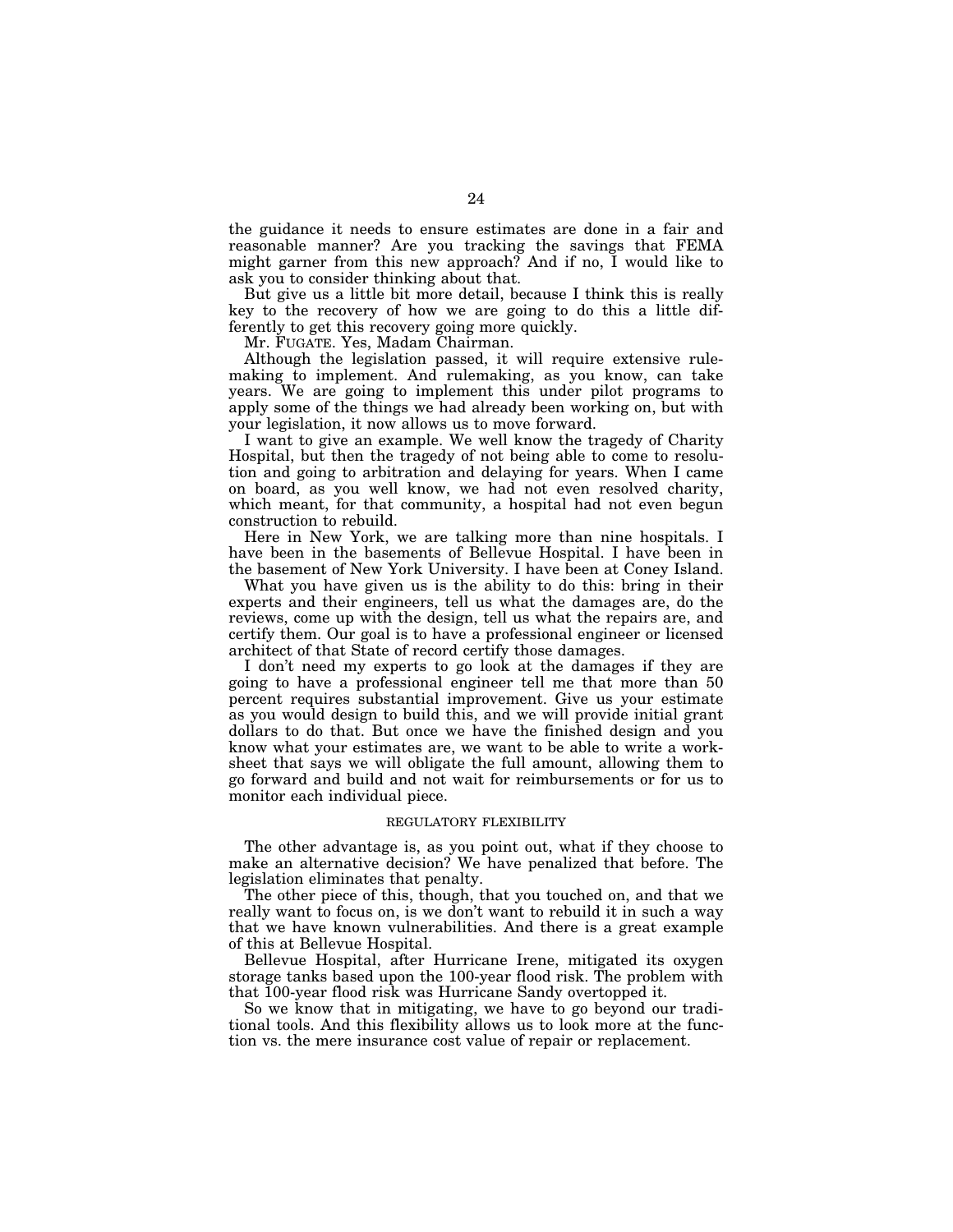the guidance it needs to ensure estimates are done in a fair and reasonable manner? Are you tracking the savings that FEMA might garner from this new approach? And if no, I would like to ask you to consider thinking about that.

But give us a little bit more detail, because I think this is really key to the recovery of how we are going to do this a little differently to get this recovery going more quickly.

Mr. FUGATE. Yes, Madam Chairman.

Although the legislation passed, it will require extensive rulemaking to implement. And rulemaking, as you know, can take years. We are going to implement this under pilot programs to apply some of the things we had already been working on, but with your legislation, it now allows us to move forward.

I want to give an example. We well know the tragedy of Charity Hospital, but then the tragedy of not being able to come to resolution and going to arbitration and delaying for years. When I came on board, as you well know, we had not even resolved charity, which meant, for that community, a hospital had not even begun construction to rebuild.

Here in New York, we are talking more than nine hospitals. I have been in the basements of Bellevue Hospital. I have been in the basement of New York University. I have been at Coney Island.

What you have given us is the ability to do this: bring in their experts and their engineers, tell us what the damages are, do the reviews, come up with the design, tell us what the repairs are, and certify them. Our goal is to have a professional engineer or licensed architect of that State of record certify those damages.

I don't need my experts to go look at the damages if they are going to have a professional engineer tell me that more than 50 percent requires substantial improvement. Give us your estimate as you would design to build this, and we will provide initial grant dollars to do that. But once we have the finished design and you know what your estimates are, we want to be able to write a worksheet that says we will obligate the full amount, allowing them to go forward and build and not wait for reimbursements or for us to monitor each individual piece.

REGULATORY FLEXIBILITY

The other advantage is, as you point out, what if they choose to make an alternative decision? We have penalized that before. The legislation eliminates that penalty.

The other piece of this, though, that you touched on, and that we really want to focus on, is we don't want to rebuild it in such a way that we have known vulnerabilities. And there is a great example of this at Bellevue Hospital.

Bellevue Hospital, after Hurricane Irene, mitigated its oxygen storage tanks based upon the 100-year flood risk. The problem with that 100-year flood risk was Hurricane Sandy overtopped it.

So we know that in mitigating, we have to go beyond our traditional tools. And this flexibility allows us to look more at the function vs. the mere insurance cost value of repair or replacement.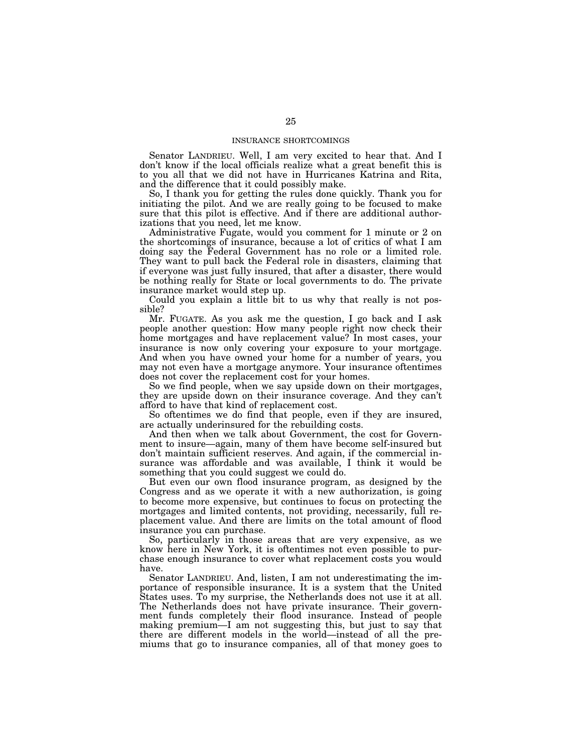## INSURANCE SHORTCOMINGS

Senator LANDRIEU. Well, I am very excited to hear that. And I don't know if the local officials realize what a great benefit this is to you all that we did not have in Hurricanes Katrina and Rita, and the difference that it could possibly make.

So, I thank you for getting the rules done quickly. Thank you for initiating the pilot. And we are really going to be focused to make sure that this pilot is effective. And if there are additional authorizations that you need, let me know.

Administrative Fugate, would you comment for 1 minute or 2 on the shortcomings of insurance, because a lot of critics of what I am doing say the Federal Government has no role or a limited role. They want to pull back the Federal role in disasters, claiming that if everyone was just fully insured, that after a disaster, there would be nothing really for State or local governments to do. The private insurance market would step up.

Could you explain a little bit to us why that really is not possible?

Mr. FUGATE. As you ask me the question, I go back and I ask people another question: How many people right now check their home mortgages and have replacement value? In most cases, your insurance is now only covering your exposure to your mortgage. And when you have owned your home for a number of years, you may not even have a mortgage anymore. Your insurance oftentimes does not cover the replacement cost for your homes.

So we find people, when we say upside down on their mortgages, they are upside down on their insurance coverage. And they can't afford to have that kind of replacement cost.

So oftentimes we do find that people, even if they are insured, are actually underinsured for the rebuilding costs.

And then when we talk about Government, the cost for Government to insure—again, many of them have become self-insured but don't maintain sufficient reserves. And again, if the commercial insurance was affordable and was available, I think it would be something that you could suggest we could do.

But even our own flood insurance program, as designed by the Congress and as we operate it with a new authorization, is going to become more expensive, but continues to focus on protecting the mortgages and limited contents, not providing, necessarily, full replacement value. And there are limits on the total amount of flood insurance you can purchase.

So, particularly in those areas that are very expensive, as we know here in New York, it is oftentimes not even possible to purchase enough insurance to cover what replacement costs you would have.

Senator LANDRIEU. And, listen, I am not underestimating the importance of responsible insurance. It is a system that the United States uses. To my surprise, the Netherlands does not use it at all. The Netherlands does not have private insurance. Their government funds completely their flood insurance. Instead of people making premium—I am not suggesting this, but just to say that there are different models in the world—instead of all the premiums that go to insurance companies, all of that money goes to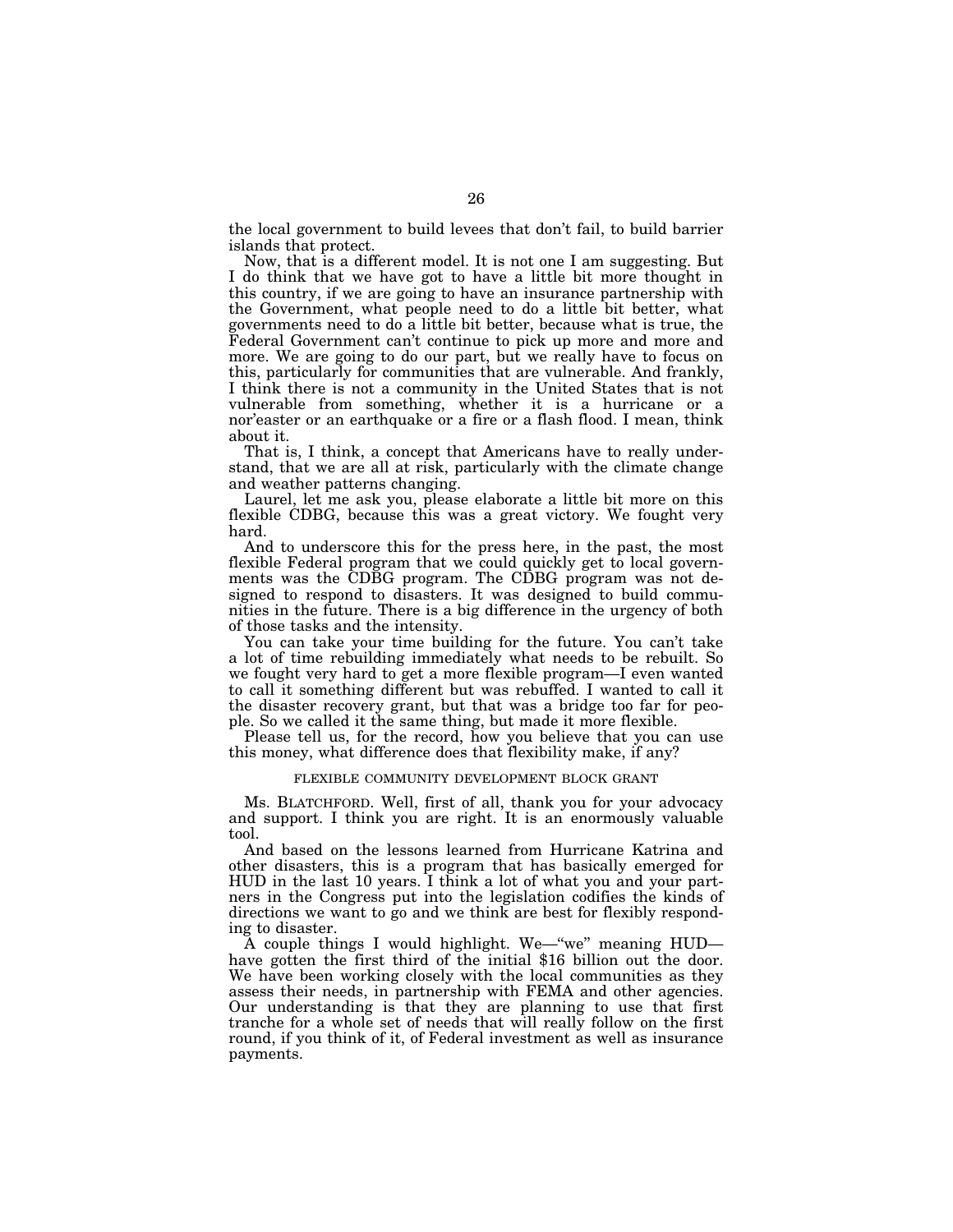the local government to build levees that don't fail, to build barrier islands that protect.

Now, that is a different model. It is not one I am suggesting. But I do think that we have got to have a little bit more thought in this country, if we are going to have an insurance partnership with the Government, what people need to do a little bit better, what governments need to do a little bit better, because what is true, the Federal Government can't continue to pick up more and more and more. We are going to do our part, but we really have to focus on this, particularly for communities that are vulnerable. And frankly, I think there is not a community in the United States that is not vulnerable from something, whether it is a hurricane or a nor'easter or an earthquake or a fire or a flash flood. I mean, think about it.

That is, I think, a concept that Americans have to really understand, that we are all at risk, particularly with the climate change and weather patterns changing.

Laurel, let me ask you, please elaborate a little bit more on this flexible CDBG, because this was a great victory. We fought very hard.

And to underscore this for the press here, in the past, the most flexible Federal program that we could quickly get to local governments was the CDBG program. The CDBG program was not designed to respond to disasters. It was designed to build communities in the future. There is a big difference in the urgency of both of those tasks and the intensity.

You can take your time building for the future. You can't take a lot of time rebuilding immediately what needs to be rebuilt. So we fought very hard to get a more flexible program—I even wanted to call it something different but was rebuffed. I wanted to call it the disaster recovery grant, but that was a bridge too far for people. So we called it the same thing, but made it more flexible.

Please tell us, for the record, how you believe that you can use this money, what difference does that flexibility make, if any?

FLEXIBLE COMMUNITY DEVELOPMENT BLOCK GRANT

Ms. BLATCHFORD. Well, first of all, thank you for your advocacy and support. I think you are right. It is an enormously valuable tool.

And based on the lessons learned from Hurricane Katrina and other disasters, this is a program that has basically emerged for HUD in the last 10 years. I think a lot of what you and your partners in the Congress put into the legislation codifies the kinds of directions we want to go and we think are best for flexibly responding to disaster.

A couple things I would highlight. We—"we" meaning HUD—have gotten the first third of the initial $16 billion out the door. We have been working closely with the local communities as they assess their needs, in partnership with FEMA and other agencies. Our understanding is that they are planning to use that first tranche for a whole set of needs that will really follow on the first round, if you think of it, of Federal investment as well as insurance payments.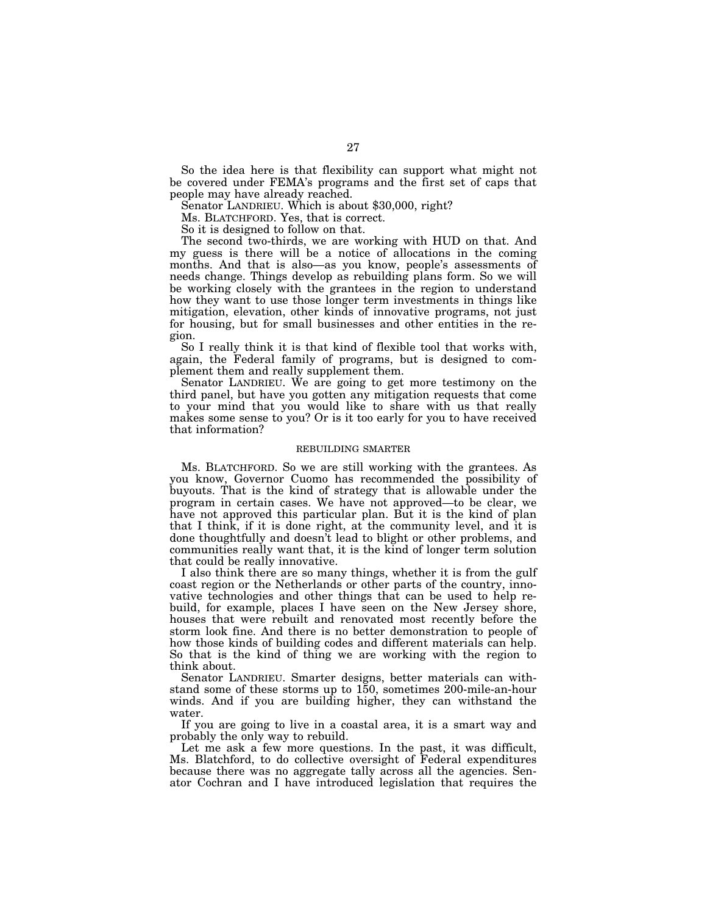So the idea here is that flexibility can support what might not be covered under FEMA's programs and the first set of caps that people may have already reached.

Senator LANDRIEU. Which is about $30,000, right?

Ms. BLATCHFORD. Yes, that is correct.

So it is designed to follow on that.

The second two-thirds, we are working with HUD on that. And my guess is there will be a notice of allocations in the coming months. And that is also—as you know, people's assessments of needs change. Things develop as rebuilding plans form. So we will be working closely with the grantees in the region to understand how they want to use those longer term investments in things like mitigation, elevation, other kinds of innovative programs, not just for housing, but for small businesses and other entities in the region.

So I really think it is that kind of flexible tool that works with, again, the Federal family of programs, but is designed to complement them and really supplement them.

Senator LANDRIEU. We are going to get more testimony on the third panel, but have you gotten any mitigation requests that come to your mind that you would like to share with us that really makes some sense to you? Or is it too early for you to have received that information?

## REBUILDING SMARTER

Ms. BLATCHFORD. So we are still working with the grantees. As you know, Governor Cuomo has recommended the possibility of buyouts. That is the kind of strategy that is allowable under the program in certain cases. We have not approved—to be clear, we have not approved this particular plan. But it is the kind of plan that I think, if it is done right, at the community level, and it is done thoughtfully and doesn't lead to blight or other problems, and communities really want that, it is the kind of longer term solution that could be really innovative.

I also think there are so many things, whether it is from the gulf coast region or the Netherlands or other parts of the country, innovative technologies and other things that can be used to help rebuild, for example, places I have seen on the New Jersey shore, houses that were rebuilt and renovated most recently before the storm look fine. And there is no better demonstration to people of how those kinds of building codes and different materials can help. So that is the kind of thing we are working with the region to think about.

Senator LANDRIEU. Smarter designs, better materials can withstand some of these storms up to 150, sometimes 200-mile-an-hour winds. And if you are building higher, they can withstand the water.

If you are going to live in a coastal area, it is a smart way and probably the only way to rebuild.

Let me ask a few more questions. In the past, it was difficult, Ms. Blatchford, to do collective oversight of Federal expenditures because there was no aggregate tally across all the agencies. Senator Cochran and I have introduced legislation that requires the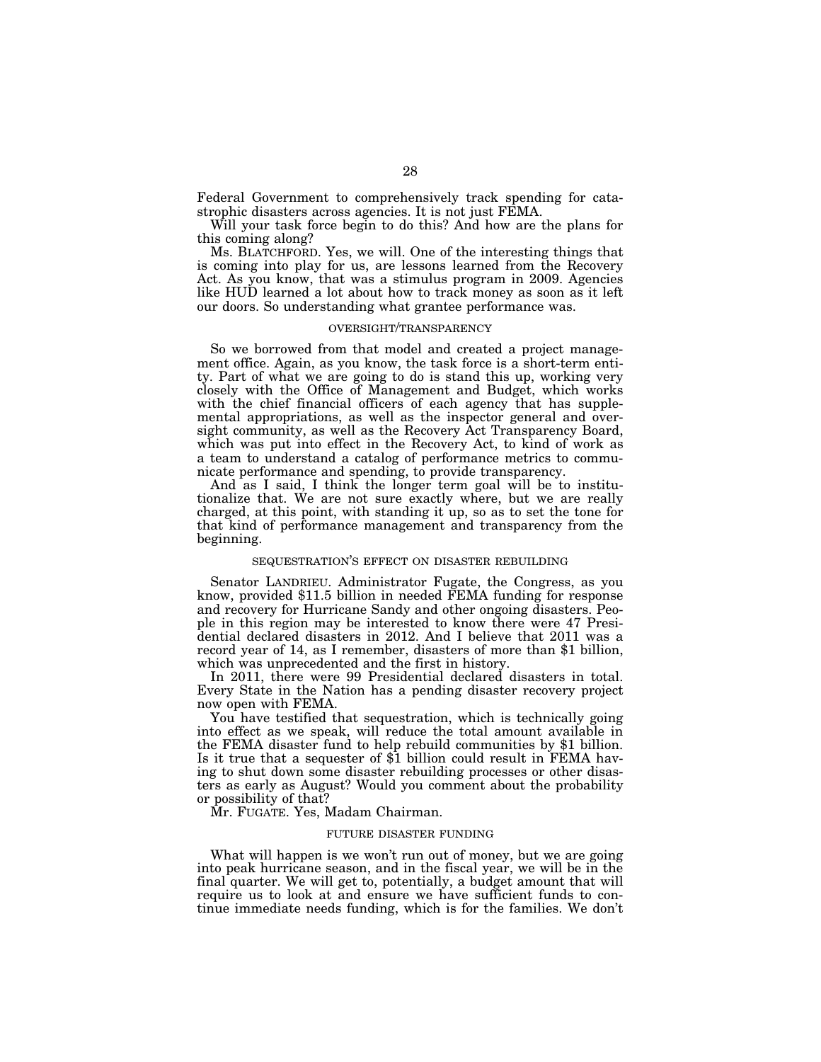Federal Government to comprehensively track spending for catastrophic disasters across agencies. It is not just FEMA.

Will your task force begin to do this? And how are the plans for this coming along?

Ms. BLATCHFORD. Yes, we will. One of the interesting things that is coming into play for us, are lessons learned from the Recovery Act. As you know, that was a stimulus program in 2009. Agencies like HUD learned a lot about how to track money as soon as it left our doors. So understanding what grantee performance was.

### OVERSIGHT/TRANSPARENCY

So we borrowed from that model and created a project management office. Again, as you know, the task force is a short-term entity. Part of what we are going to do is stand this up, working very closely with the Office of Management and Budget, which works with the chief financial officers of each agency that has supplemental appropriations, as well as the inspector general and oversight community, as well as the Recovery Act Transparency Board, which was put into effect in the Recovery Act, to kind of work as a team to understand a catalog of performance metrics to communicate performance and spending, to provide transparency.

And as I said, I think the longer term goal will be to institutionalize that. We are not sure exactly where, but we are really charged, at this point, with standing it up, so as to set the tone for that kind of performance management and transparency from the beginning.

### SEQUESTRATION'S EFFECT ON DISASTER REBUILDING

Senator LANDRIEU. Administrator Fugate, the Congress, as you know, provided $11.5 billion in needed FEMA funding for response and recovery for Hurricane Sandy and other ongoing disasters. People in this region may be interested to know there were 47 Presidential declared disasters in 2012. And I believe that 2011 was a record year of 14, as I remember, disasters of more than $1 billion, which was unprecedented and the first in history.

In 2011, there were 99 Presidential declared disasters in total. Every State in the Nation has a pending disaster recovery project now open with FEMA.

You have testified that sequestration, which is technically going into effect as we speak, will reduce the total amount available in the FEMA disaster fund to help rebuild communities by $1 billion. Is it true that a sequester of $1 billion could result in FEMA having to shut down some disaster rebuilding processes or other disasters as early as August? Would you comment about the probability or possibility of that?

Mr. FUGATE. Yes, Madam Chairman.

### FUTURE DISASTER FUNDING

What will happen is we won't run out of money, but we are going into peak hurricane season, and in the fiscal year, we will be in the final quarter. We will get to, potentially, a budget amount that will require us to look at and ensure we have sufficient funds to continue immediate needs funding, which is for the families. We don't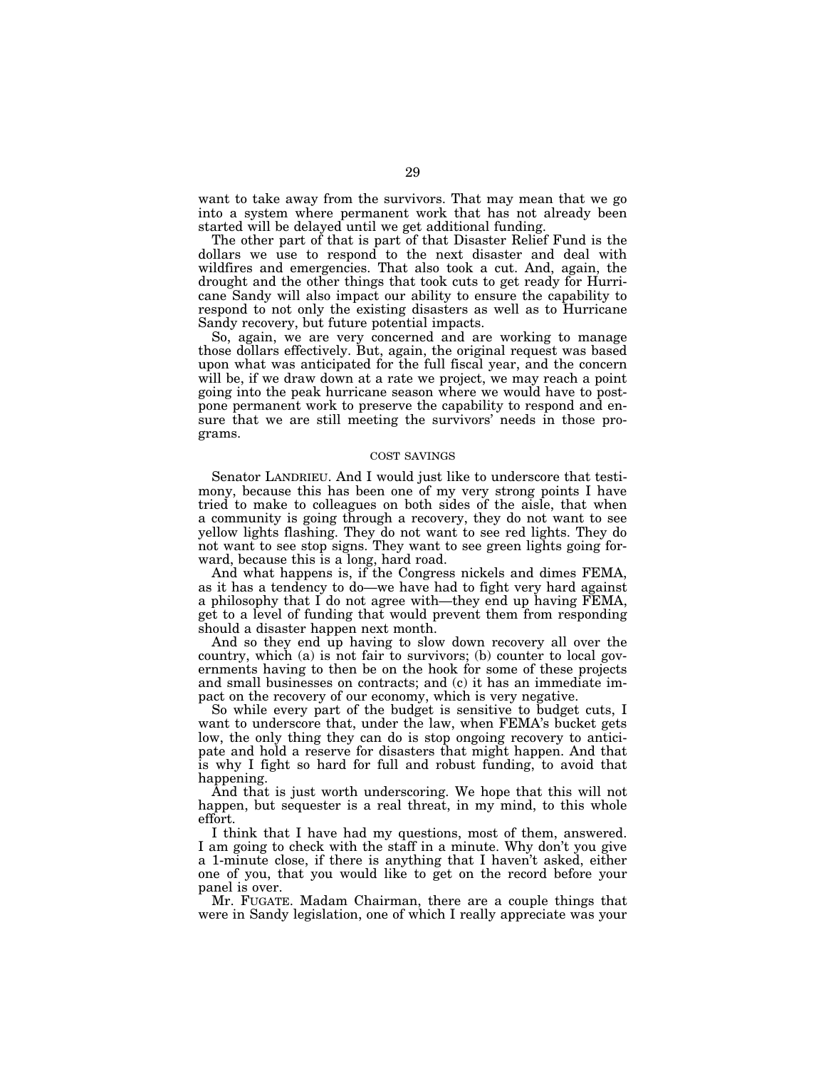want to take away from the survivors. That may mean that we go into a system where permanent work that has not already been started will be delayed until we get additional funding.

The other part of that is part of that Disaster Relief Fund is the dollars we use to respond to the next disaster and deal with wildfires and emergencies. That also took a cut. And, again, the drought and the other things that took cuts to get ready for Hurricane Sandy will also impact our ability to ensure the capability to respond to not only the existing disasters as well as to Hurricane Sandy recovery, but future potential impacts.

So, again, we are very concerned and are working to manage those dollars effectively. But, again, the original request was based upon what was anticipated for the full fiscal year, and the concern will be, if we draw down at a rate we project, we may reach a point going into the peak hurricane season where we would have to postpone permanent work to preserve the capability to respond and ensure that we are still meeting the survivors' needs in those programs.

## COST SAVINGS

Senator LANDRIEU. And I would just like to underscore that testimony, because this has been one of my very strong points I have tried to make to colleagues on both sides of the aisle, that when a community is going through a recovery, they do not want to see yellow lights flashing. They do not want to see red lights. They do not want to see stop signs. They want to see green lights going forward, because this is a long, hard road.

And what happens is, if the Congress nickels and dimes FEMA, as it has a tendency to do—we have had to fight very hard against a philosophy that I do not agree with—they end up having FEMA, get to a level of funding that would prevent them from responding should a disaster happen next month.

And so they end up having to slow down recovery all over the country, which (a) is not fair to survivors; (b) counter to local governments having to then be on the hook for some of these projects and small businesses on contracts; and (c) it has an immediate impact on the recovery of our economy, which is very negative.

So while every part of the budget is sensitive to budget cuts, I want to underscore that, under the law, when FEMA's bucket gets low, the only thing they can do is stop ongoing recovery to anticipate and hold a reserve for disasters that might happen. And that is why I fight so hard for full and robust funding, to avoid that happening.

And that is just worth underscoring. We hope that this will not happen, but sequester is a real threat, in my mind, to this whole effort.

I think that I have had my questions, most of them, answered. I am going to check with the staff in a minute. Why don't you give a 1-minute close, if there is anything that I haven't asked, either one of you, that you would like to get on the record before your panel is over.

Mr. FUGATE. Madam Chairman, there are a couple things that were in Sandy legislation, one of which I really appreciate was your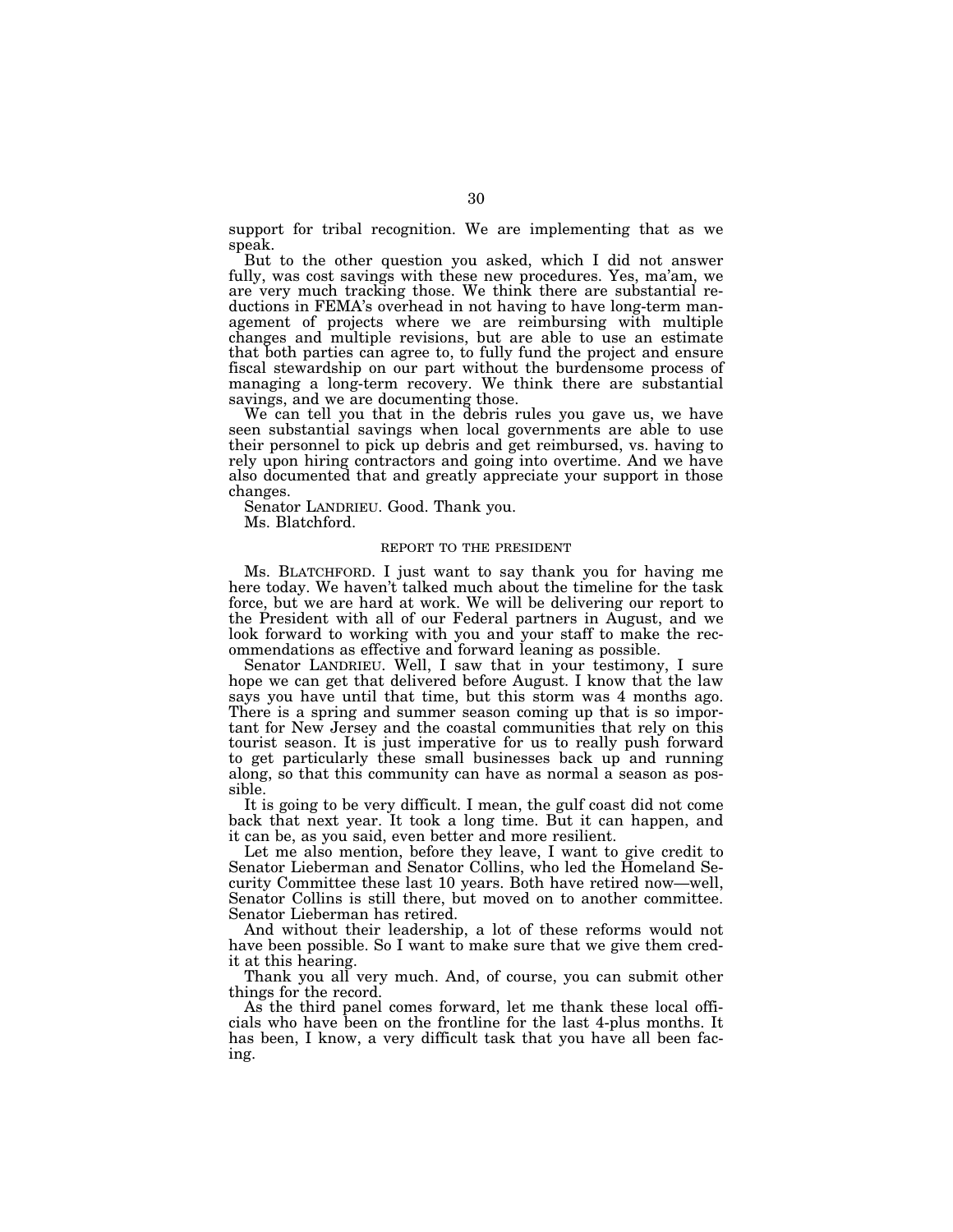support for tribal recognition. We are implementing that as we speak.

But to the other question you asked, which I did not answer fully, was cost savings with these new procedures. Yes, ma'am, we are very much tracking those. We think there are substantial reductions in FEMA's overhead in not having to have long-term management of projects where we are reimbursing with multiple changes and multiple revisions, but are able to use an estimate that both parties can agree to, to fully fund the project and ensure fiscal stewardship on our part without the burdensome process of managing a long-term recovery. We think there are substantial savings, and we are documenting those.

We can tell you that in the debris rules you gave us, we have seen substantial savings when local governments are able to use their personnel to pick up debris and get reimbursed, vs. having to rely upon hiring contractors and going into overtime. And we have also documented that and greatly appreciate your support in those changes.

Senator LANDRIEU. Good. Thank you.

Ms. Blatchford.

REPORT TO THE PRESIDENT

Ms. BLATCHFORD. I just want to say thank you for having me here today. We haven't talked much about the timeline for the task force, but we are hard at work. We will be delivering our report to the President with all of our Federal partners in August, and we look forward to working with you and your staff to make the recommendations as effective and forward leaning as possible.

Senator LANDRIEU. Well, I saw that in your testimony, I sure hope we can get that delivered before August. I know that the law says you have until that time, but this storm was 4 months ago. There is a spring and summer season coming up that is so important for New Jersey and the coastal communities that rely on this tourist season. It is just imperative for us to really push forward to get particularly these small businesses back up and running along, so that this community can have as normal a season as possible.

It is going to be very difficult. I mean, the gulf coast did not come back that next year. It took a long time. But it can happen, and it can be, as you said, even better and more resilient.

Let me also mention, before they leave, I want to give credit to Senator Lieberman and Senator Collins, who led the Homeland Security Committee these last 10 years. Both have retired now—well, Senator Collins is still there, but moved on to another committee. Senator Lieberman has retired.

And without their leadership, a lot of these reforms would not have been possible. So I want to make sure that we give them credit at this hearing.

Thank you all very much. And, of course, you can submit other things for the record.

As the third panel comes forward, let me thank these local officials who have been on the frontline for the last 4-plus months. It has been, I know, a very difficult task that you have all been facing.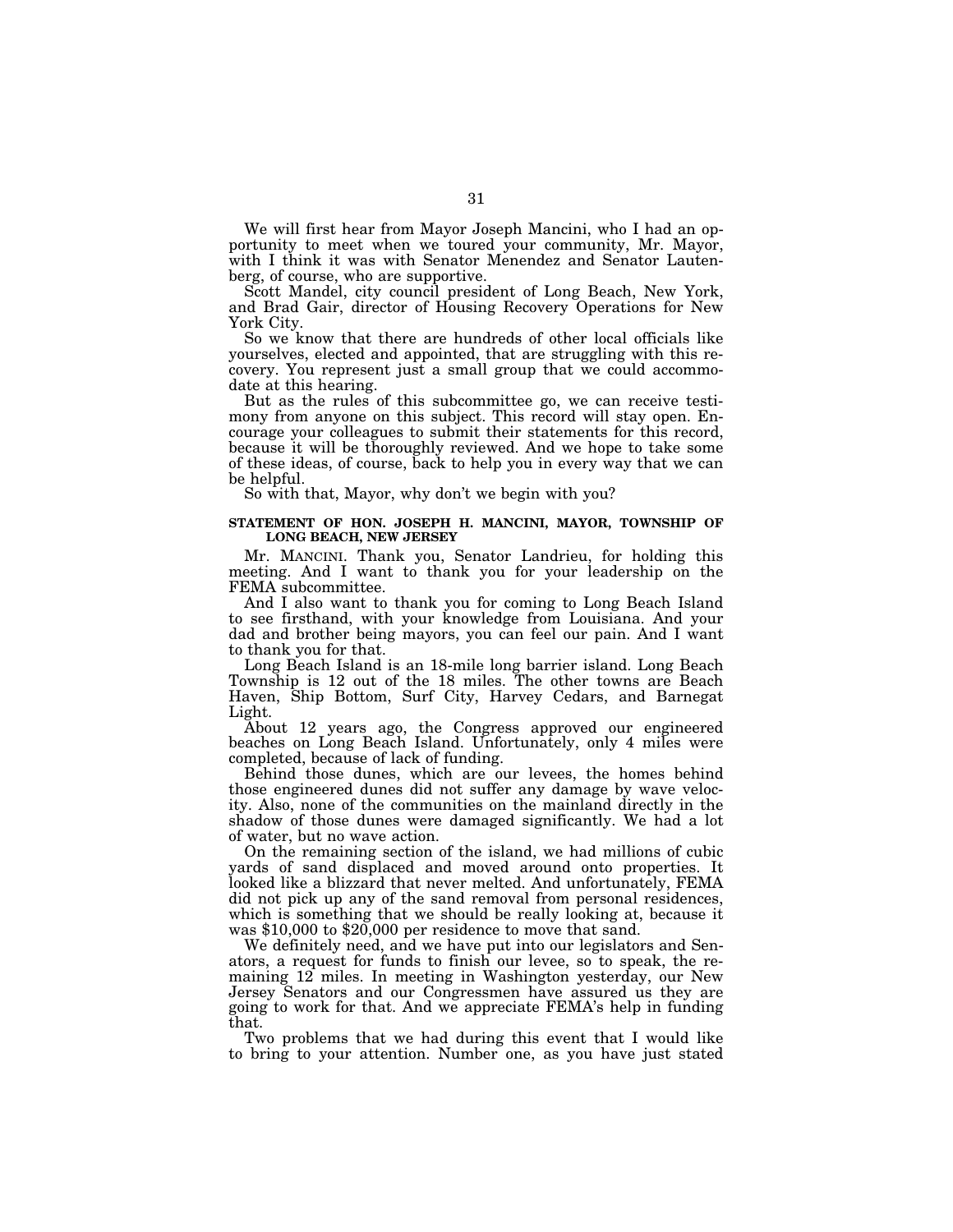We will first hear from Mayor Joseph Mancini, who I had an opportunity to meet when we toured your community, Mr. Mayor, with I think it was with Senator Menendez and Senator Lautenberg, of course, who are supportive.

Scott Mandel, city council president of Long Beach, New York, and Brad Gair, director of Housing Recovery Operations for New York City.

So we know that there are hundreds of other local officials like yourselves, elected and appointed, that are struggling with this recovery. You represent just a small group that we could accommodate at this hearing.

But as the rules of this subcommittee go, we can receive testimony from anyone on this subject. This record will stay open. Encourage your colleagues to submit their statements for this record, because it will be thoroughly reviewed. And we hope to take some of these ideas, of course, back to help you in every way that we can be helpful.

So with that, Mayor, why don't we begin with you?

## STATEMENT OF HON. JOSEPH H. MANCINI, MAYOR, TOWNSHIP OF LONG BEACH, NEW JERSEY

Mr. MANCINI. Thank you, Senator Landrieu, for holding this meeting. And I want to thank you for your leadership on the FEMA subcommittee.

And I also want to thank you for coming to Long Beach Island to see firsthand, with your knowledge from Louisiana. And your dad and brother being mayors, you can feel our pain. And I want to thank you for that.

Long Beach Island is an 18-mile long barrier island. Long Beach Township is 12 out of the 18 miles. The other towns are Beach Haven, Ship Bottom, Surf City, Harvey Cedars, and Barnegat Light.

About 12 years ago, the Congress approved our engineered beaches on Long Beach Island. Unfortunately, only 4 miles were completed, because of lack of funding.

Behind those dunes, which are our levees, the homes behind those engineered dunes did not suffer any damage by wave velocity. Also, none of the communities on the mainland directly in the shadow of those dunes were damaged significantly. We had a lot of water, but no wave action.

On the remaining section of the island, we had millions of cubic yards of sand displaced and moved around onto properties. It looked like a blizzard that never melted. And unfortunately, FEMA did not pick up any of the sand removal from personal residences, which is something that we should be really looking at, because it was $10,000 to $20,000 per residence to move that sand.

We definitely need, and we have put into our legislators and Senators, a request for funds to finish our levee, so to speak, the remaining 12 miles. In meeting in Washington yesterday, our New Jersey Senators and our Congressmen have assured us they are going to work for that. And we appreciate FEMA's help in funding that.

Two problems that we had during this event that I would like to bring to your attention. Number one, as you have just stated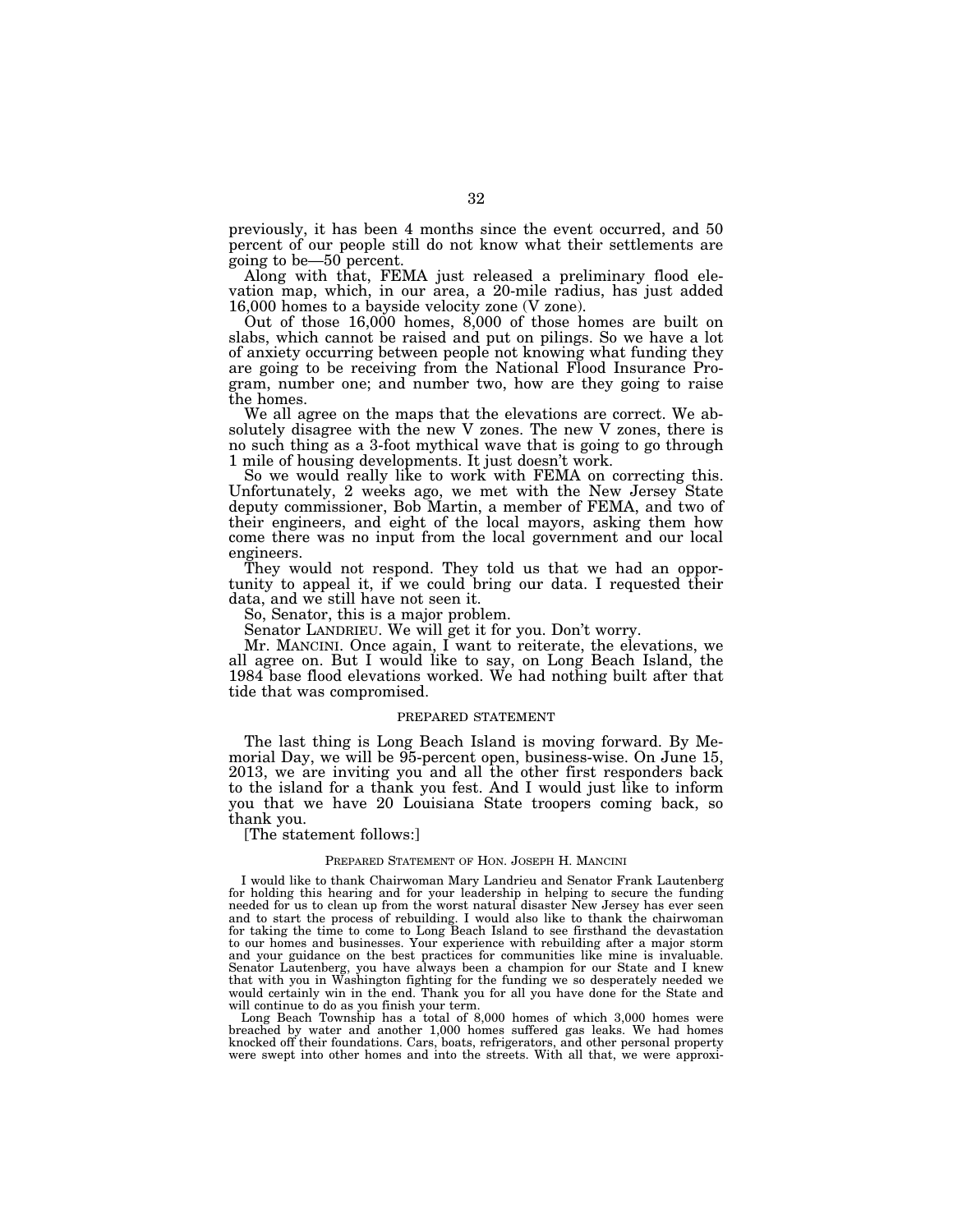previously, it has been 4 months since the event occurred, and 50 percent of our people still do not know what their settlements are going to be—50 percent.

Along with that, FEMA just released a preliminary flood elevation map, which, in our area, a 20-mile radius, has just added 16,000 homes to a bayside velocity zone (V zone).

Out of those 16,000 homes, 8,000 of those homes are built on slabs, which cannot be raised and put on pilings. So we have a lot of anxiety occurring between people not knowing what funding they are going to be receiving from the National Flood Insurance Program, number one; and number two, how are they going to raise the homes.

We all agree on the maps that the elevations are correct. We absolutely disagree with the new V zones. The new V zones, there is no such thing as a 3-foot mythical wave that is going to go through 1 mile of housing developments. It just doesn't work.

So we would really like to work with FEMA on correcting this. Unfortunately, 2 weeks ago, we met with the New Jersey State deputy commissioner, Bob Martin, a member of FEMA, and two of their engineers, and eight of the local mayors, asking them how come there was no input from the local government and our local engineers.

They would not respond. They told us that we had an opportunity to appeal it, if we could bring our data. I requested their data, and we still have not seen it.

So, Senator, this is a major problem.

Senator LANDRIEU. We will get it for you. Don't worry.

Mr. MANCINI. Once again, I want to reiterate, the elevations, we all agree on. But I would like to say, on Long Beach Island, the 1984 base flood elevations worked. We had nothing built after that tide that was compromised.

## PREPARED STATEMENT

The last thing is Long Beach Island is moving forward. By Memorial Day, we will be 95-percent open, business-wise. On June 15, 2013, we are inviting you and all the other first responders back to the island for a thank you fest. And I would just like to inform you that we have 20 Louisiana State troopers coming back, so thank you.

[The statement follows:]

### PREPARED STATEMENT OF HON. JOSEPH H. MANCINI

I would like to thank Chairwoman Mary Landrieu and Senator Frank Lautenberg for holding this hearing and for your leadership in helping to secure the funding needed for us to clean up from the worst natural disaster New Jersey has ever seen and to start the process of rebuilding. I would also like to thank the chairwoman for taking the time to come to Long Beach Island to see firsthand the devastation to our homes and businesses. Your experience with rebuilding after a major storm and your guidance on the best practices for communities like mine is invaluable. Senator Lautenberg, you have always been a champion for our State and I knew that with you in Washington fighting for the funding we so desperately needed we would certainly win in the end. Thank you for all you have done for the State and will continue to do as you finish your term.

Long Beach Township has a total of 8,000 homes of which 3,000 homes were breached by water and another 1,000 homes suffered gas leaks. We had homes knocked off their foundations. Cars, boats, refrigerators, and other personal property were swept into other homes and into the streets. With all that, we were approxi-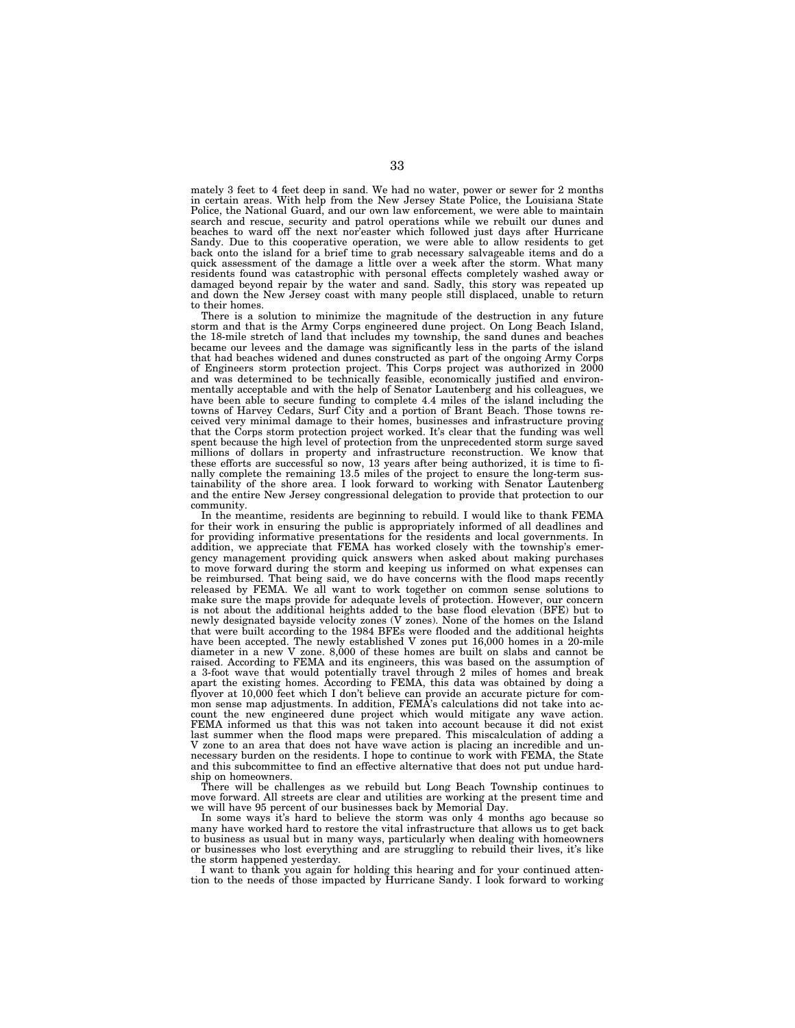mately 3 feet to 4 feet deep in sand. We had no water, power or sewer for 2 months in certain areas. With help from the New Jersey State Police, the Louisiana State Police, the National Guard, and our own law enforcement, we were able to maintain search and rescue, security and patrol operations while we rebuilt our dunes and beaches to ward off the next nor'easter which followed just days after Hurricane Sandy. Due to this cooperative operation, we were able to allow residents to get back onto the island for a brief time to grab necessary salvageable items and do a quick assessment of the damage a little over a week after the storm. What many residents found was catastrophic with personal effects completely washed away or damaged beyond repair by the water and sand. Sadly, this story was repeated up and down the New Jersey coast with many people still displaced, unable to return to their homes.

There is a solution to minimize the magnitude of the destruction in any future storm and that is the Army Corps engineered dune project. On Long Beach Island, the 18-mile stretch of land that includes my township, the sand dunes and beaches became our levees and the damage was significantly less in the parts of the island that had beaches widened and dunes constructed as part of the ongoing Army Corps of Engineers storm protection project. This Corps project was authorized in 2000 and was determined to be technically feasible, economically justified and environmentally acceptable and with the help of Senator Lautenberg and his colleagues, we have been able to secure funding to complete 4.4 miles of the island including the towns of Harvey Cedars, Surf City and a portion of Brant Beach. Those towns received very minimal damage to their homes, businesses and infrastructure proving that the Corps storm protection project worked. It's clear that the funding was well spent because the high level of protection from the unprecedented storm surge saved millions of dollars in property and infrastructure reconstruction. We know that these efforts are successful so now, 13 years after being authorized, it is time to finally complete the remaining 13.5 miles of the project to ensure the long-term sustainability of the shore area. I look forward to working with Senator Lautenberg and the entire New Jersey congressional delegation to provide that protection to our community.

In the meantime, residents are beginning to rebuild. I would like to thank FEMA for their work in ensuring the public is appropriately informed of all deadlines and for providing informative presentations for the residents and local governments. In addition, we appreciate that FEMA has worked closely with the township's emergency management providing quick answers when asked about making purchases to move forward during the storm and keeping us informed on what expenses can be reimbursed. That being said, we do have concerns with the flood maps recently released by FEMA. We all want to work together on common sense solutions to make sure the maps provide for adequate levels of protection. However, our concern is not about the additional heights added to the base flood elevation (BFE) but to newly designated bayside velocity zones (V zones). None of the homes on the Island that were built according to the 1984 BFEs were flooded and the additional heights have been accepted. The newly established V zones put 16,000 homes in a 20-mile diameter in a new V zone. 8,000 of these homes are built on slabs and cannot be raised. According to FEMA and its engineers, this was based on the assumption of a 3-foot wave that would potentially travel through 2 miles of homes and break apart the existing homes. According to FEMA, this data was obtained by doing a flyover at 10,000 feet which I don't believe can provide an accurate picture for common sense map adjustments. In addition, FEMA's calculations did not take into account the new engineered dune project which would mitigate any wave action. FEMA informed us that this was not taken into account because it did not exist last summer when the flood maps were prepared. This miscalculation of adding a V zone to an area that does not have wave action is placing an incredible and unnecessary burden on the residents. I hope to continue to work with FEMA, the State and this subcommittee to find an effective alternative that does not put undue hardship on homeowners.

There will be challenges as we rebuild but Long Beach Township continues to move forward. All streets are clear and utilities are working at the present time and we will have 95 percent of our businesses back by Memorial Day.

In some ways it's hard to believe the storm was only 4 months ago because so many have worked hard to restore the vital infrastructure that allows us to get back to business as usual but in many ways, particularly when dealing with homeowners or businesses who lost everything and are struggling to rebuild their lives, it's like the storm happened yesterday.

I want to thank you again for holding this hearing and for your continued attention to the needs of those impacted by Hurricane Sandy. I look forward to working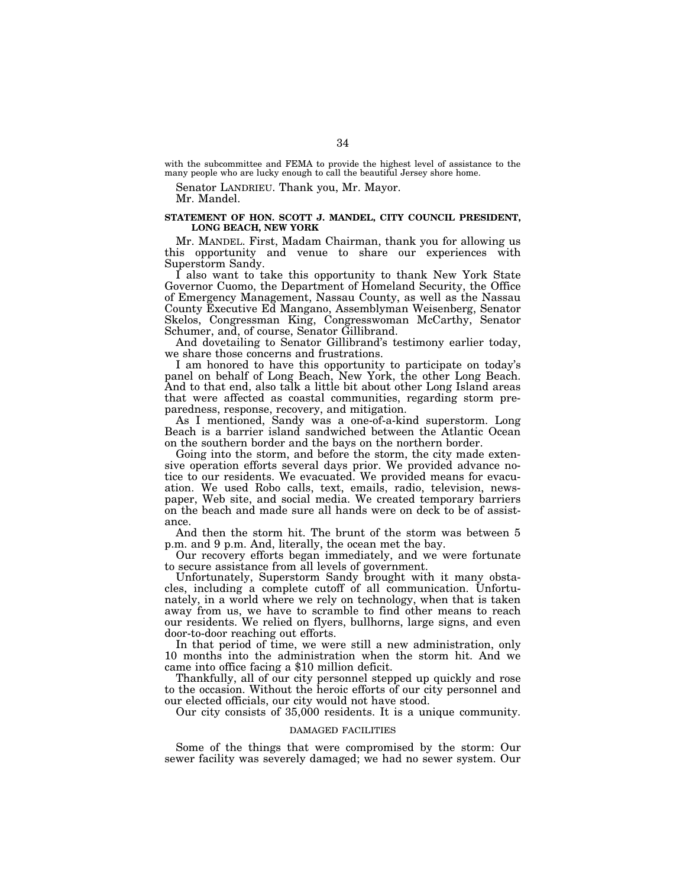with the subcommittee and FEMA to provide the highest level of assistance to the many people who are lucky enough to call the beautiful Jersey shore home.

Senator LANDRIEU. Thank you, Mr. Mayor.

Mr. Mandel.

**STATEMENT OF HON. SCOTT J. MANDEL, CITY COUNCIL PRESIDENT, LONG BEACH, NEW YORK**

Mr. MANDEL. First, Madam Chairman, thank you for allowing us this opportunity and venue to share our experiences with Superstorm Sandy.

I also want to take this opportunity to thank New York State Governor Cuomo, the Department of Homeland Security, the Office of Emergency Management, Nassau County, as well as the Nassau County Executive Ed Mangano, Assemblyman Weisenberg, Senator Skelos, Congressman King, Congresswoman McCarthy, Senator Schumer, and, of course, Senator Gillibrand.

And dovetailing to Senator Gillibrand's testimony earlier today, we share those concerns and frustrations.

I am honored to have this opportunity to participate on today's panel on behalf of Long Beach, New York, the other Long Beach. And to that end, also talk a little bit about other Long Island areas that were affected as coastal communities, regarding storm preparedness, response, recovery, and mitigation.

As I mentioned, Sandy was a one-of-a-kind superstorm. Long Beach is a barrier island sandwiched between the Atlantic Ocean on the southern border and the bays on the northern border.

Going into the storm, and before the storm, the city made extensive operation efforts several days prior. We provided advance notice to our residents. We evacuated. We provided means for evacuation. We used Robo calls, text, emails, radio, television, newspaper, Web site, and social media. We created temporary barriers on the beach and made sure all hands were on deck to be of assistance.

And then the storm hit. The brunt of the storm was between 5 p.m. and 9 p.m. And, literally, the ocean met the bay.

Our recovery efforts began immediately, and we were fortunate to secure assistance from all levels of government.

Unfortunately, Superstorm Sandy brought with it many obstacles, including a complete cutoff of all communication. Unfortunately, in a world where we rely on technology, when that is taken away from us, we have to scramble to find other means to reach our residents. We relied on flyers, bullhorns, large signs, and even door-to-door reaching out efforts.

In that period of time, we were still a new administration, only 10 months into the administration when the storm hit. And we came into office facing a $10 million deficit.

Thankfully, all of our city personnel stepped up quickly and rose to the occasion. Without the heroic efforts of our city personnel and our elected officials, our city would not have stood.

Our city consists of 35,000 residents. It is a unique community.

DAMAGED FACILITIES

Some of the things that were compromised by the storm: Our sewer facility was severely damaged; we had no sewer system. Our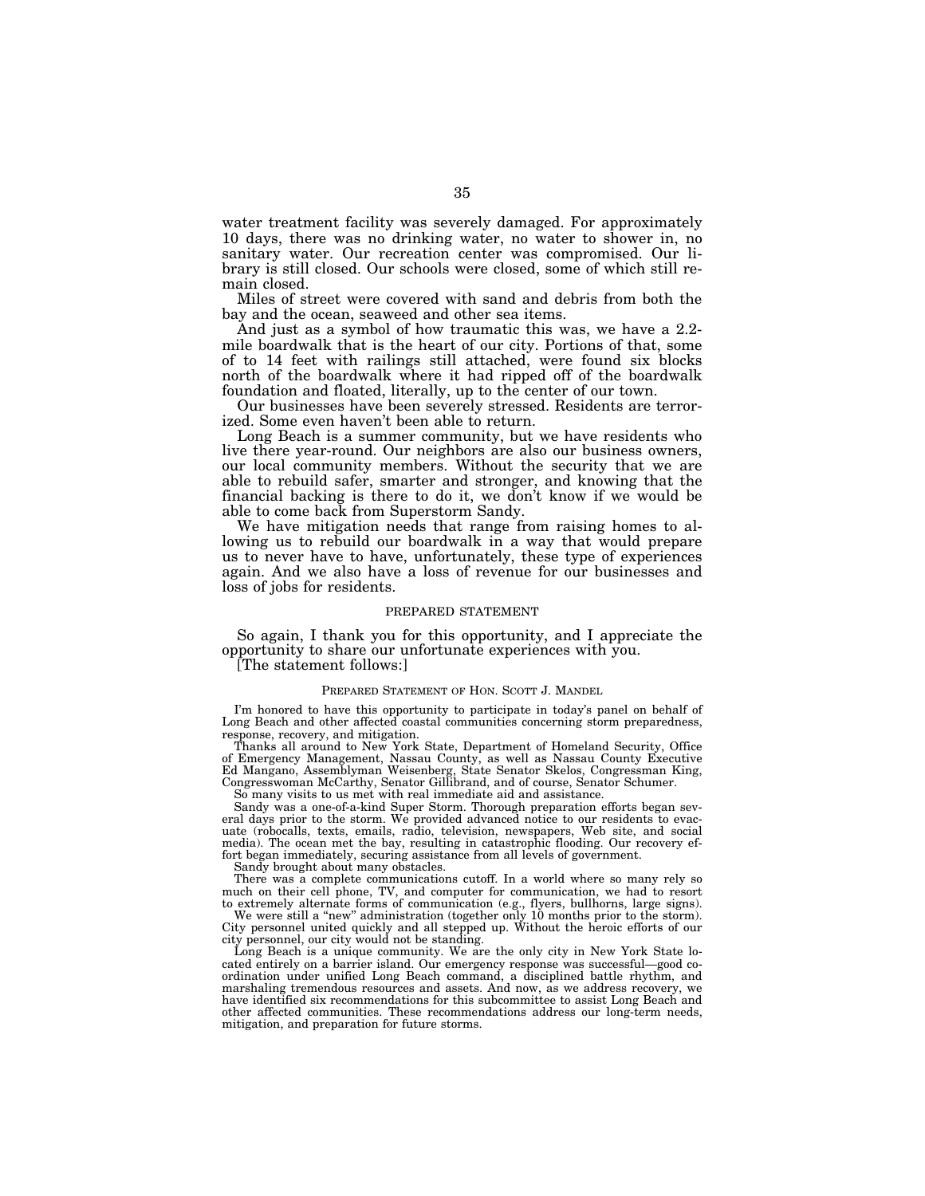water treatment facility was severely damaged. For approximately 10 days, there was no drinking water, no water to shower in, no sanitary water. Our recreation center was compromised. Our library is still closed. Our schools were closed, some of which still remain closed.

Miles of street were covered with sand and debris from both the bay and the ocean, seaweed and other sea items.

And just as a symbol of how traumatic this was, we have a 2.2-mile boardwalk that is the heart of our city. Portions of that, some of to 14 feet with railings still attached, were found six blocks north of the boardwalk where it had ripped off of the boardwalk foundation and floated, literally, up to the center of our town.

Our businesses have been severely stressed. Residents are terrorized. Some even haven't been able to return.

Long Beach is a summer community, but we have residents who live there year-round. Our neighbors are also our business owners, our local community members. Without the security that we are able to rebuild safer, smarter and stronger, and knowing that the financial backing is there to do it, we don't know if we would be able to come back from Superstorm Sandy.

We have mitigation needs that range from raising homes to allowing us to rebuild our boardwalk in a way that would prepare us to never have to have, unfortunately, these type of experiences again. And we also have a loss of revenue for our businesses and loss of jobs for residents.

## PREPARED STATEMENT

So again, I thank you for this opportunity, and I appreciate the opportunity to share our unfortunate experiences with you.

[The statement follows:]

### PREPARED STATEMENT OF HON. SCOTT J. MANDEL

I'm honored to have this opportunity to participate in today's panel on behalf of Long Beach and other affected coastal communities concerning storm preparedness, response, recovery, and mitigation.

Thanks all around to New York State, Department of Homeland Security, Office of Emergency Management, Nassau County, as well as Nassau County Executive Ed Mangano, Assemblyman Weisenberg, State Senator Skelos, Congressman King, Congresswoman McCarthy, Senator Gillibrand, and of course, Senator Schumer.

So many visits to us met with real immediate aid and assistance.

Sandy was a one-of-a-kind Super Storm. Thorough preparation efforts began several days prior to the storm. We provided advanced notice to our residents to evacuate (robocalls, texts, emails, radio, television, newspapers, Web site, and social media). The ocean met the bay, resulting in catastrophic flooding. Our recovery effort began immediately, securing assistance from all levels of government.

Sandy brought about many obstacles.

There was a complete communications cutoff. In a world where so many rely so much on their cell phone, TV, and computer for communication, we had to resort to extremely alternate forms of communication (e.g., flyers, bullhorns, large signs).

We were still a "new" administration (together only 10 months prior to the storm). City personnel united quickly and all stepped up. Without the heroic efforts of our city personnel, our city would not be standing.

Long Beach is a unique community. We are the only city in New York State located entirely on a barrier island. Our emergency response was successful—good coordination under unified Long Beach command, a disciplined battle rhythm, and marshaling tremendous resources and assets. And now, as we address recovery, we have identified six recommendations for this subcommittee to assist Long Beach and other affected communities. These recommendations address our long-term needs, mitigation, and preparation for future storms.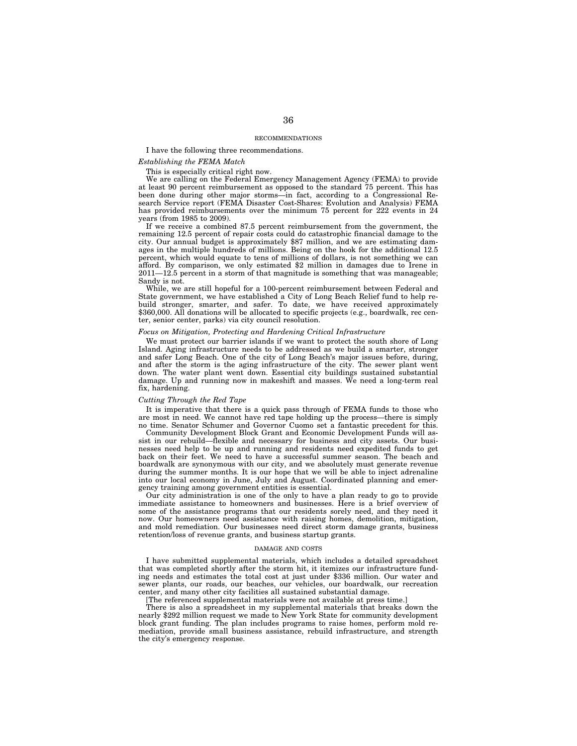## RECOMMENDATIONS

I have the following three recommendations.

*Establishing the FEMA Match*

This is especially critical right now.

We are calling on the Federal Emergency Management Agency (FEMA) to provide at least 90 percent reimbursement as opposed to the standard 75 percent. This has been done during other major storms—in fact, according to a Congressional Research Service report (FEMA Disaster Cost-Shares: Evolution and Analysis) FEMA has provided reimbursements over the minimum 75 percent for 222 events in 24 years (from 1985 to 2009).

If we receive a combined 87.5 percent reimbursement from the government, the remaining 12.5 percent of repair costs could do catastrophic financial damage to the city. Our annual budget is approximately $87 million, and we are estimating damages in the multiple hundreds of millions. Being on the hook for the additional 12.5 percent, which would equate to tens of millions of dollars, is not something we can afford. By comparison, we only estimated $2 million in damages due to Irene in 2011—12.5 percent in a storm of that magnitude is something that was manageable; Sandy is not.

While, we are still hopeful for a 100-percent reimbursement between Federal and State government, we have established a City of Long Beach Relief fund to help rebuild stronger, smarter, and safer. To date, we have received approximately $360,000. All donations will be allocated to specific projects (e.g., boardwalk, rec center, senior center, parks) via city council resolution.

*Focus on Mitigation, Protecting and Hardening Critical Infrastructure*

We must protect our barrier islands if we want to protect the south shore of Long Island. Aging infrastructure needs to be addressed as we build a smarter, stronger and safer Long Beach. One of the city of Long Beach's major issues before, during, and after the storm is the aging infrastructure of the city. The sewer plant went down. The water plant went down. Essential city buildings sustained substantial damage. Up and running now in makeshift and masses. We need a long-term real fix, hardening.

*Cutting Through the Red Tape*

It is imperative that there is a quick pass through of FEMA funds to those who are most in need. We cannot have red tape holding up the process—there is simply no time. Senator Schumer and Governor Cuomo set a fantastic precedent for this.

Community Development Block Grant and Economic Development Funds will assist in our rebuild—flexible and necessary for business and city assets. Our businesses need help to be up and running and residents need expedited funds to get back on their feet. We need to have a successful summer season. The beach and boardwalk are synonymous with our city, and we absolutely must generate revenue during the summer months. It is our hope that we will be able to inject adrenaline into our local economy in June, July and August. Coordinated planning and emergency training among government entities is essential.

Our city administration is one of the only to have a plan ready to go to provide immediate assistance to homeowners and businesses. Here is a brief overview of some of the assistance programs that our residents sorely need, and they need it now. Our homeowners need assistance with raising homes, demolition, mitigation, and mold remediation. Our businesses need direct storm damage grants, business retention/loss of revenue grants, and business startup grants.

## DAMAGE AND COSTS

I have submitted supplemental materials, which includes a detailed spreadsheet that was completed shortly after the storm hit, it itemizes our infrastructure funding needs and estimates the total cost at just under $336 million. Our water and sewer plants, our roads, our beaches, our vehicles, our boardwalk, our recreation center, and many other city facilities all sustained substantial damage.

[The referenced supplemental materials were not available at press time.]

There is also a spreadsheet in my supplemental materials that breaks down the nearly $292 million request we made to New York State for community development block grant funding. The plan includes programs to raise homes, perform mold remediation, provide small business assistance, rebuild infrastructure, and strength the city's emergency response.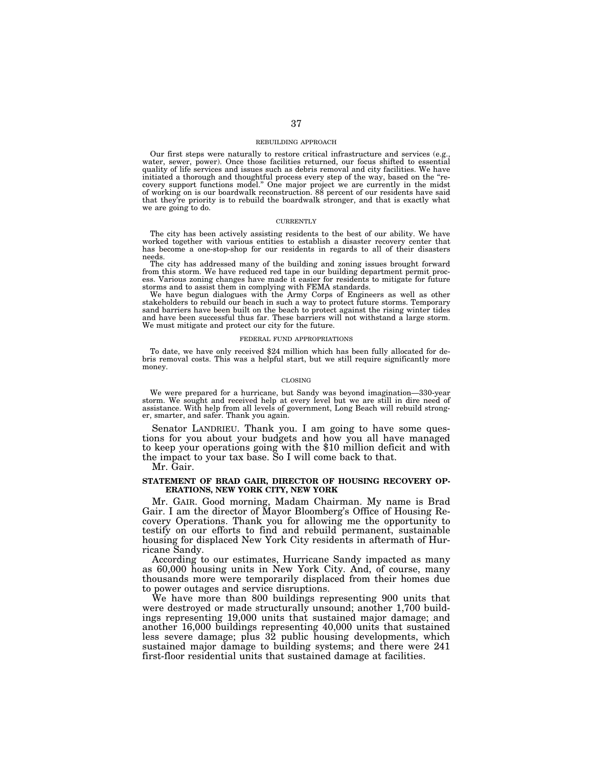#### REBUILDING APPROACH

Our first steps were naturally to restore critical infrastructure and services (e.g., water, sewer, power). Once those facilities returned, our focus shifted to essential quality of life services and issues such as debris removal and city facilities. We have initiated a thorough and thoughtful process every step of the way, based on the "recovery support functions model." One major project we are currently in the midst of working on is our boardwalk reconstruction. 88 percent of our residents have said that they're priority is to rebuild the boardwalk stronger, and that is exactly what we are going to do.

#### CURRENTLY

The city has been actively assisting residents to the best of our ability. We have worked together with various entities to establish a disaster recovery center that has become a one-stop-shop for our residents in regards to all of their disasters needs.

The city has addressed many of the building and zoning issues brought forward from this storm. We have reduced red tape in our building department permit process. Various zoning changes have made it easier for residents to mitigate for future storms and to assist them in complying with FEMA standards.

We have begun dialogues with the Army Corps of Engineers as well as other stakeholders to rebuild our beach in such a way to protect future storms. Temporary sand barriers have been built on the beach to protect against the rising winter tides and have been successful thus far. These barriers will not withstand a large storm. We must mitigate and protect our city for the future.

#### FEDERAL FUND APPROPRIATIONS

To date, we have only received $24 million which has been fully allocated for debris removal costs. This was a helpful start, but we still require significantly more money.

#### CLOSING

We were prepared for a hurricane, but Sandy was beyond imagination—330-year storm. We sought and received help at every level but we are still in dire need of assistance. With help from all levels of government, Long Beach will rebuild stronger, smarter, and safer. Thank you again.

Senator LANDRIEU. Thank you. I am going to have some questions for you about your budgets and how you all have managed to keep your operations going with the $10 million deficit and with the impact to your tax base. So I will come back to that.

Mr. Gair.

### STATEMENT OF BRAD GAIR, DIRECTOR OF HOUSING RECOVERY OPERATIONS, NEW YORK CITY, NEW YORK

Mr. GAIR. Good morning, Madam Chairman. My name is Brad Gair. I am the director of Mayor Bloomberg's Office of Housing Recovery Operations. Thank you for allowing me the opportunity to testify on our efforts to find and rebuild permanent, sustainable housing for displaced New York City residents in aftermath of Hurricane Sandy.

According to our estimates, Hurricane Sandy impacted as many as 60,000 housing units in New York City. And, of course, many thousands more were temporarily displaced from their homes due to power outages and service disruptions.

We have more than 800 buildings representing 900 units that were destroyed or made structurally unsound; another 1,700 buildings representing 19,000 units that sustained major damage; and another 16,000 buildings representing 40,000 units that sustained less severe damage; plus 32 public housing developments, which sustained major damage to building systems; and there were 241 first-floor residential units that sustained damage at facilities.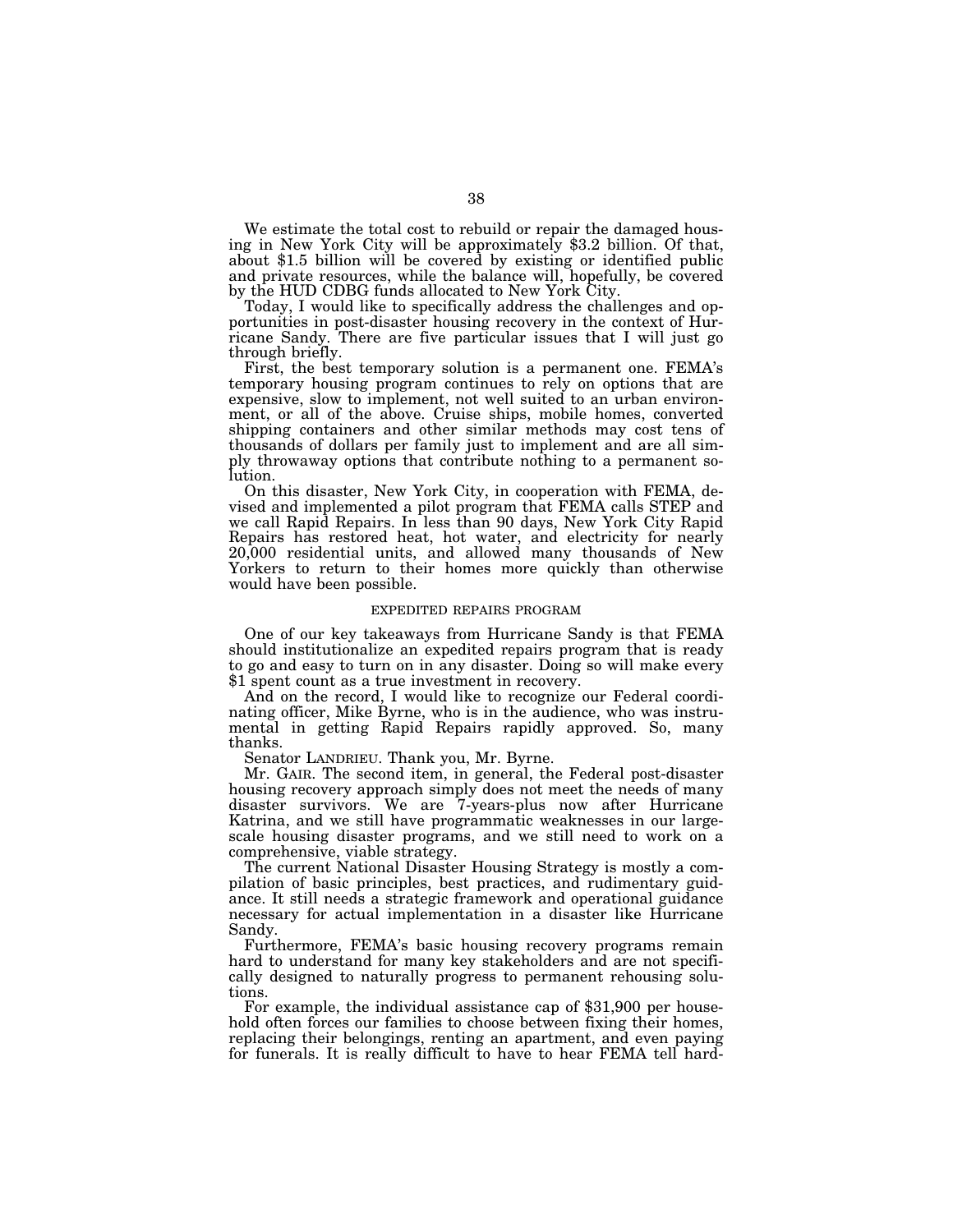We estimate the total cost to rebuild or repair the damaged housing in New York City will be approximately $3.2 billion. Of that, about $1.5 billion will be covered by existing or identified public and private resources, while the balance will, hopefully, be covered by the HUD CDBG funds allocated to New York City.

Today, I would like to specifically address the challenges and opportunities in post-disaster housing recovery in the context of Hurricane Sandy. There are five particular issues that I will just go through briefly.

First, the best temporary solution is a permanent one. FEMA's temporary housing program continues to rely on options that are expensive, slow to implement, not well suited to an urban environment, or all of the above. Cruise ships, mobile homes, converted shipping containers and other similar methods may cost tens of thousands of dollars per family just to implement and are all simply throwaway options that contribute nothing to a permanent solution.

On this disaster, New York City, in cooperation with FEMA, devised and implemented a pilot program that FEMA calls STEP and we call Rapid Repairs. In less than 90 days, New York City Rapid Repairs has restored heat, hot water, and electricity for nearly 20,000 residential units, and allowed many thousands of New Yorkers to return to their homes more quickly than otherwise would have been possible.

## EXPEDITED REPAIRS PROGRAM

One of our key takeaways from Hurricane Sandy is that FEMA should institutionalize an expedited repairs program that is ready to go and easy to turn on in any disaster. Doing so will make every $1 spent count as a true investment in recovery.

And on the record, I would like to recognize our Federal coordinating officer, Mike Byrne, who is in the audience, who was instrumental in getting Rapid Repairs rapidly approved. So, many thanks.

Senator LANDRIEU. Thank you, Mr. Byrne.

Mr. GAIR. The second item, in general, the Federal post-disaster housing recovery approach simply does not meet the needs of many disaster survivors. We are 7-years-plus now after Hurricane Katrina, and we still have programmatic weaknesses in our large-scale housing disaster programs, and we still need to work on a comprehensive, viable strategy.

The current National Disaster Housing Strategy is mostly a compilation of basic principles, best practices, and rudimentary guidance. It still needs a strategic framework and operational guidance necessary for actual implementation in a disaster like Hurricane Sandy.

Furthermore, FEMA's basic housing recovery programs remain hard to understand for many key stakeholders and are not specifically designed to naturally progress to permanent rehousing solutions.

For example, the individual assistance cap of $31,900 per household often forces our families to choose between fixing their homes, replacing their belongings, renting an apartment, and even paying for funerals. It is really difficult to have to hear FEMA tell hard-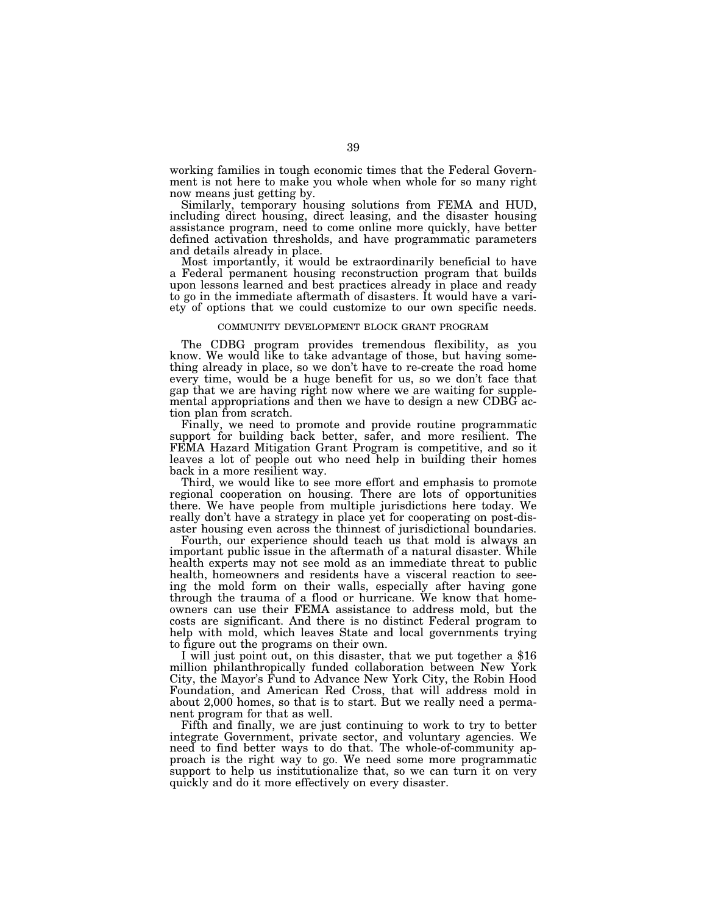working families in tough economic times that the Federal Government is not here to make you whole when whole for so many right now means just getting by.

Similarly, temporary housing solutions from FEMA and HUD, including direct housing, direct leasing, and the disaster housing assistance program, need to come online more quickly, have better defined activation thresholds, and have programmatic parameters and details already in place.

Most importantly, it would be extraordinarily beneficial to have a Federal permanent housing reconstruction program that builds upon lessons learned and best practices already in place and ready to go in the immediate aftermath of disasters. It would have a variety of options that we could customize to our own specific needs.

COMMUNITY DEVELOPMENT BLOCK GRANT PROGRAM

The CDBG program provides tremendous flexibility, as you know. We would like to take advantage of those, but having something already in place, so we don't have to re-create the road home every time, would be a huge benefit for us, so we don't face that gap that we are having right now where we are waiting for supplemental appropriations and then we have to design a new CDBG action plan from scratch.

Finally, we need to promote and provide routine programmatic support for building back better, safer, and more resilient. The FEMA Hazard Mitigation Grant Program is competitive, and so it leaves a lot of people out who need help in building their homes back in a more resilient way.

Third, we would like to see more effort and emphasis to promote regional cooperation on housing. There are lots of opportunities there. We have people from multiple jurisdictions here today. We really don't have a strategy in place yet for cooperating on post-disaster housing even across the thinnest of jurisdictional boundaries.

Fourth, our experience should teach us that mold is always an important public issue in the aftermath of a natural disaster. While health experts may not see mold as an immediate threat to public health, homeowners and residents have a visceral reaction to seeing the mold form on their walls, especially after having gone through the trauma of a flood or hurricane. We know that homeowners can use their FEMA assistance to address mold, but the costs are significant. And there is no distinct Federal program to help with mold, which leaves State and local governments trying to figure out the programs on their own.

I will just point out, on this disaster, that we put together a $16 million philanthropically funded collaboration between New York City, the Mayor's Fund to Advance New York City, the Robin Hood Foundation, and American Red Cross, that will address mold in about 2,000 homes, so that is to start. But we really need a permanent program for that as well.

Fifth and finally, we are just continuing to work to try to better integrate Government, private sector, and voluntary agencies. We need to find better ways to do that. The whole-of-community approach is the right way to go. We need some more programmatic support to help us institutionalize that, so we can turn it on very quickly and do it more effectively on every disaster.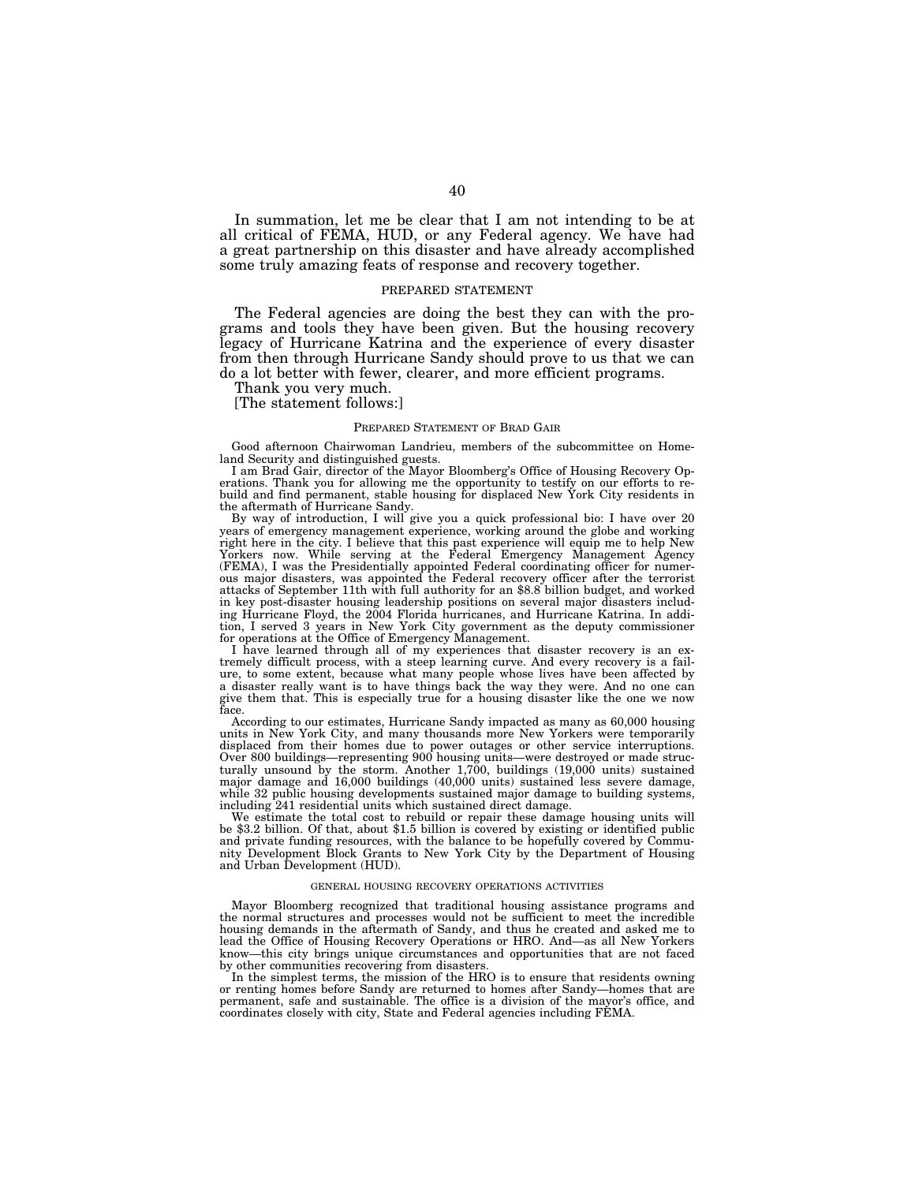In summation, let me be clear that I am not intending to be at all critical of FEMA, HUD, or any Federal agency. We have had a great partnership on this disaster and have already accomplished some truly amazing feats of response and recovery together.

PREPARED STATEMENT

The Federal agencies are doing the best they can with the programs and tools they have been given. But the housing recovery legacy of Hurricane Katrina and the experience of every disaster from then through Hurricane Sandy should prove to us that we can do a lot better with fewer, clearer, and more efficient programs.

Thank you very much.

[The statement follows:]

PREPARED STATEMENT OF BRAD GAIR

Good afternoon Chairwoman Landrieu, members of the subcommittee on Homeland Security and distinguished guests.

I am Brad Gair, director of the Mayor Bloomberg's Office of Housing Recovery Operations. Thank you for allowing me the opportunity to testify on our efforts to rebuild and find permanent, stable housing for displaced New York City residents in the aftermath of Hurricane Sandy.

By way of introduction, I will give you a quick professional bio: I have over 20 years of emergency management experience, working around the globe and working right here in the city. I believe that this past experience will equip me to help New Yorkers now. While serving at the Federal Emergency Management Agency (FEMA), I was the Presidentially appointed Federal coordinating officer for numerous major disasters, was appointed the Federal recovery officer after the terrorist attacks of September 11th with full authority for an $8.8 billion budget, and worked in key post-disaster housing leadership positions on several major disasters including Hurricane Floyd, the 2004 Florida hurricanes, and Hurricane Katrina. In addition, I served 3 years in New York City government as the deputy commissioner for operations at the Office of Emergency Management.

I have learned through all of my experiences that disaster recovery is an extremely difficult process, with a steep learning curve. And every recovery is a failure, to some extent, because what many people whose lives have been affected by a disaster really want is to have things back the way they were. And no one can give them that. This is especially true for a housing disaster like the one we now face.

According to our estimates, Hurricane Sandy impacted as many as 60,000 housing units in New York City, and many thousands more New Yorkers were temporarily displaced from their homes due to power outages or other service interruptions. Over 800 buildings—representing 900 housing units—were destroyed or made structurally unsound by the storm. Another 1,700, buildings (19,000 units) sustained major damage and 16,000 buildings (40,000 units) sustained less severe damage, while 32 public housing developments sustained major damage to building systems, including 241 residential units which sustained direct damage.

We estimate the total cost to rebuild or repair these damage housing units will be $3.2 billion. Of that, about $1.5 billion is covered by existing or identified public and private funding resources, with the balance to be hopefully covered by Community Development Block Grants to New York City by the Department of Housing and Urban Development (HUD).

GENERAL HOUSING RECOVERY OPERATIONS ACTIVITIES

Mayor Bloomberg recognized that traditional housing assistance programs and the normal structures and processes would not be sufficient to meet the incredible housing demands in the aftermath of Sandy, and thus he created and asked me to lead the Office of Housing Recovery Operations or HRO. And—as all New Yorkers know—this city brings unique circumstances and opportunities that are not faced by other communities recovering from disasters.

In the simplest terms, the mission of the HRO is to ensure that residents owning or renting homes before Sandy are returned to homes after Sandy—homes that are permanent, safe and sustainable. The office is a division of the mayor's office, and coordinates closely with city, State and Federal agencies including FEMA.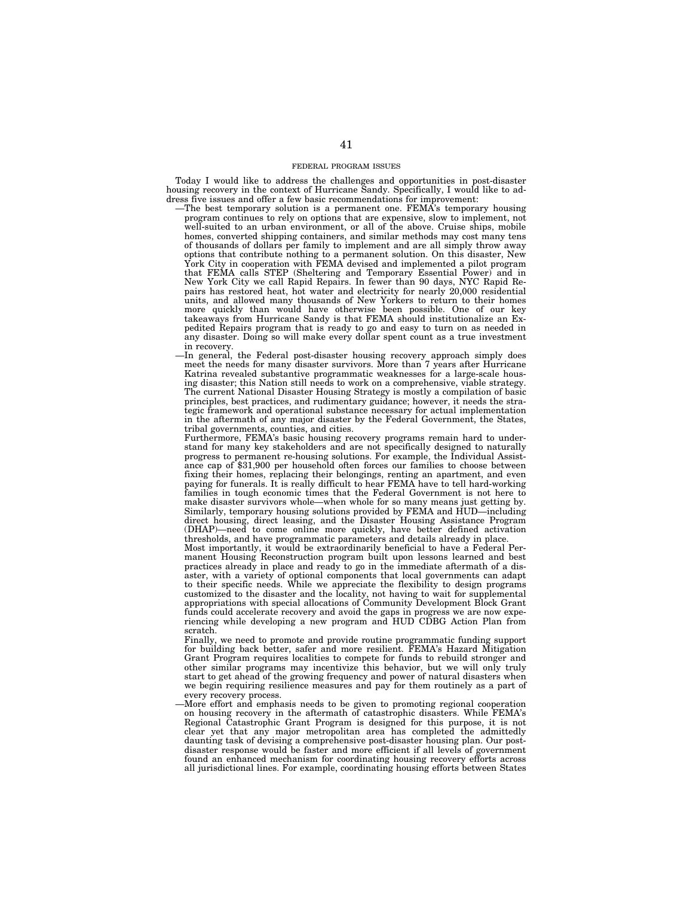## FEDERAL PROGRAM ISSUES

Today I would like to address the challenges and opportunities in post-disaster housing recovery in the context of Hurricane Sandy. Specifically, I would like to address five issues and offer a few basic recommendations for improvement:

—The best temporary solution is a permanent one. FEMA's temporary housing program continues to rely on options that are expensive, slow to implement, not well-suited to an urban environment, or all of the above. Cruise ships, mobile homes, converted shipping containers, and similar methods may cost many tens of thousands of dollars per family to implement and are all simply throw away options that contribute nothing to a permanent solution. On this disaster, New York City in cooperation with FEMA devised and implemented a pilot program that FEMA calls STEP (Sheltering and Temporary Essential Power) and in New York City we call Rapid Repairs. In fewer than 90 days, NYC Rapid Repairs has restored heat, hot water and electricity for nearly 20,000 residential units, and allowed many thousands of New Yorkers to return to their homes more quickly than would have otherwise been possible. One of our key takeaways from Hurricane Sandy is that FEMA should institutionalize an Expedited Repairs program that is ready to go and easy to turn on as needed in any disaster. Doing so will make every dollar spent count as a true investment in recovery.

—In general, the Federal post-disaster housing recovery approach simply does meet the needs for many disaster survivors. More than 7 years after Hurricane Katrina revealed substantive programmatic weaknesses for a large-scale housing disaster; this Nation still needs to work on a comprehensive, viable strategy. The current National Disaster Housing Strategy is mostly a compilation of basic principles, best practices, and rudimentary guidance; however, it needs the strategic framework and operational substance necessary for actual implementation in the aftermath of any major disaster by the Federal Government, the States, tribal governments, counties, and cities.

Furthermore, FEMA's basic housing recovery programs remain hard to understand for many key stakeholders and are not specifically designed to naturally progress to permanent re-housing solutions. For example, the Individual Assistance cap of $31,900 per household often forces our families to choose between fixing their homes, replacing their belongings, renting an apartment, and even paying for funerals. It is really difficult to hear FEMA have to tell hard-working families in tough economic times that the Federal Government is not here to make disaster survivors whole—when whole for so many means just getting by. Similarly, temporary housing solutions provided by FEMA and HUD—including direct housing, direct leasing, and the Disaster Housing Assistance Program (DHAP)—need to come online more quickly, have better defined activation thresholds, and have programmatic parameters and details already in place.

Most importantly, it would be extraordinarily beneficial to have a Federal Permanent Housing Reconstruction program built upon lessons learned and best practices already in place and ready to go in the immediate aftermath of a disaster, with a variety of optional components that local governments can adapt to their specific needs. While we appreciate the flexibility to design programs customized to the disaster and the locality, not having to wait for supplemental appropriations with special allocations of Community Development Block Grant funds could accelerate recovery and avoid the gaps in progress we are now experiencing while developing a new program and HUD CDBG Action Plan from scratch.

Finally, we need to promote and provide routine programmatic funding support for building back better, safer and more resilient. FEMA's Hazard Mitigation Grant Program requires localities to compete for funds to rebuild stronger and other similar programs may incentivize this behavior, but we will only truly start to get ahead of the growing frequency and power of natural disasters when we begin requiring resilience measures and pay for them routinely as a part of every recovery process.

—More effort and emphasis needs to be given to promoting regional cooperation on housing recovery in the aftermath of catastrophic disasters. While FEMA's Regional Catastrophic Grant Program is designed for this purpose, it is not clear yet that any major metropolitan area has completed the admittedly daunting task of devising a comprehensive post-disaster housing plan. Our post-disaster response would be faster and more efficient if all levels of government found an enhanced mechanism for coordinating housing recovery efforts across all jurisdictional lines. For example, coordinating housing efforts between States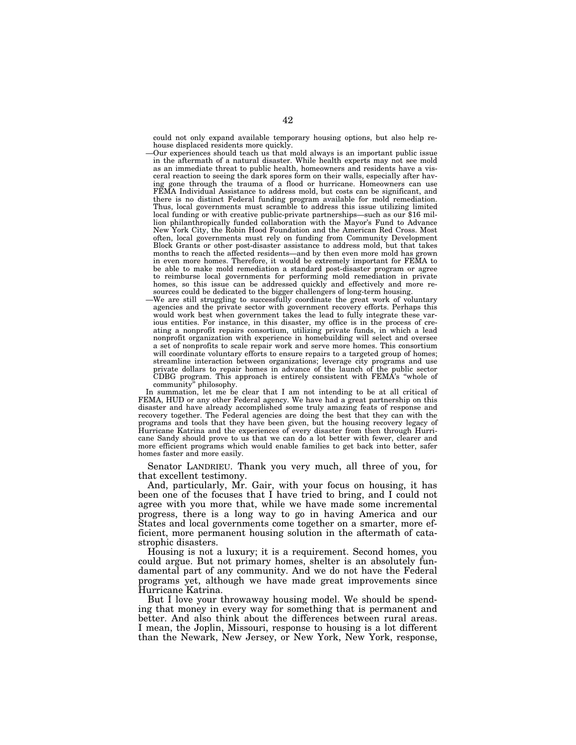could not only expand available temporary housing options, but also help re-house displaced residents more quickly.

—Our experiences should teach us that mold always is an important public issue in the aftermath of a natural disaster. While health experts may not see mold as an immediate threat to public health, homeowners and residents have a visceral reaction to seeing the dark spores form on their walls, especially after having gone through the trauma of a flood or hurricane. Homeowners can use FEMA Individual Assistance to address mold, but costs can be significant, and there is no distinct Federal funding program available for mold remediation. Thus, local governments must scramble to address this issue utilizing limited local funding or with creative public-private partnerships—such as our $16 million philanthropically funded collaboration with the Mayor's Fund to Advance New York City, the Robin Hood Foundation and the American Red Cross. Most often, local governments must rely on funding from Community Development Block Grants or other post-disaster assistance to address mold, but that takes months to reach the affected residents—and by then even more mold has grown in even more homes. Therefore, it would be extremely important for FEMA to be able to make mold remediation a standard post-disaster program or agree to reimburse local governments for performing mold remediation in private homes, so this issue can be addressed quickly and effectively and more resources could be dedicated to the bigger challengers of long-term housing.

—We are still struggling to successfully coordinate the great work of voluntary agencies and the private sector with government recovery efforts. Perhaps this would work best when government takes the lead to fully integrate these various entities. For instance, in this disaster, my office is in the process of creating a nonprofit repairs consortium, utilizing private funds, in which a lead nonprofit organization with experience in homebuilding will select and oversee a set of nonprofits to scale repair work and serve more homes. This consortium will coordinate voluntary efforts to ensure repairs to a targeted group of homes; streamline interaction between organizations; leverage city programs and use private dollars to repair homes in advance of the launch of the public sector CDBG program. This approach is entirely consistent with FEMA's "whole of community" philosophy.

In summation, let me be clear that I am not intending to be at all critical of FEMA, HUD or any other Federal agency. We have had a great partnership on this disaster and have already accomplished some truly amazing feats of response and recovery together. The Federal agencies are doing the best that they can with the programs and tools that they have been given, but the housing recovery legacy of Hurricane Katrina and the experiences of every disaster from then through Hurricane Sandy should prove to us that we can do a lot better with fewer, clearer and more efficient programs which would enable families to get back into better, safer homes faster and more easily.

Senator LANDRIEU. Thank you very much, all three of you, for that excellent testimony.

And, particularly, Mr. Gair, with your focus on housing, it has been one of the focuses that I have tried to bring, and I could not agree with you more that, while we have made some incremental progress, there is a long way to go in having America and our States and local governments come together on a smarter, more efficient, more permanent housing solution in the aftermath of catastrophic disasters.

Housing is not a luxury; it is a requirement. Second homes, you could argue. But not primary homes, shelter is an absolutely fundamental part of any community. And we do not have the Federal programs yet, although we have made great improvements since Hurricane Katrina.

But I love your throwaway housing model. We should be spending that money in every way for something that is permanent and better. And also think about the differences between rural areas. I mean, the Joplin, Missouri, response to housing is a lot different than the Newark, New Jersey, or New York, New York, response,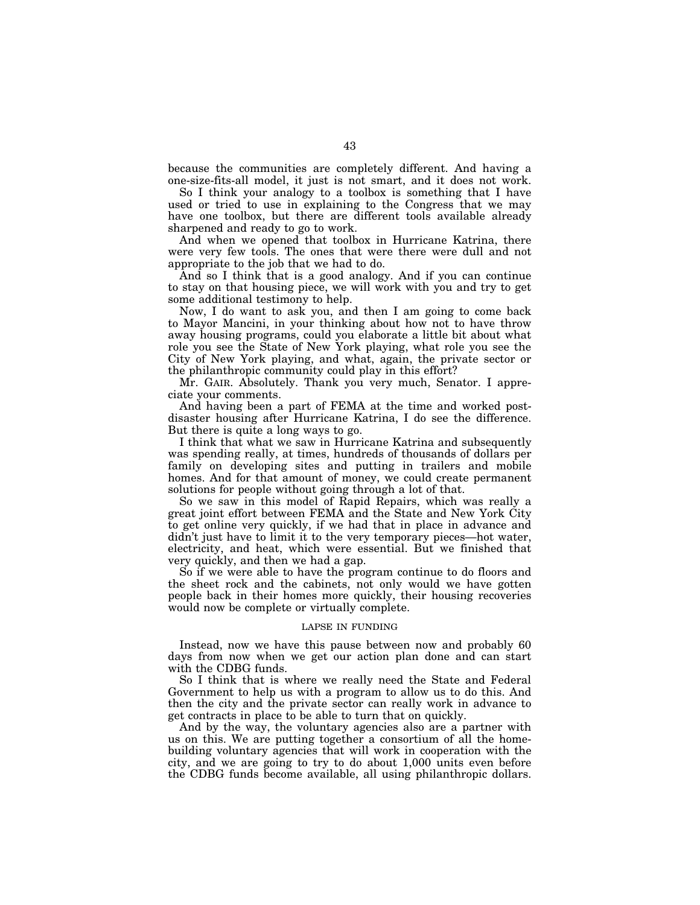because the communities are completely different. And having a one-size-fits-all model, it just is not smart, and it does not work.

So I think your analogy to a toolbox is something that I have used or tried to use in explaining to the Congress that we may have one toolbox, but there are different tools available already sharpened and ready to go to work.

And when we opened that toolbox in Hurricane Katrina, there were very few tools. The ones that were there were dull and not appropriate to the job that we had to do.

And so I think that is a good analogy. And if you can continue to stay on that housing piece, we will work with you and try to get some additional testimony to help.

Now, I do want to ask you, and then I am going to come back to Mayor Mancini, in your thinking about how not to have throw away housing programs, could you elaborate a little bit about what role you see the State of New York playing, what role you see the City of New York playing, and what, again, the private sector or the philanthropic community could play in this effort?

Mr. GAIR. Absolutely. Thank you very much, Senator. I appreciate your comments.

And having been a part of FEMA at the time and worked post-disaster housing after Hurricane Katrina, I do see the difference. But there is quite a long ways to go.

I think that what we saw in Hurricane Katrina and subsequently was spending really, at times, hundreds of thousands of dollars per family on developing sites and putting in trailers and mobile homes. And for that amount of money, we could create permanent solutions for people without going through a lot of that.

So we saw in this model of Rapid Repairs, which was really a great joint effort between FEMA and the State and New York City to get online very quickly, if we had that in place in advance and didn't just have to limit it to the very temporary pieces—hot water, electricity, and heat, which were essential. But we finished that very quickly, and then we had a gap.

So if we were able to have the program continue to do floors and the sheet rock and the cabinets, not only would we have gotten people back in their homes more quickly, their housing recoveries would now be complete or virtually complete.

## LAPSE IN FUNDING

Instead, now we have this pause between now and probably 60 days from now when we get our action plan done and can start with the CDBG funds.

So I think that is where we really need the State and Federal Government to help us with a program to allow us to do this. And then the city and the private sector can really work in advance to get contracts in place to be able to turn that on quickly.

And by the way, the voluntary agencies also are a partner with us on this. We are putting together a consortium of all the home-building voluntary agencies that will work in cooperation with the city, and we are going to try to do about 1,000 units even before the CDBG funds become available, all using philanthropic dollars.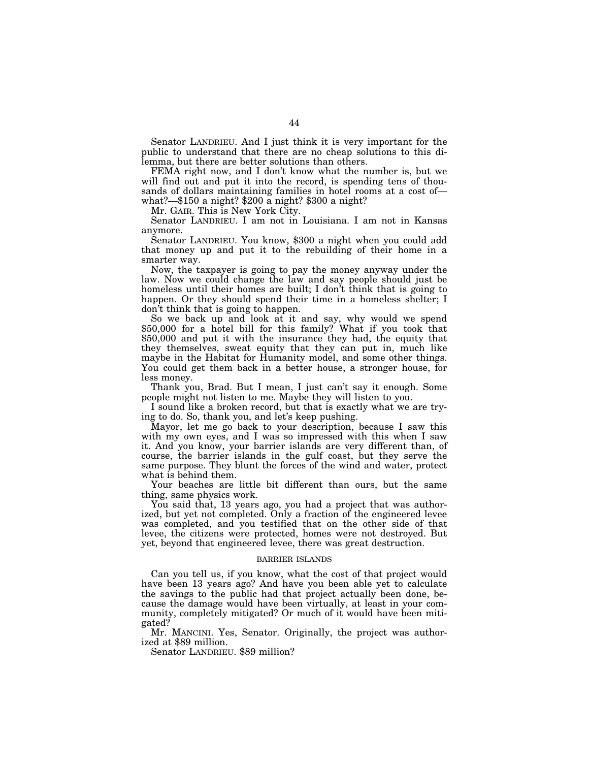Senator LANDRIEU. And I just think it is very important for the public to understand that there are no cheap solutions to this dilemma, but there are better solutions than others.

FEMA right now, and I don't know what the number is, but we will find out and put it into the record, is spending tens of thousands of dollars maintaining families in hotel rooms at a cost of—what?—$150 a night? $200 a night? $300 a night?

Mr. GAIR. This is New York City.

Senator LANDRIEU. I am not in Louisiana. I am not in Kansas anymore.

Senator LANDRIEU. You know, $300 a night when you could add that money up and put it to the rebuilding of their home in a smarter way.

Now, the taxpayer is going to pay the money anyway under the law. Now we could change the law and say people should just be homeless until their homes are built; I don't think that is going to happen. Or they should spend their time in a homeless shelter; I don't think that is going to happen.

So we back up and look at it and say, why would we spend $50,000 for a hotel bill for this family? What if you took that $50,000 and put it with the insurance they had, the equity that they themselves, sweat equity that they can put in, much like maybe in the Habitat for Humanity model, and some other things. You could get them back in a better house, a stronger house, for less money.

Thank you, Brad. But I mean, I just can't say it enough. Some people might not listen to me. Maybe they will listen to you.

I sound like a broken record, but that is exactly what we are trying to do. So, thank you, and let's keep pushing.

Mayor, let me go back to your description, because I saw this with my own eyes, and I was so impressed with this when I saw it. And you know, your barrier islands are very different than, of course, the barrier islands in the gulf coast, but they serve the same purpose. They blunt the forces of the wind and water, protect what is behind them.

Your beaches are little bit different than ours, but the same thing, same physics work.

You said that, 13 years ago, you had a project that was authorized, but yet not completed. Only a fraction of the engineered levee was completed, and you testified that on the other side of that levee, the citizens were protected, homes were not destroyed. But yet, beyond that engineered levee, there was great destruction.

## BARRIER ISLANDS

Can you tell us, if you know, what the cost of that project would have been 13 years ago? And have you been able yet to calculate the savings to the public had that project actually been done, because the damage would have been virtually, at least in your community, completely mitigated? Or much of it would have been mitigated?

Mr. MANCINI. Yes, Senator. Originally, the project was authorized at $89 million.

Senator LANDRIEU. $89 million?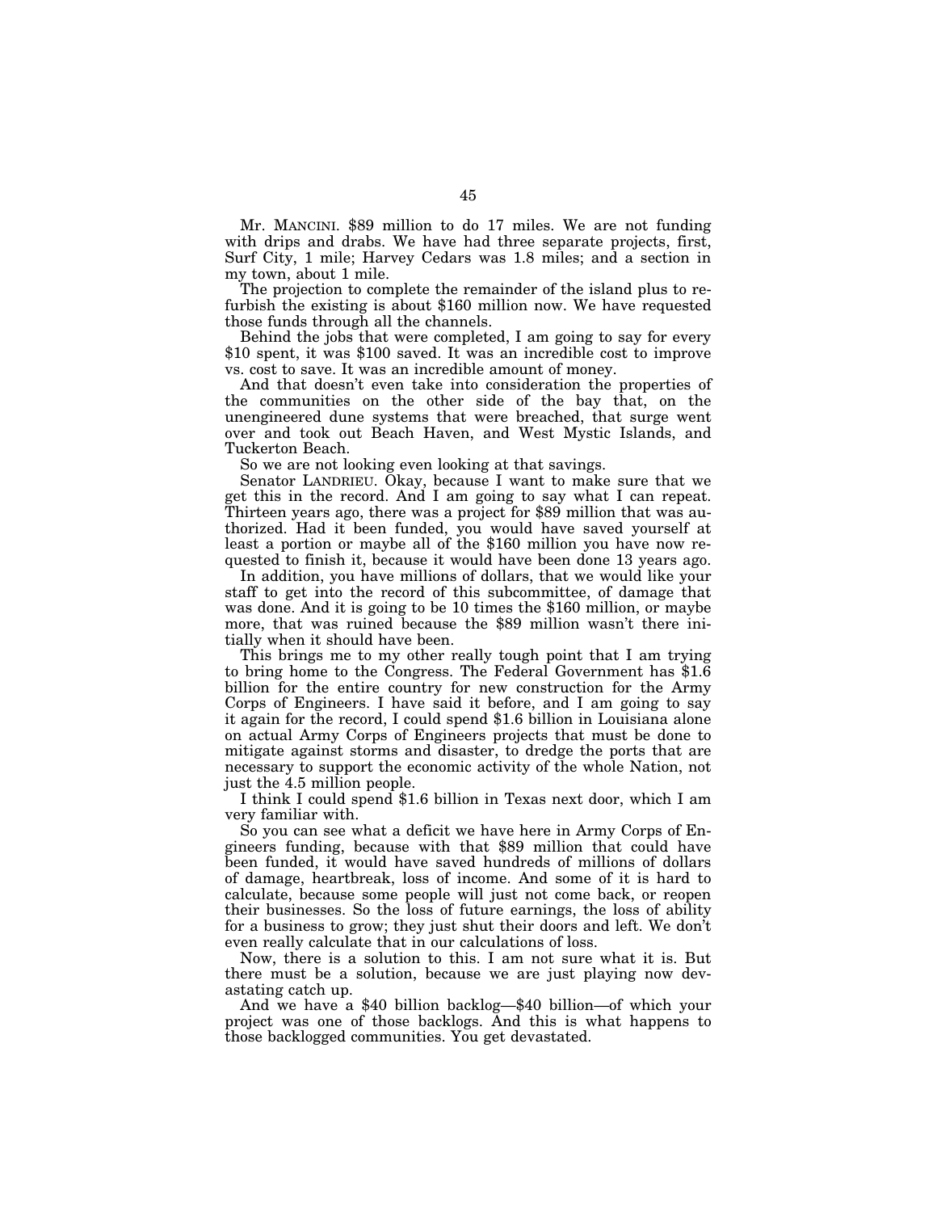Mr. MANCINI. $89 million to do 17 miles. We are not funding with drips and drabs. We have had three separate projects, first, Surf City, 1 mile; Harvey Cedars was 1.8 miles; and a section in my town, about 1 mile.

The projection to complete the remainder of the island plus to refurbish the existing is about $160 million now. We have requested those funds through all the channels.

Behind the jobs that were completed, I am going to say for every $10 spent, it was $100 saved. It was an incredible cost to improve vs. cost to save. It was an incredible amount of money.

And that doesn't even take into consideration the properties of the communities on the other side of the bay that, on the unengineered dune systems that were breached, that surge went over and took out Beach Haven, and West Mystic Islands, and Tuckerton Beach.

So we are not looking even looking at that savings.

Senator LANDRIEU. Okay, because I want to make sure that we get this in the record. And I am going to say what I can repeat. Thirteen years ago, there was a project for $89 million that was authorized. Had it been funded, you would have saved yourself at least a portion or maybe all of the $160 million you have now requested to finish it, because it would have been done 13 years ago.

In addition, you have millions of dollars, that we would like your staff to get into the record of this subcommittee, of damage that was done. And it is going to be 10 times the $160 million, or maybe more, that was ruined because the $89 million wasn't there initially when it should have been.

This brings me to my other really tough point that I am trying to bring home to the Congress. The Federal Government has $1.6 billion for the entire country for new construction for the Army Corps of Engineers. I have said it before, and I am going to say it again for the record, I could spend $1.6 billion in Louisiana alone on actual Army Corps of Engineers projects that must be done to mitigate against storms and disaster, to dredge the ports that are necessary to support the economic activity of the whole Nation, not just the 4.5 million people.

I think I could spend $1.6 billion in Texas next door, which I am very familiar with.

So you can see what a deficit we have here in Army Corps of Engineers funding, because with that $89 million that could have been funded, it would have saved hundreds of millions of dollars of damage, heartbreak, loss of income. And some of it is hard to calculate, because some people will just not come back, or reopen their businesses. So the loss of future earnings, the loss of ability for a business to grow; they just shut their doors and left. We don't even really calculate that in our calculations of loss.

Now, there is a solution to this. I am not sure what it is. But there must be a solution, because we are just playing now devastating catch up.

And we have a $40 billion backlog—$40 billion—of which your project was one of those backlogs. And this is what happens to those backlogged communities. You get devastated.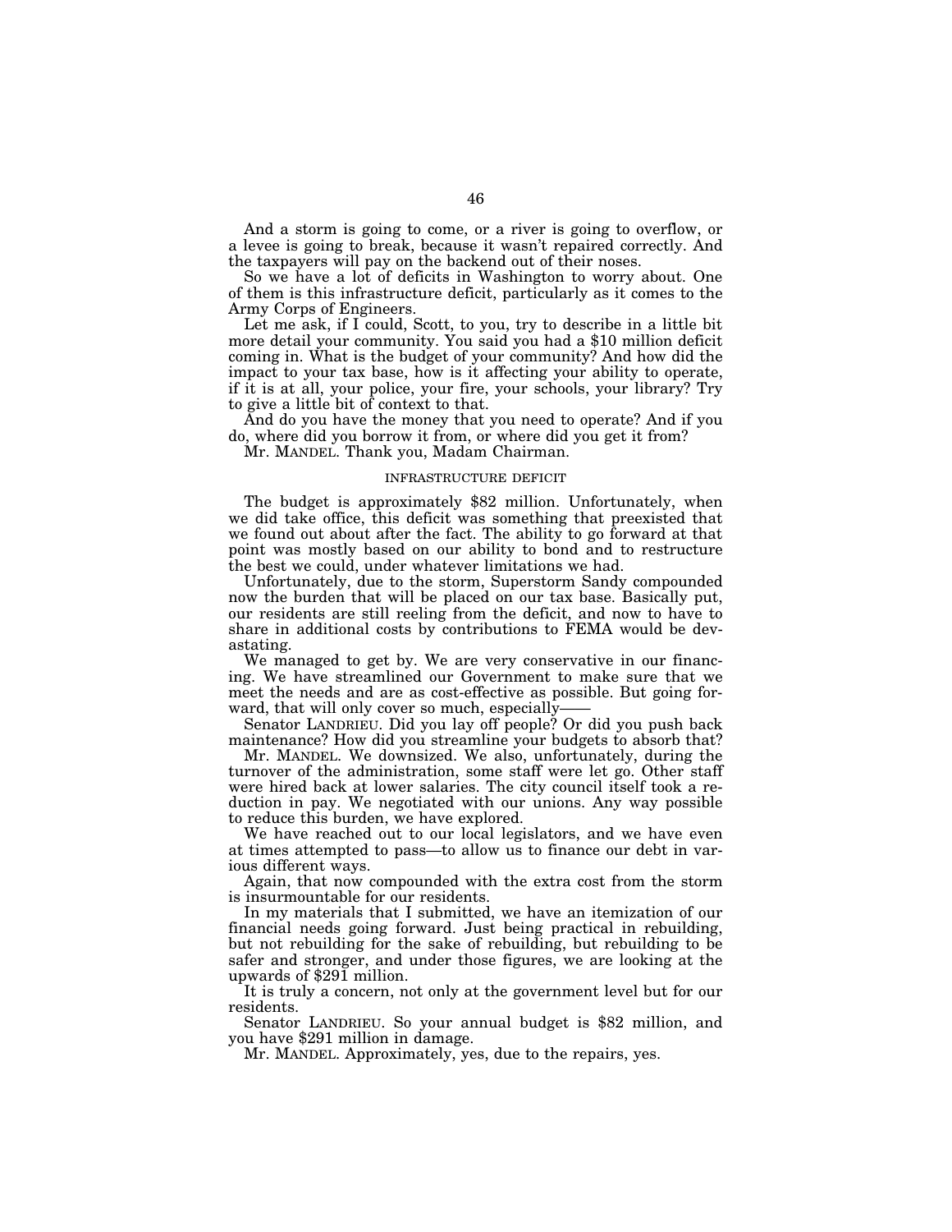And a storm is going to come, or a river is going to overflow, or a levee is going to break, because it wasn't repaired correctly. And the taxpayers will pay on the backend out of their noses.

So we have a lot of deficits in Washington to worry about. One of them is this infrastructure deficit, particularly as it comes to the Army Corps of Engineers.

Let me ask, if I could, Scott, to you, try to describe in a little bit more detail your community. You said you had a $10 million deficit coming in. What is the budget of your community? And how did the impact to your tax base, how is it affecting your ability to operate, if it is at all, your police, your fire, your schools, your library? Try to give a little bit of context to that.

And do you have the money that you need to operate? And if you do, where did you borrow it from, or where did you get it from?

Mr. MANDEL. Thank you, Madam Chairman.

## INFRASTRUCTURE DEFICIT

The budget is approximately $82 million. Unfortunately, when we did take office, this deficit was something that preexisted that we found out about after the fact. The ability to go forward at that point was mostly based on our ability to bond and to restructure the best we could, under whatever limitations we had.

Unfortunately, due to the storm, Superstorm Sandy compounded now the burden that will be placed on our tax base. Basically put, our residents are still reeling from the deficit, and now to have to share in additional costs by contributions to FEMA would be devastating.

We managed to get by. We are very conservative in our financing. We have streamlined our Government to make sure that we meet the needs and are as cost-effective as possible. But going forward, that will only cover so much, especially——

Senator LANDRIEU. Did you lay off people? Or did you push back maintenance? How did you streamline your budgets to absorb that?

Mr. MANDEL. We downsized. We also, unfortunately, during the turnover of the administration, some staff were let go. Other staff were hired back at lower salaries. The city council itself took a reduction in pay. We negotiated with our unions. Any way possible to reduce this burden, we have explored.

We have reached out to our local legislators, and we have even at times attempted to pass—to allow us to finance our debt in various different ways.

Again, that now compounded with the extra cost from the storm is insurmountable for our residents.

In my materials that I submitted, we have an itemization of our financial needs going forward. Just being practical in rebuilding, but not rebuilding for the sake of rebuilding, but rebuilding to be safer and stronger, and under those figures, we are looking at the upwards of $291 million.

It is truly a concern, not only at the government level but for our residents.

Senator LANDRIEU. So your annual budget is $82 million, and you have $291 million in damage.

Mr. MANDEL. Approximately, yes, due to the repairs, yes.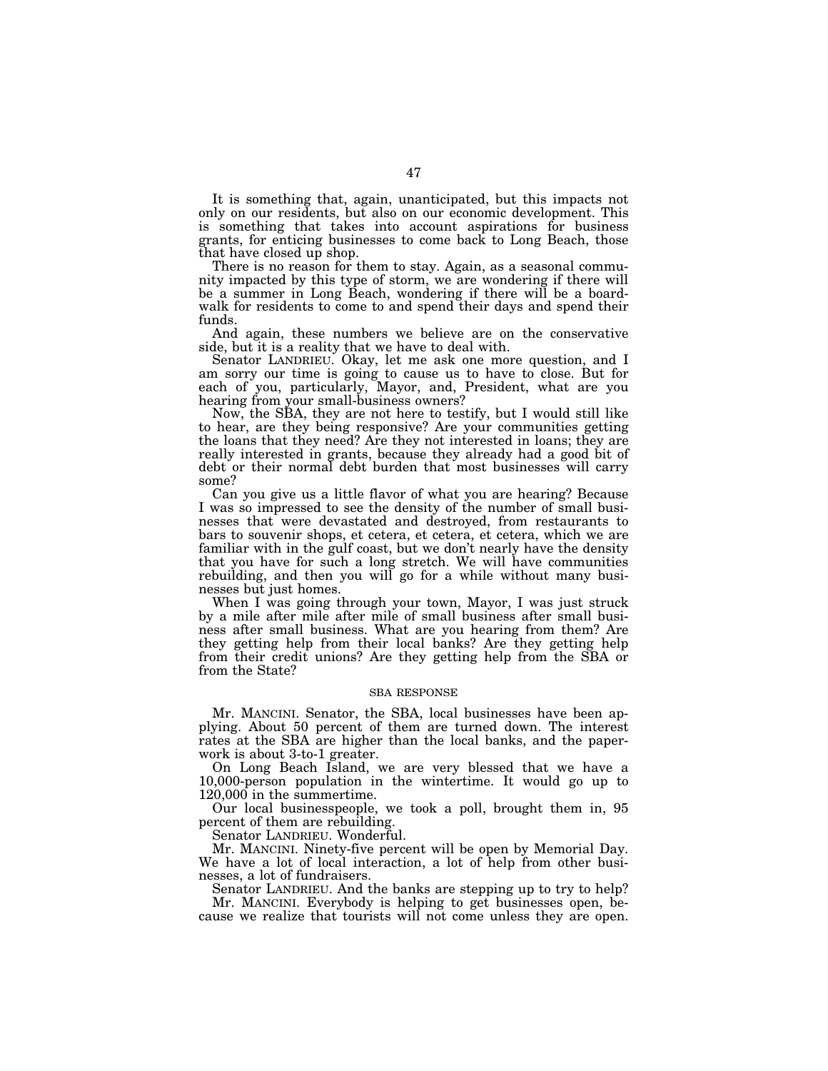It is something that, again, unanticipated, but this impacts not only on our residents, but also on our economic development. This is something that takes into account aspirations for business grants, for enticing businesses to come back to Long Beach, those that have closed up shop.

There is no reason for them to stay. Again, as a seasonal community impacted by this type of storm, we are wondering if there will be a summer in Long Beach, wondering if there will be a boardwalk for residents to come to and spend their days and spend their funds.

And again, these numbers we believe are on the conservative side, but it is a reality that we have to deal with.

Senator LANDRIEU. Okay, let me ask one more question, and I am sorry our time is going to cause us to have to close. But for each of you, particularly, Mayor, and, President, what are you hearing from your small-business owners?

Now, the SBA, they are not here to testify, but I would still like to hear, are they being responsive? Are your communities getting the loans that they need? Are they not interested in loans; they are really interested in grants, because they already had a good bit of debt or their normal debt burden that most businesses will carry some?

Can you give us a little flavor of what you are hearing? Because I was so impressed to see the density of the number of small businesses that were devastated and destroyed, from restaurants to bars to souvenir shops, et cetera, et cetera, et cetera, which we are familiar with in the gulf coast, but we don't nearly have the density that you have for such a long stretch. We will have communities rebuilding, and then you will go for a while without many businesses but just homes.

When I was going through your town, Mayor, I was just struck by a mile after mile after mile of small business after small business after small business. What are you hearing from them? Are they getting help from their local banks? Are they getting help from their credit unions? Are they getting help from the SBA or from the State?

## SBA RESPONSE

Mr. MANCINI. Senator, the SBA, local businesses have been applying. About 50 percent of them are turned down. The interest rates at the SBA are higher than the local banks, and the paperwork is about 3-to-1 greater.

On Long Beach Island, we are very blessed that we have a 10,000-person population in the wintertime. It would go up to 120,000 in the summertime.

Our local businesspeople, we took a poll, brought them in, 95 percent of them are rebuilding.

Senator LANDRIEU. Wonderful.

Mr. MANCINI. Ninety-five percent will be open by Memorial Day. We have a lot of local interaction, a lot of help from other businesses, a lot of fundraisers.

Senator LANDRIEU. And the banks are stepping up to try to help?

Mr. MANCINI. Everybody is helping to get businesses open, because we realize that tourists will not come unless they are open.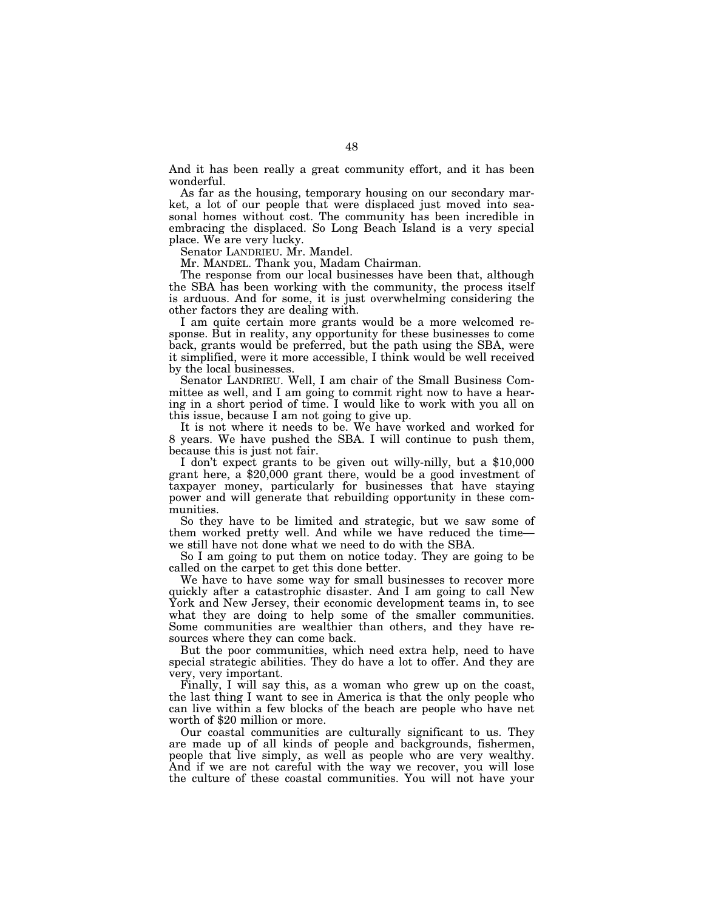And it has been really a great community effort, and it has been wonderful.

As far as the housing, temporary housing on our secondary market, a lot of our people that were displaced just moved into seasonal homes without cost. The community has been incredible in embracing the displaced. So Long Beach Island is a very special place. We are very lucky.

Senator LANDRIEU. Mr. Mandel.

Mr. MANDEL. Thank you, Madam Chairman.

The response from our local businesses have been that, although the SBA has been working with the community, the process itself is arduous. And for some, it is just overwhelming considering the other factors they are dealing with.

I am quite certain more grants would be a more welcomed response. But in reality, any opportunity for these businesses to come back, grants would be preferred, but the path using the SBA, were it simplified, were it more accessible, I think would be well received by the local businesses.

Senator LANDRIEU. Well, I am chair of the Small Business Committee as well, and I am going to commit right now to have a hearing in a short period of time. I would like to work with you all on this issue, because I am not going to give up.

It is not where it needs to be. We have worked and worked for 8 years. We have pushed the SBA. I will continue to push them, because this is just not fair.

I don't expect grants to be given out willy-nilly, but a $10,000 grant here, a $20,000 grant there, would be a good investment of taxpayer money, particularly for businesses that have staying power and will generate that rebuilding opportunity in these communities.

So they have to be limited and strategic, but we saw some of them worked pretty well. And while we have reduced the time—we still have not done what we need to do with the SBA.

So I am going to put them on notice today. They are going to be called on the carpet to get this done better.

We have to have some way for small businesses to recover more quickly after a catastrophic disaster. And I am going to call New York and New Jersey, their economic development teams in, to see what they are doing to help some of the smaller communities. Some communities are wealthier than others, and they have resources where they can come back.

But the poor communities, which need extra help, need to have special strategic abilities. They do have a lot to offer. And they are very, very important.

Finally, I will say this, as a woman who grew up on the coast, the last thing I want to see in America is that the only people who can live within a few blocks of the beach are people who have net worth of $20 million or more.

Our coastal communities are culturally significant to us. They are made up of all kinds of people and backgrounds, fishermen, people that live simply, as well as people who are very wealthy. And if we are not careful with the way we recover, you will lose the culture of these coastal communities. You will not have your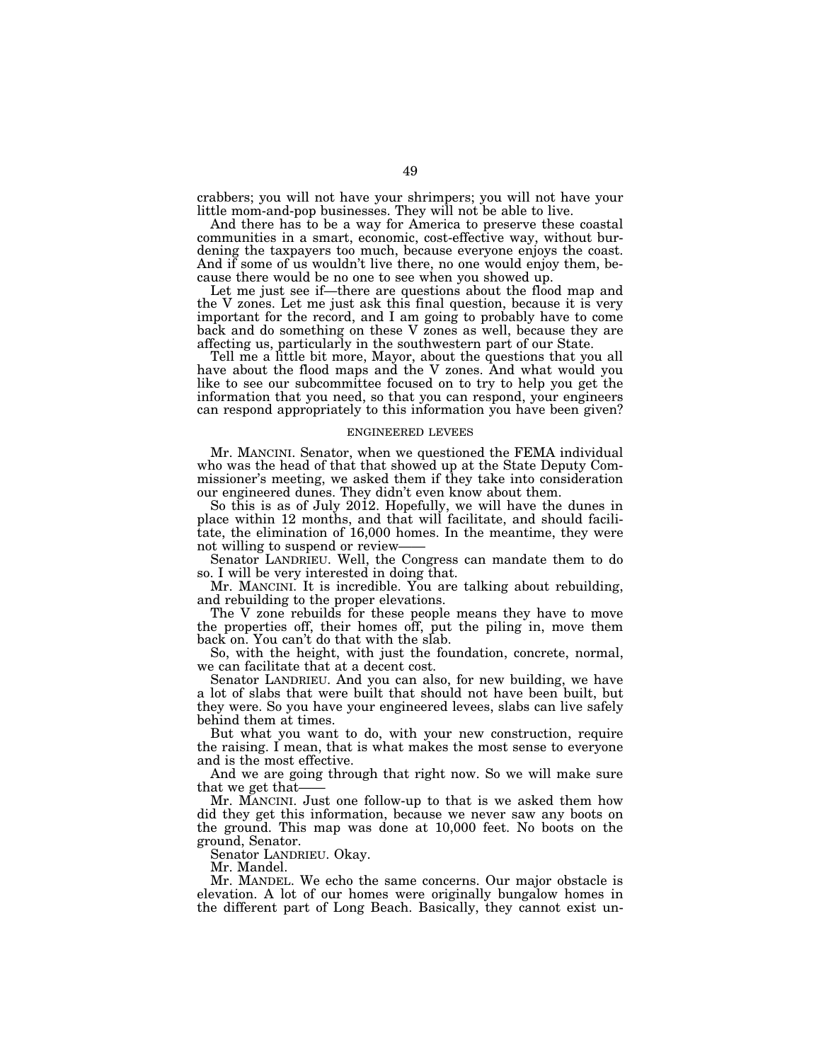crabbers; you will not have your shrimpers; you will not have your little mom-and-pop businesses. They will not be able to live.

And there has to be a way for America to preserve these coastal communities in a smart, economic, cost-effective way, without burdening the taxpayers too much, because everyone enjoys the coast. And if some of us wouldn't live there, no one would enjoy them, because there would be no one to see when you showed up.

Let me just see if—there are questions about the flood map and the V zones. Let me just ask this final question, because it is very important for the record, and I am going to probably have to come back and do something on these V zones as well, because they are affecting us, particularly in the southwestern part of our State.

Tell me a little bit more, Mayor, about the questions that you all have about the flood maps and the V zones. And what would you like to see our subcommittee focused on to try to help you get the information that you need, so that you can respond, your engineers can respond appropriately to this information you have been given?

## ENGINEERED LEVEES

Mr. MANCINI. Senator, when we questioned the FEMA individual who was the head of that that showed up at the State Deputy Commissioner's meeting, we asked them if they take into consideration our engineered dunes. They didn't even know about them.

So this is as of July 2012. Hopefully, we will have the dunes in place within 12 months, and that will facilitate, and should facilitate, the elimination of 16,000 homes. In the meantime, they were not willing to suspend or review——

Senator LANDRIEU. Well, the Congress can mandate them to do so. I will be very interested in doing that.

Mr. MANCINI. It is incredible. You are talking about rebuilding, and rebuilding to the proper elevations.

The V zone rebuilds for these people means they have to move the properties off, their homes off, put the piling in, move them back on. You can't do that with the slab.

So, with the height, with just the foundation, concrete, normal, we can facilitate that at a decent cost.

Senator LANDRIEU. And you can also, for new building, we have a lot of slabs that were built that should not have been built, but they were. So you have your engineered levees, slabs can live safely behind them at times.

But what you want to do, with your new construction, require the raising. I mean, that is what makes the most sense to everyone and is the most effective.

And we are going through that right now. So we will make sure that we get that——

Mr. MANCINI. Just one follow-up to that is we asked them how did they get this information, because we never saw any boots on the ground. This map was done at 10,000 feet. No boots on the ground, Senator.

Senator LANDRIEU. Okay.

Mr. Mandel.

Mr. MANDEL. We echo the same concerns. Our major obstacle is elevation. A lot of our homes were originally bungalow homes in the different part of Long Beach. Basically, they cannot exist un-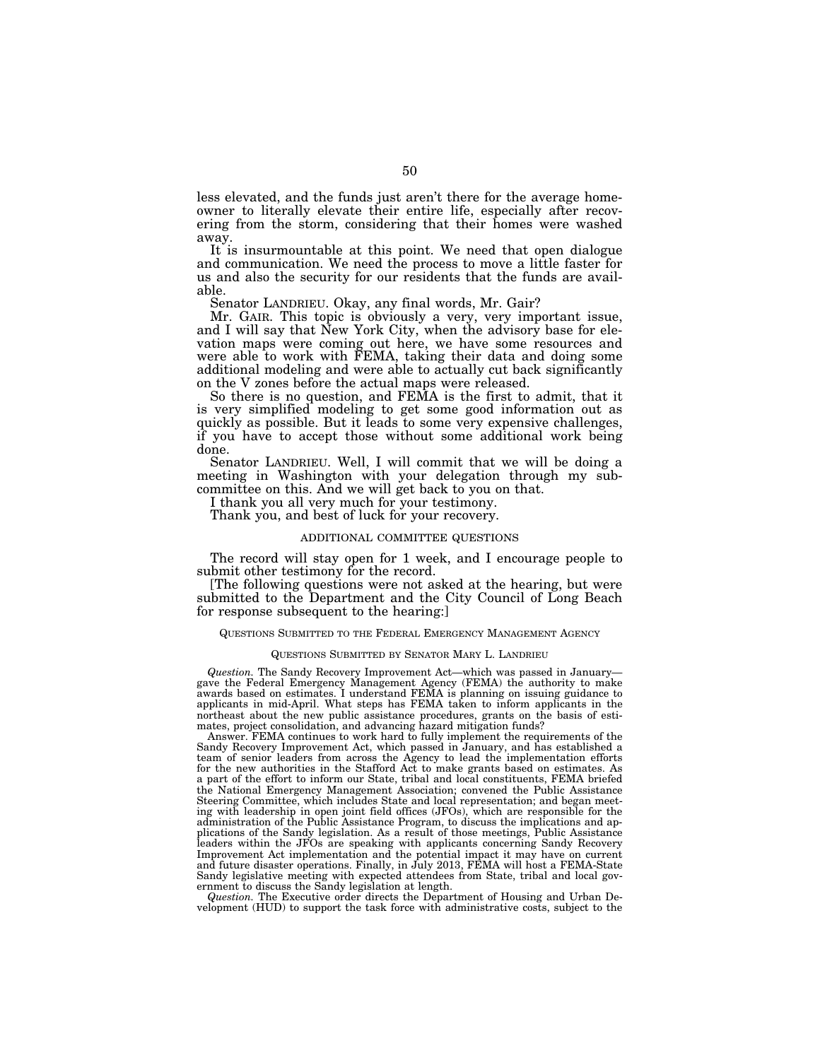less elevated, and the funds just aren't there for the average homeowner to literally elevate their entire life, especially after recovering from the storm, considering that their homes were washed away.

It is insurmountable at this point. We need that open dialogue and communication. We need the process to move a little faster for us and also the security for our residents that the funds are available.

Senator LANDRIEU. Okay, any final words, Mr. Gair?

Mr. GAIR. This topic is obviously a very, very important issue, and I will say that New York City, when the advisory base for elevation maps were coming out here, we have some resources and were able to work with FEMA, taking their data and doing some additional modeling and were able to actually cut back significantly on the V zones before the actual maps were released.

So there is no question, and FEMA is the first to admit, that it is very simplified modeling to get some good information out as quickly as possible. But it leads to some very expensive challenges, if you have to accept those without some additional work being done.

Senator LANDRIEU. Well, I will commit that we will be doing a meeting in Washington with your delegation through my subcommittee on this. And we will get back to you on that.

I thank you all very much for your testimony.

Thank you, and best of luck for your recovery.

## ADDITIONAL COMMITTEE QUESTIONS

The record will stay open for 1 week, and I encourage people to submit other testimony for the record.

[The following questions were not asked at the hearing, but were submitted to the Department and the City Council of Long Beach for response subsequent to the hearing:]

### QUESTIONS SUBMITTED TO THE FEDERAL EMERGENCY MANAGEMENT AGENCY

#### QUESTIONS SUBMITTED BY SENATOR MARY L. LANDRIEU

*Question.* The Sandy Recovery Improvement Act—which was passed in January—gave the Federal Emergency Management Agency (FEMA) the authority to make awards based on estimates. I understand FEMA is planning on issuing guidance to applicants in mid-April. What steps has FEMA taken to inform applicants in the northeast about the new public assistance procedures, grants on the basis of estimates, project consolidation, and advancing hazard mitigation funds?

Answer. FEMA continues to work hard to fully implement the requirements of the Sandy Recovery Improvement Act, which passed in January, and has established a team of senior leaders from across the Agency to lead the implementation efforts for the new authorities in the Stafford Act to make grants based on estimates. As a part of the effort to inform our State, tribal and local constituents, FEMA briefed the National Emergency Management Association; convened the Public Assistance Steering Committee, which includes State and local representation; and began meeting with leadership in open joint field offices (JFOs), which are responsible for the administration of the Public Assistance Program, to discuss the implications and applications of the Sandy legislation. As a result of those meetings, Public Assistance leaders within the JFOs are speaking with applicants concerning Sandy Recovery Improvement Act implementation and the potential impact it may have on current and future disaster operations. Finally, in July 2013, FEMA will host a FEMA-State Sandy legislative meeting with expected attendees from State, tribal and local government to discuss the Sandy legislation at length.

*Question.* The Executive order directs the Department of Housing and Urban Development (HUD) to support the task force with administrative costs, subject to the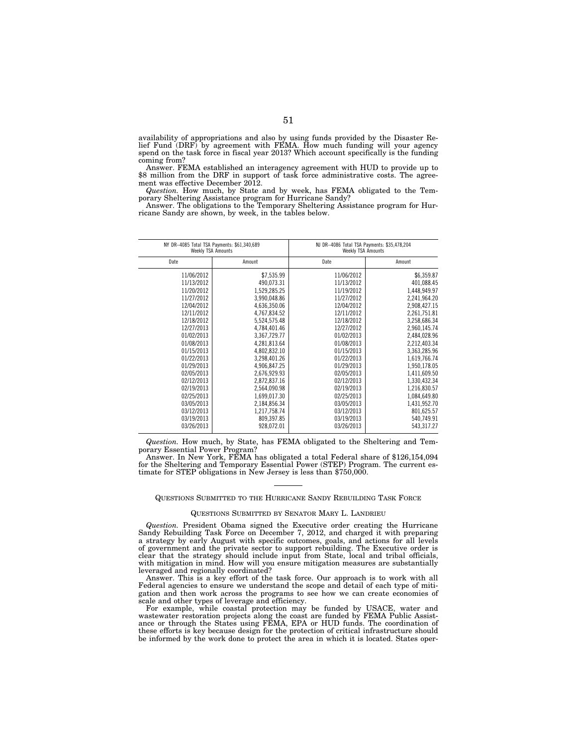availability of appropriations and also by using funds provided by the Disaster Relief Fund (DRF) by agreement with FEMA. How much funding will your agency spend on the task force in fiscal year 2013? Which account specifically is the funding coming from?

Answer. FEMA established an interagency agreement with HUD to provide up to $8 million from the DRF in support of task force administrative costs. The agreement was effective December 2012.

*Question.* How much, by State and by week, has FEMA obligated to the Temporary Sheltering Assistance program for Hurricane Sandy?

Answer. The obligations to the Temporary Sheltering Assistance program for Hurricane Sandy are shown, by week, in the tables below.

| NY DR–4085 Total TSA Payments: $61,340,689 Weekly TSA Amounts | | NJ DR–4086 Total TSA Payments: $35,478,204 Weekly TSA Amounts | |
|---|---|---|---|
| Date | Amount | Date | Amount |
| 11/06/2012 | $7,535.99 | 11/06/2012 | $6,359.87 |
| 11/13/2012 | 490,073.31 | 11/13/2012 | 401,088.45 |
| 11/20/2012 | 1,529,285.25 | 11/19/2012 | 1,448,949.97 |
| 11/27/2012 | 3,990,048.86 | 11/27/2012 | 2,241,964.20 |
| 12/04/2012 | 4,636,350.06 | 12/04/2012 | 2,908,427.15 |
| 12/11/2012 | 4,767,834.52 | 12/11/2012 | 2,261,751.81 |
| 12/18/2012 | 5,524,575.48 | 12/18/2012 | 3,258,686.34 |
| 12/27/2013 | 4,784,401.46 | 12/27/2012 | 2,960,145.74 |
| 01/02/2013 | 3,367,729.77 | 01/02/2013 | 2,484,028.96 |
| 01/08/2013 | 4,281,813.64 | 01/08/2013 | 2,212,403.34 |
| 01/15/2013 | 4,802,832.10 | 01/15/2013 | 3,363,285.96 |
| 01/22/2013 | 3,298,401.26 | 01/22/2013 | 1,619,766.74 |
| 01/29/2013 | 4,906,847.25 | 01/29/2013 | 1,950,178.05 |
| 02/05/2013 | 2,676,929.93 | 02/05/2013 | 1,411,609.50 |
| 02/12/2013 | 2,872,837.16 | 02/12/2013 | 1,330,432.34 |
| 02/19/2013 | 2,564,090.98 | 02/19/2013 | 1,216,830.57 |
| 02/25/2013 | 1,699,017.30 | 02/25/2013 | 1,084,649.80 |
| 03/05/2013 | 2,184,856.34 | 03/05/2013 | 1,431,952.70 |
| 03/12/2013 | 1,217,758.74 | 03/12/2013 | 801,625.57 |
| 03/19/2013 | 809,397.85 | 03/19/2013 | 540,749.91 |
| 03/26/2013 | 928,072.01 | 03/26/2013 | 543,317.27 |

*Question.* How much, by State, has FEMA obligated to the Sheltering and Temporary Essential Power Program?

Answer. In New York, FEMA has obligated a total Federal share of $126,154,094 for the Sheltering and Temporary Essential Power (STEP) Program. The current estimate for STEP obligations in New Jersey is less than $750,000.

---

## QUESTIONS SUBMITTED TO THE HURRICANE SANDY REBUILDING TASK FORCE

### QUESTIONS SUBMITTED BY SENATOR MARY L. LANDRIEU

*Question.* President Obama signed the Executive order creating the Hurricane Sandy Rebuilding Task Force on December 7, 2012, and charged it with preparing a strategy by early August with specific outcomes, goals, and actions for all levels of government and the private sector to support rebuilding. The Executive order is clear that the strategy should include input from State, local and tribal officials, with mitigation in mind. How will you ensure mitigation measures are substantially leveraged and regionally coordinated?

Answer. This is a key effort of the task force. Our approach is to work with all Federal agencies to ensure we understand the scope and detail of each type of mitigation and then work across the programs to see how we can create economies of scale and other types of leverage and efficiency.

For example, while coastal protection may be funded by USACE, water and wastewater restoration projects along the coast are funded by FEMA Public Assistance or through the States using FEMA, EPA or HUD funds. The coordination of these efforts is key because design for the protection of critical infrastructure should be informed by the work done to protect the area in which it is located. States oper-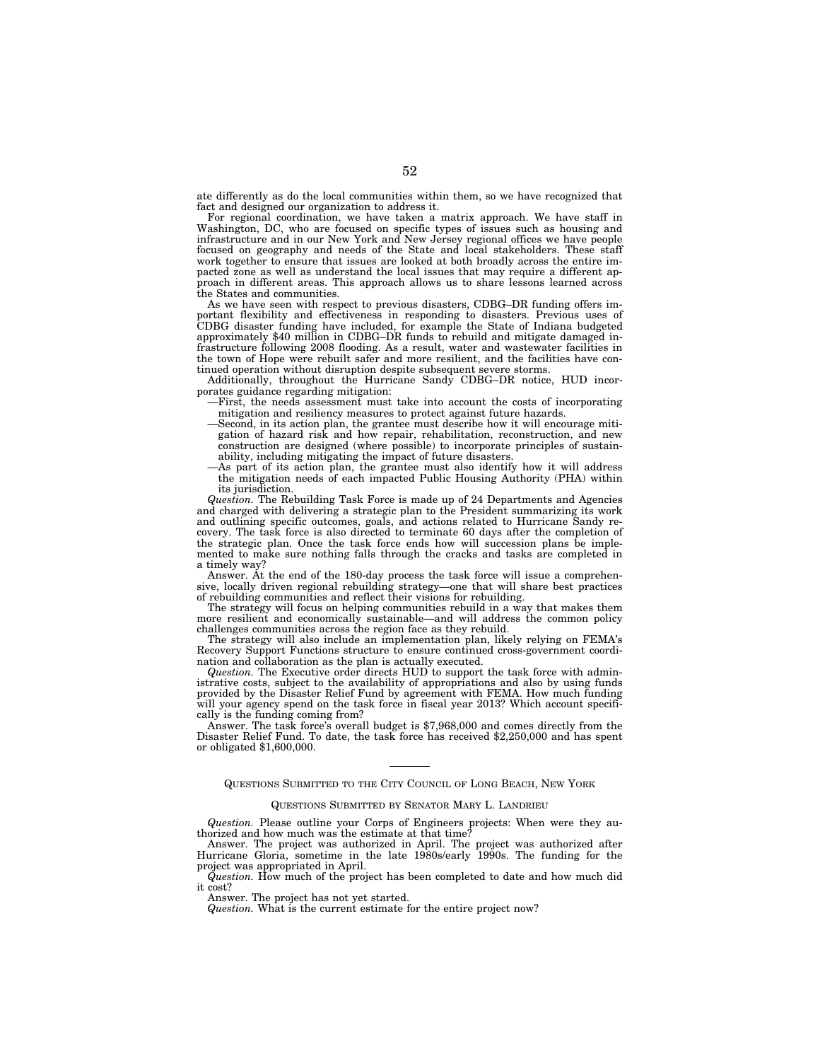ate differently as do the local communities within them, so we have recognized that fact and designed our organization to address it.

For regional coordination, we have taken a matrix approach. We have staff in Washington, DC, who are focused on specific types of issues such as housing and infrastructure and in our New York and New Jersey regional offices we have people focused on geography and needs of the State and local stakeholders. These staff work together to ensure that issues are looked at both broadly across the entire impacted zone as well as understand the local issues that may require a different approach in different areas. This approach allows us to share lessons learned across the States and communities.

As we have seen with respect to previous disasters, CDBG–DR funding offers important flexibility and effectiveness in responding to disasters. Previous uses of CDBG disaster funding have included, for example the State of Indiana budgeted approximately $40 million in CDBG–DR funds to rebuild and mitigate damaged infrastructure following 2008 flooding. As a result, water and wastewater facilities in the town of Hope were rebuilt safer and more resilient, and the facilities have continued operation without disruption despite subsequent severe storms.

Additionally, throughout the Hurricane Sandy CDBG–DR notice, HUD incorporates guidance regarding mitigation:

—First, the needs assessment must take into account the costs of incorporating mitigation and resiliency measures to protect against future hazards.

—Second, in its action plan, the grantee must describe how it will encourage mitigation of hazard risk and how repair, rehabilitation, reconstruction, and new construction are designed (where possible) to incorporate principles of sustainability, including mitigating the impact of future disasters.

—As part of its action plan, the grantee must also identify how it will address the mitigation needs of each impacted Public Housing Authority (PHA) within its jurisdiction.

*Question.* The Rebuilding Task Force is made up of 24 Departments and Agencies and charged with delivering a strategic plan to the President summarizing its work and outlining specific outcomes, goals, and actions related to Hurricane Sandy recovery. The task force is also directed to terminate 60 days after the completion of the strategic plan. Once the task force ends how will succession plans be implemented to make sure nothing falls through the cracks and tasks are completed in a timely way?

Answer. At the end of the 180-day process the task force will issue a comprehensive, locally driven regional rebuilding strategy—one that will share best practices of rebuilding communities and reflect their visions for rebuilding.

The strategy will focus on helping communities rebuild in a way that makes them more resilient and economically sustainable—and will address the common policy challenges communities across the region face as they rebuild.

The strategy will also include an implementation plan, likely relying on FEMA's Recovery Support Functions structure to ensure continued cross-government coordination and collaboration as the plan is actually executed.

*Question.* The Executive order directs HUD to support the task force with administrative costs, subject to the availability of appropriations and also by using funds provided by the Disaster Relief Fund by agreement with FEMA. How much funding will your agency spend on the task force in fiscal year 2013? Which account specifically is the funding coming from?

Answer. The task force's overall budget is $7,968,000 and comes directly from the Disaster Relief Fund. To date, the task force has received $2,250,000 and has spent or obligated $1,600,000.

---

## QUESTIONS SUBMITTED TO THE CITY COUNCIL OF LONG BEACH, NEW YORK

### QUESTIONS SUBMITTED BY SENATOR MARY L. LANDRIEU

*Question.* Please outline your Corps of Engineers projects: When were they authorized and how much was the estimate at that time?

Answer. The project was authorized in April. The project was authorized after Hurricane Gloria, sometime in the late 1980s/early 1990s. The funding for the project was appropriated in April.

*Question.* How much of the project has been completed to date and how much did it cost?

Answer. The project has not yet started.

*Question.* What is the current estimate for the entire project now?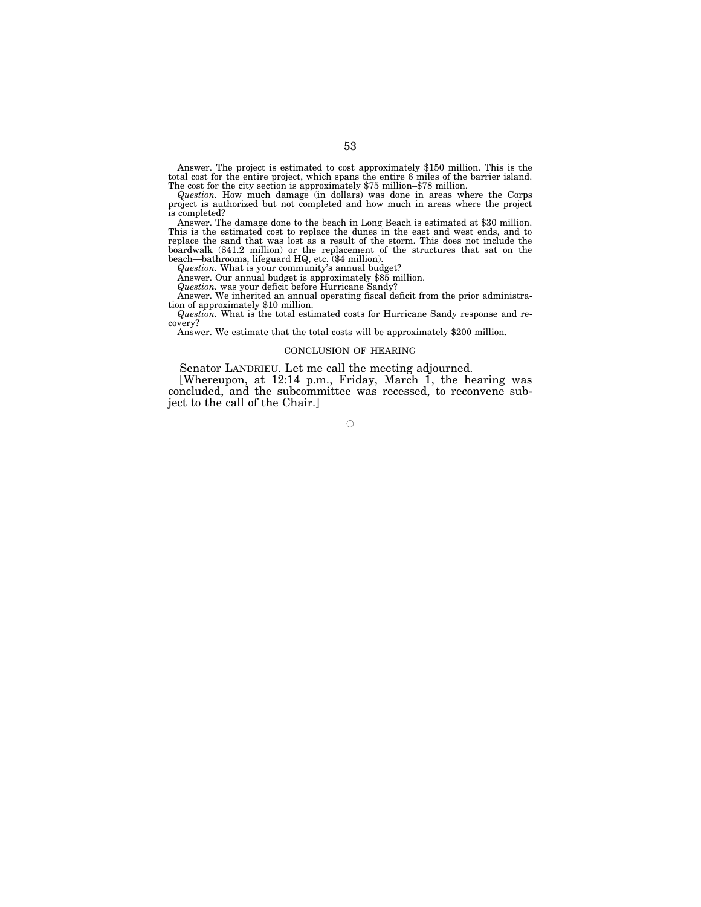Answer. The project is estimated to cost approximately $150 million. This is the total cost for the entire project, which spans the entire 6 miles of the barrier island. The cost for the city section is approximately $75 million–$78 million.

*Question.* How much damage (in dollars) was done in areas where the Corps project is authorized but not completed and how much in areas where the project is completed?

Answer. The damage done to the beach in Long Beach is estimated at $30 million. This is the estimated cost to replace the dunes in the east and west ends, and to replace the sand that was lost as a result of the storm. This does not include the boardwalk ($41.2 million) or the replacement of the structures that sat on the beach—bathrooms, lifeguard HQ, etc. ($4 million).

*Question.* What is your community's annual budget?

Answer. Our annual budget is approximately $85 million.

*Question.* was your deficit before Hurricane Sandy?

Answer. We inherited an annual operating fiscal deficit from the prior administration of approximately $10 million.

*Question.* What is the total estimated costs for Hurricane Sandy response and recovery?

Answer. We estimate that the total costs will be approximately $200 million.

## CONCLUSION OF HEARING

Senator LANDRIEU. Let me call the meeting adjourned.

[Whereupon, at 12:14 p.m., Friday, March 1, the hearing was concluded, and the subcommittee was recessed, to reconvene subject to the call of the Chair.]